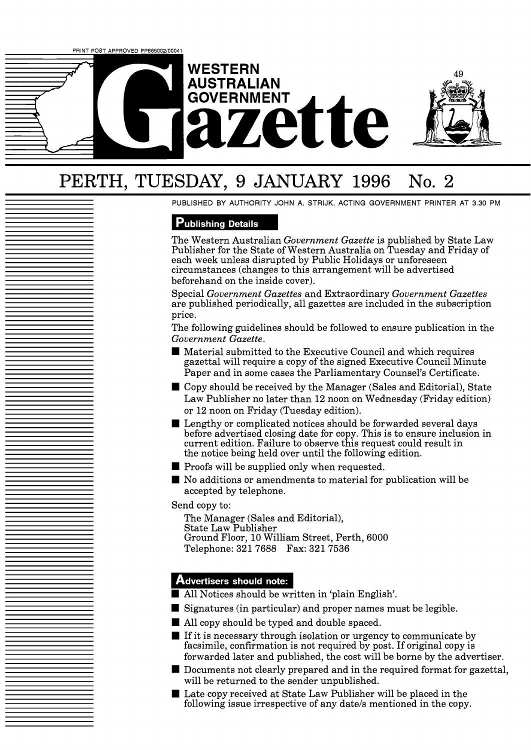PRINT POST APPROVED PP665002/00041

# WESTERN AUSTRALIAN GOVERNMENT Gazette

# PERTH, TUESDAY, 9 JANUARY 1996 No. 2

PUBLISHED BY AUTHORITY JOHN A. STRIJK, ACTING GOVERNMENT PRINTER AT 3.30 PM

## Publishing Details

The Western Australian *Government Gazette* is published by State Law Publisher for the State of Western Australia on Tuesday and Friday of each week unless disrupted by Public Holidays or unforeseen circumstances (changes to this arrangement will be advertised beforehand on the inside cover).

Special *Government Gazettes* and Extraordinary *Government Gazettes* are published periodically, all gazettes are included in the subscription price.

The following guidelines should be followed to ensure publication in the *Government Gazette*.

- Material submitted to the Executive Council and which requires gazettal will require a copy of the signed Executive Council Minute Paper and in some cases the Parliamentary Counsel's Certificate.
- Copy should be received by the Manager (Sales and Editorial), State Law Publisher no later than 12 noon on Wednesday (Friday edition) or 12 noon on Friday (Tuesday edition).
- Lengthy or complicated notices should be forwarded several days before advertised closing date for copy. This is to ensure inclusion in current edition. Failure to observe this request could result in the notice being held over until the following edition.
- Proofs will be supplied only when requested.
- No additions or amendments to material for publication will be accepted by telephone.

Send copy to:

The Manager (Sales and Editorial),
State Law Publisher
Ground Floor, 10 William Street, Perth, 6000
Telephone: 321 7688 Fax: 321 7536

## Advertisers should note:

- All Notices should be written in 'plain English'.
- Signatures (in particular) and proper names must be legible.
- All copy should be typed and double spaced.
- If it is necessary through isolation or urgency to communicate by facsimile, confirmation is not required by post. If original copy is forwarded later and published, the cost will be borne by the advertiser.
- Documents not clearly prepared and in the required format for gazettal, will be returned to the sender unpublished.
- Late copy received at State Law Publisher will be placed in the following issue irrespective of any date/s mentioned in the copy.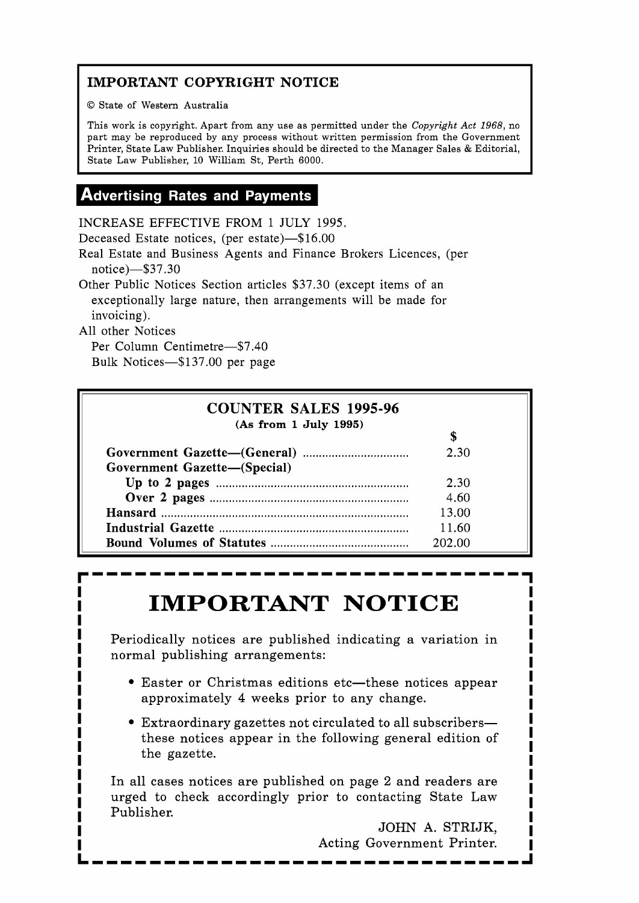## IMPORTANT COPYRIGHT NOTICE

© State of Western Australia

This work is copyright. Apart from any use as permitted under the *Copyright Act 1968*, no part may be reproduced by any process without written permission from the Government Printer, State Law Publisher. Inquiries should be directed to the Manager Sales & Editorial, State Law Publisher, 10 William St, Perth 6000.

## Advertising Rates and Payments

INCREASE EFFECTIVE FROM 1 JULY 1995.

Deceased Estate notices, (per estate)—$16.00

Real Estate and Business Agents and Finance Brokers Licences, (per notice)—$37.30

Other Public Notices Section articles $37.30 (except items of an exceptionally large nature, then arrangements will be made for invoicing).

All other Notices

Per Column Centimetre—$7.40

Bulk Notices—$137.00 per page

## COUNTER SALES 1995-96

**(As from 1 July 1995)**

| | $ |
|---|---|
| **Government Gazette—(General)** | 2.30 |
| **Government Gazette—(Special)** | |
| **Up to 2 pages** | 2.30 |
| **Over 2 pages** | 4.60 |
| **Hansard** | 13.00 |
| **Industrial Gazette** | 11.60 |
| **Bound Volumes of Statutes** | 202.00 |

# IMPORTANT NOTICE

Periodically notices are published indicating a variation in normal publishing arrangements:

- Easter or Christmas editions etc—these notices appear approximately 4 weeks prior to any change.
- Extraordinary gazettes not circulated to all subscribers—these notices appear in the following general edition of the gazette.

In all cases notices are published on page 2 and readers are urged to check accordingly prior to contacting State Law Publisher.

JOHN A. STRIJK,
Acting Government Printer.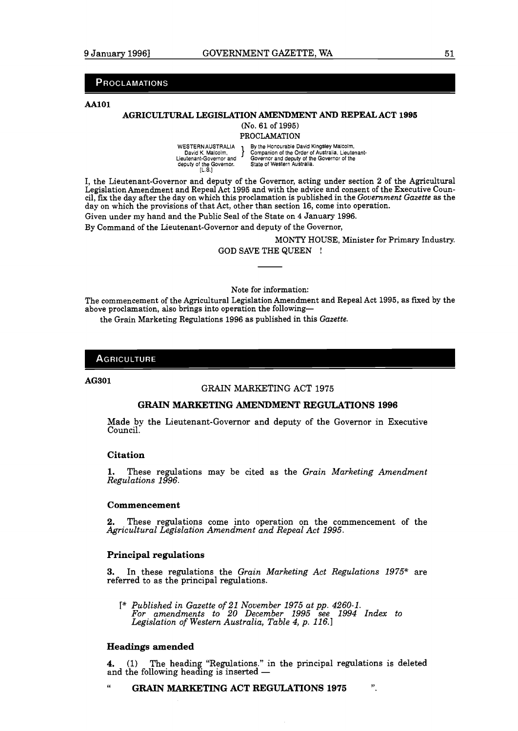## PROCLAMATIONS

**AA101**

### AGRICULTURAL LEGISLATION AMENDMENT AND REPEAL ACT 1995

(No. 61 of 1995)

PROCLAMATION

WESTERN AUSTRALIA
David K. Malcolm,
Lieutenant-Governor and
deputy of the Governor.
[L.S.]

By the Honourable David Kingsley Malcolm, Companion of the Order of Australia, Lieutenant-Governor and deputy of the Governor of the State of Western Australia.

I, the Lieutenant-Governor and deputy of the Governor, acting under section 2 of the Agricultural Legislation Amendment and Repeal Act 1995 and with the advice and consent of the Executive Council, fix the day after the day on which this proclamation is published in the *Government Gazette* as the day on which the provisions of that Act, other than section 16, come into operation.

Given under my hand and the Public Seal of the State on 4 January 1996.

By Command of the Lieutenant-Governor and deputy of the Governor,

MONTY HOUSE, Minister for Primary Industry.

GOD SAVE THE QUEEN !

---

Note for information:

The commencement of the Agricultural Legislation Amendment and Repeal Act 1995, as fixed by the above proclamation, also brings into operation the following—

the Grain Marketing Regulations 1996 as published in this *Gazette*.

## AGRICULTURE

**AG301**

GRAIN MARKETING ACT 1975

### GRAIN MARKETING AMENDMENT REGULATIONS 1996

Made by the Lieutenant-Governor and deputy of the Governor in Executive Council.

#### Citation

**1.** These regulations may be cited as the *Grain Marketing Amendment Regulations 1996*.

#### Commencement

**2.** These regulations come into operation on the commencement of the *Agricultural Legislation Amendment and Repeal Act 1995*.

#### Principal regulations

**3.** In these regulations the *Grain Marketing Act Regulations 1975** are referred to as the principal regulations.

[* *Published in Gazette of 21 November 1975 at pp. 4260-1. For amendments to 20 December 1995 see 1994 Index to Legislation of Western Australia, Table 4, p. 116.*]

#### Headings amended

**4.** (1) The heading "Regulations." in the principal regulations is deleted and the following heading is inserted —

" **GRAIN MARKETING ACT REGULATIONS 1975** ".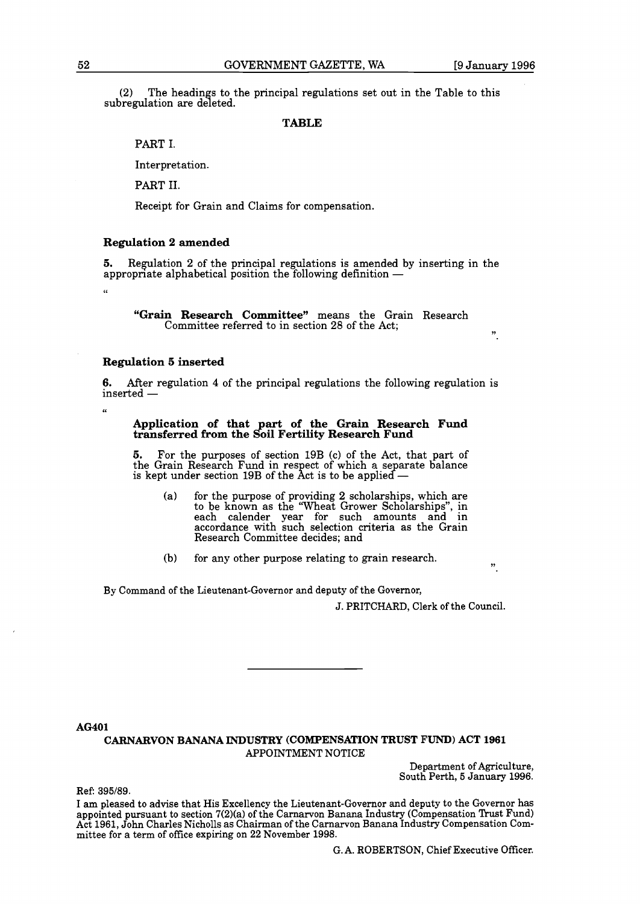(2) The headings to the principal regulations set out in the Table to this subregulation are deleted.

**TABLE**

PART I.

Interpretation.

PART II.

Receipt for Grain and Claims for compensation.

**Regulation 2 amended**

**5.** Regulation 2 of the principal regulations is amended by inserting in the appropriate alphabetical position the following definition —

"

> **"Grain Research Committee"** means the Grain Research Committee referred to in section 28 of the Act;

".

**Regulation 5 inserted**

**6.** After regulation 4 of the principal regulations the following regulation is inserted —

"

> **Application of that part of the Grain Research Fund transferred from the Soil Fertility Research Fund**
>
> **5.** For the purposes of section 19B (c) of the Act, that part of the Grain Research Fund in respect of which a separate balance is kept under section 19B of the Act is to be applied —
>
> (a) for the purpose of providing 2 scholarships, which are to be known as the "Wheat Grower Scholarships", in each calender year for such amounts and in accordance with such selection criteria as the Grain Research Committee decides; and
>
> (b) for any other purpose relating to grain research.

".

By Command of the Lieutenant-Governor and deputy of the Governor,

J. PRITCHARD, Clerk of the Council.

---

**AG401**

**CARNARVON BANANA INDUSTRY (COMPENSATION TRUST FUND) ACT 1961**

APPOINTMENT NOTICE

Department of Agriculture,
South Perth, 5 January 1996.

Ref: 395/89.

I am pleased to advise that His Excellency the Lieutenant-Governor and deputy to the Governor has appointed pursuant to section 7(2)(a) of the Carnarvon Banana Industry (Compensation Trust Fund) Act 1961, John Charles Nicholls as Chairman of the Carnarvon Banana Industry Compensation Committee for a term of office expiring on 22 November 1998.

G. A. ROBERTSON, Chief Executive Officer.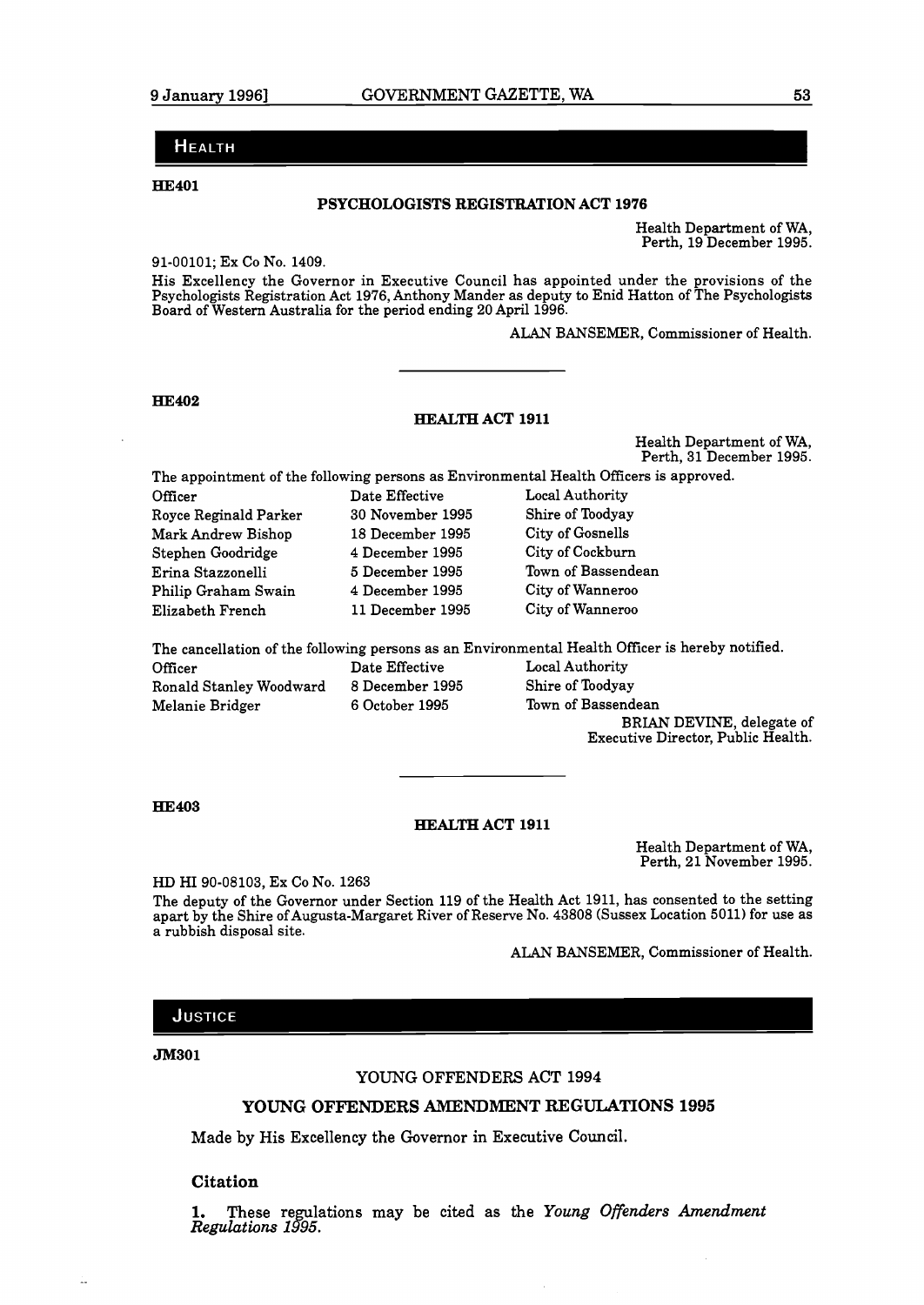## HEALTH

**HE401**

### PSYCHOLOGISTS REGISTRATION ACT 1976

Health Department of WA,
Perth, 19 December 1995.

91-00101; Ex Co No. 1409.

His Excellency the Governor in Executive Council has appointed under the provisions of the Psychologists Registration Act 1976, Anthony Mander as deputy to Enid Hatton of The Psychologists Board of Western Australia for the period ending 20 April 1996.

ALAN BANSEMER, Commissioner of Health.

---

**HE402**

### HEALTH ACT 1911

Health Department of WA,
Perth, 31 December 1995.

The appointment of the following persons as Environmental Health Officers is approved.

| Officer | Date Effective | Local Authority |
| --- | --- | --- |
| Royce Reginald Parker | 30 November 1995 | Shire of Toodyay |
| Mark Andrew Bishop | 18 December 1995 | City of Gosnells |
| Stephen Goodridge | 4 December 1995 | City of Cockburn |
| Erina Stazzonelli | 5 December 1995 | Town of Bassendean |
| Philip Graham Swain | 4 December 1995 | City of Wanneroo |
| Elizabeth French | 11 December 1995 | City of Wanneroo |

The cancellation of the following persons as an Environmental Health Officer is hereby notified.

| Officer | Date Effective | Local Authority |
| --- | --- | --- |
| Ronald Stanley Woodward | 8 December 1995 | Shire of Toodyay |
| Melanie Bridger | 6 October 1995 | Town of Bassendean |

BRIAN DEVINE, delegate of
Executive Director, Public Health.

---

**HE403**

### HEALTH ACT 1911

Health Department of WA,
Perth, 21 November 1995.

HD HI 90-08103, Ex Co No. 1263

The deputy of the Governor under Section 119 of the Health Act 1911, has consented to the setting apart by the Shire of Augusta-Margaret River of Reserve No. 43808 (Sussex Location 5011) for use as a rubbish disposal site.

ALAN BANSEMER, Commissioner of Health.

## JUSTICE

**JM301**

### YOUNG OFFENDERS ACT 1994

### YOUNG OFFENDERS AMENDMENT REGULATIONS 1995

Made by His Excellency the Governor in Executive Council.

#### Citation

**1.** These regulations may be cited as the *Young Offenders Amendment Regulations 1995*.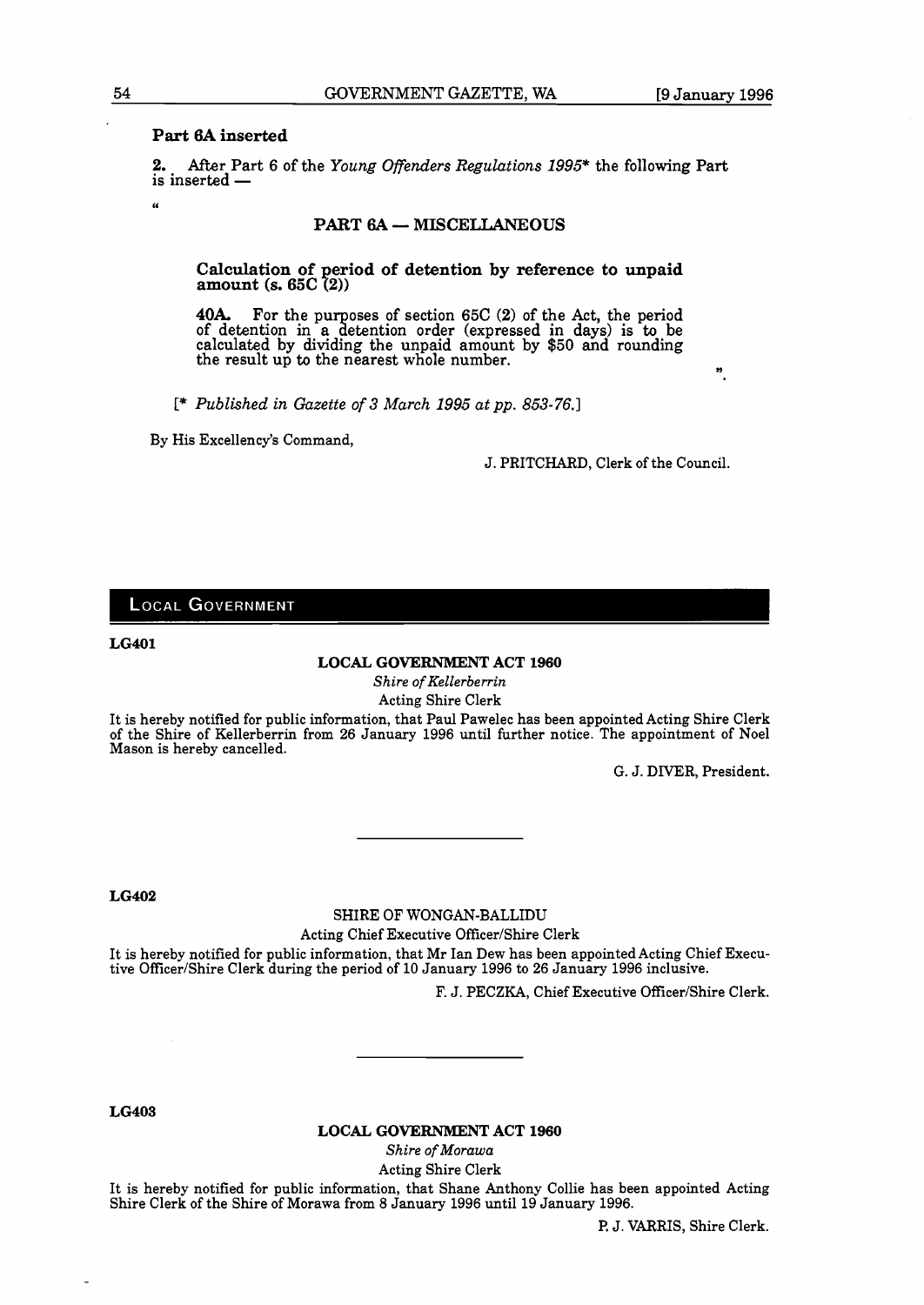**Part 6A inserted**

**2.** After Part 6 of the *Young Offenders Regulations 1995*\* the following Part is inserted —

"

### PART 6A — MISCELLANEOUS

**Calculation of period of detention by reference to unpaid amount (s. 65C (2))**

**40A.** For the purposes of section 65C (2) of the Act, the period of detention in a detention order (expressed in days) is to be calculated by dividing the unpaid amount by $50 and rounding the result up to the nearest whole number.

".

[\* *Published in Gazette of 3 March 1995 at pp. 853-76.*]

By His Excellency's Command,

J. PRITCHARD, Clerk of the Council.

---

## LOCAL GOVERNMENT

**LG401**

**LOCAL GOVERNMENT ACT 1960**

*Shire of Kellerberrin*

Acting Shire Clerk

It is hereby notified for public information, that Paul Pawelec has been appointed Acting Shire Clerk of the Shire of Kellerberrin from 26 January 1996 until further notice. The appointment of Noel Mason is hereby cancelled.

G. J. DIVER, President.

---

**LG402**

SHIRE OF WONGAN-BALLIDU

Acting Chief Executive Officer/Shire Clerk

It is hereby notified for public information, that Mr Ian Dew has been appointed Acting Chief Executive Officer/Shire Clerk during the period of 10 January 1996 to 26 January 1996 inclusive.

F. J. PECZKA, Chief Executive Officer/Shire Clerk.

---

**LG403**

**LOCAL GOVERNMENT ACT 1960**

*Shire of Morawa*

Acting Shire Clerk

It is hereby notified for public information, that Shane Anthony Collie has been appointed Acting Shire Clerk of the Shire of Morawa from 8 January 1996 until 19 January 1996.

P. J. VARRIS, Shire Clerk.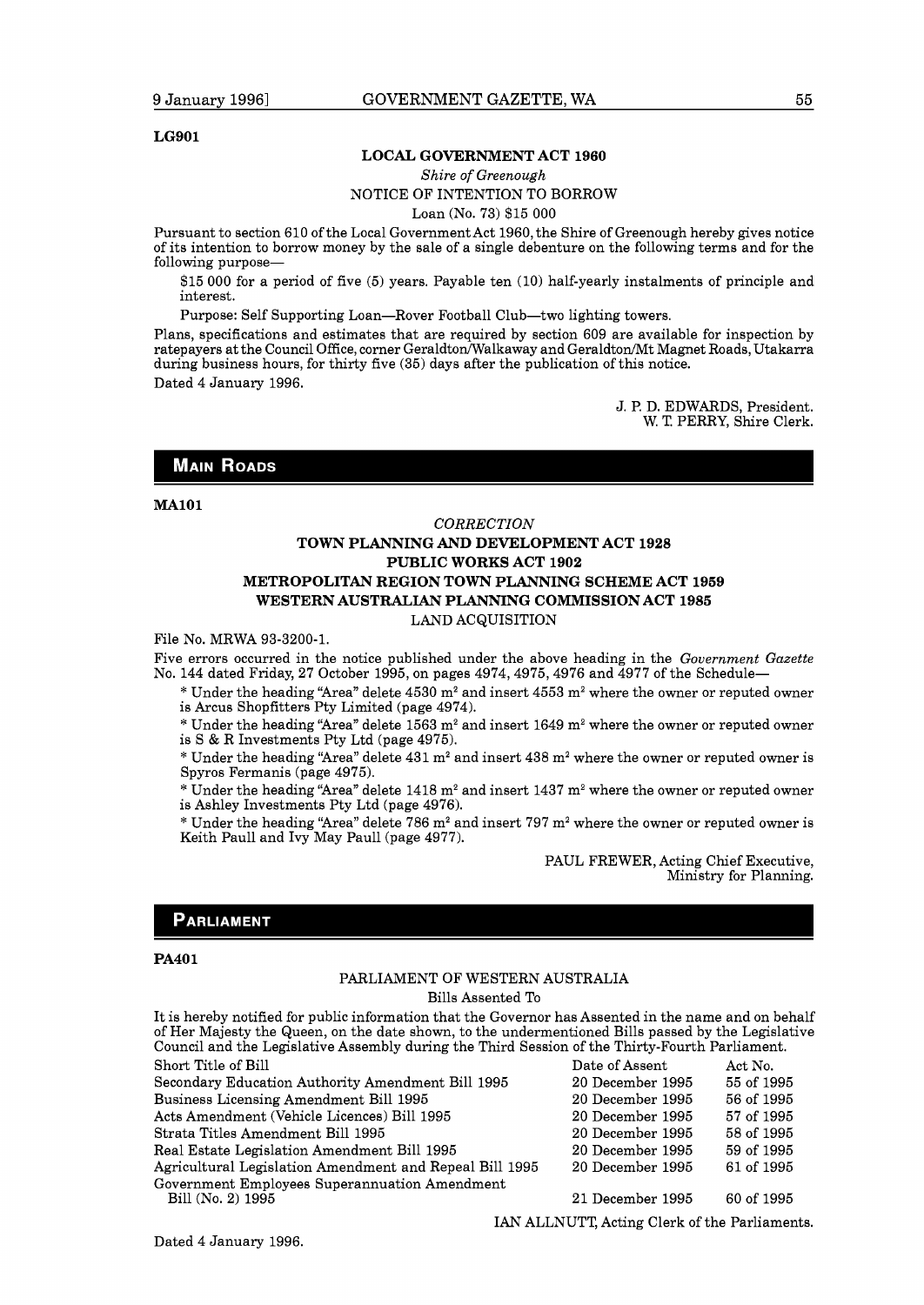**LG901**

## LOCAL GOVERNMENT ACT 1960

*Shire of Greenough*

NOTICE OF INTENTION TO BORROW

Loan (No. 73) $15 000

Pursuant to section 610 of the Local Government Act 1960, the Shire of Greenough hereby gives notice of its intention to borrow money by the sale of a single debenture on the following terms and for the following purpose—

$15 000 for a period of five (5) years. Payable ten (10) half-yearly instalments of principle and interest.

Purpose: Self Supporting Loan—Rover Football Club—two lighting towers.

Plans, specifications and estimates that are required by section 609 are available for inspection by ratepayers at the Council Office, corner Geraldton/Walkaway and Geraldton/Mt Magnet Roads, Utakarra during business hours, for thirty five (35) days after the publication of this notice.

Dated 4 January 1996.

J. P. D. EDWARDS, President.
W. T. PERRY, Shire Clerk.

# MAIN ROADS

**MA101**

*CORRECTION*

## TOWN PLANNING AND DEVELOPMENT ACT 1928
## PUBLIC WORKS ACT 1902
## METROPOLITAN REGION TOWN PLANNING SCHEME ACT 1959
## WESTERN AUSTRALIAN PLANNING COMMISSION ACT 1985

LAND ACQUISITION

File No. MRWA 93-3200-1.

Five errors occurred in the notice published under the above heading in the *Government Gazette* No. 144 dated Friday, 27 October 1995, on pages 4974, 4975, 4976 and 4977 of the Schedule—

* Under the heading "Area" delete 4530 m$^2$ and insert 4553 m$^2$ where the owner or reputed owner is Arcus Shopfitters Pty Limited (page 4974).

* Under the heading "Area" delete 1563 m$^2$ and insert 1649 m$^2$ where the owner or reputed owner is S & R Investments Pty Ltd (page 4975).

* Under the heading "Area" delete 431 m$^2$ and insert 438 m$^2$ where the owner or reputed owner is Spyros Fermanis (page 4975).

* Under the heading "Area" delete 1418 m$^2$ and insert 1437 m$^2$ where the owner or reputed owner is Ashley Investments Pty Ltd (page 4976).

* Under the heading "Area" delete 786 m$^2$ and insert 797 m$^2$ where the owner or reputed owner is Keith Paull and Ivy May Paull (page 4977).

PAUL FREWER, Acting Chief Executive,
Ministry for Planning.

# PARLIAMENT

**PA401**

PARLIAMENT OF WESTERN AUSTRALIA

Bills Assented To

It is hereby notified for public information that the Governor has Assented in the name and on behalf of Her Majesty the Queen, on the date shown, to the undermentioned Bills passed by the Legislative Council and the Legislative Assembly during the Third Session of the Thirty-Fourth Parliament.

| Short Title of Bill | Date of Assent | Act No. |
|---|---|---|
| Secondary Education Authority Amendment Bill 1995 | 20 December 1995 | 55 of 1995 |
| Business Licensing Amendment Bill 1995 | 20 December 1995 | 56 of 1995 |
| Acts Amendment (Vehicle Licences) Bill 1995 | 20 December 1995 | 57 of 1995 |
| Strata Titles Amendment Bill 1995 | 20 December 1995 | 58 of 1995 |
| Real Estate Legislation Amendment Bill 1995 | 20 December 1995 | 59 of 1995 |
| Agricultural Legislation Amendment and Repeal Bill 1995 | 20 December 1995 | 61 of 1995 |
| Government Employees Superannuation Amendment Bill (No. 2) 1995 | 21 December 1995 | 60 of 1995 |

IAN ALLNUTT, Acting Clerk of the Parliaments.

Dated 4 January 1996.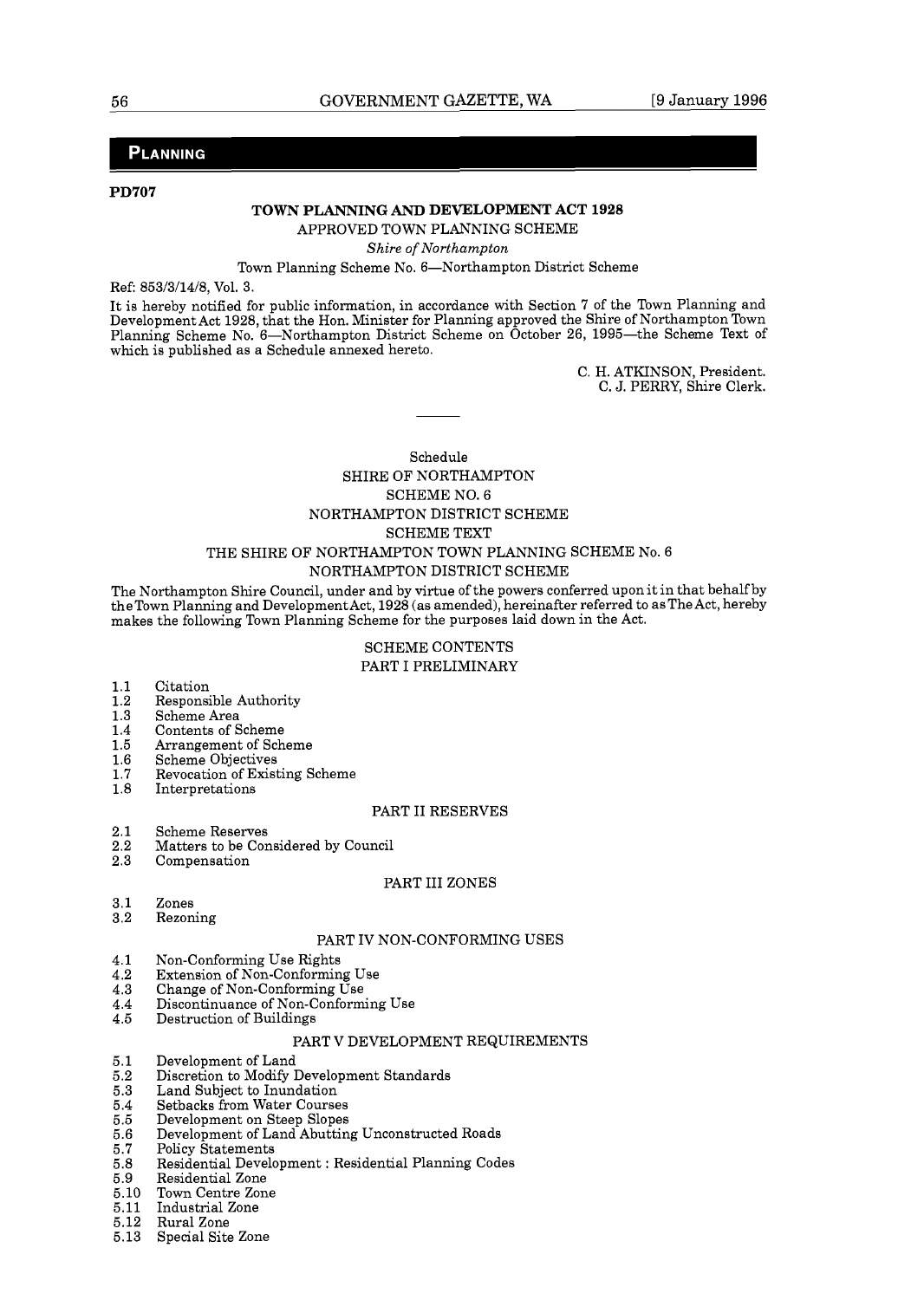## PLANNING

**PD707**

**TOWN PLANNING AND DEVELOPMENT ACT 1928**

APPROVED TOWN PLANNING SCHEME

*Shire of Northampton*

Town Planning Scheme No. 6—Northampton District Scheme

Ref: 853/3/14/8, Vol. 3.

It is hereby notified for public information, in accordance with Section 7 of the Town Planning and Development Act 1928, that the Hon. Minister for Planning approved the Shire of Northampton Town Planning Scheme No. 6—Northampton District Scheme on October 26, 1995—the Scheme Text of which is published as a Schedule annexed hereto.

C. H. ATKINSON, President.
C. J. PERRY, Shire Clerk.

---

Schedule

SHIRE OF NORTHAMPTON

SCHEME NO. 6

NORTHAMPTON DISTRICT SCHEME

SCHEME TEXT

THE SHIRE OF NORTHAMPTON TOWN PLANNING SCHEME No. 6

NORTHAMPTON DISTRICT SCHEME

The Northampton Shire Council, under and by virtue of the powers conferred upon it in that behalf by the Town Planning and Development Act, 1928 (as amended), hereinafter referred to as The Act, hereby makes the following Town Planning Scheme for the purposes laid down in the Act.

SCHEME CONTENTS

PART I PRELIMINARY

1.1 Citation
1.2 Responsible Authority
1.3 Scheme Area
1.4 Contents of Scheme
1.5 Arrangement of Scheme
1.6 Scheme Objectives
1.7 Revocation of Existing Scheme
1.8 Interpretations

PART II RESERVES

2.1 Scheme Reserves
2.2 Matters to be Considered by Council
2.3 Compensation

PART III ZONES

3.1 Zones
3.2 Rezoning

PART IV NON-CONFORMING USES

4.1 Non-Conforming Use Rights
4.2 Extension of Non-Conforming Use
4.3 Change of Non-Conforming Use
4.4 Discontinuance of Non-Conforming Use
4.5 Destruction of Buildings

PART V DEVELOPMENT REQUIREMENTS

5.1 Development of Land
5.2 Discretion to Modify Development Standards
5.3 Land Subject to Inundation
5.4 Setbacks from Water Courses
5.5 Development on Steep Slopes
5.6 Development of Land Abutting Unconstructed Roads
5.7 Policy Statements
5.8 Residential Development : Residential Planning Codes
5.9 Residential Zone
5.10 Town Centre Zone
5.11 Industrial Zone
5.12 Rural Zone
5.13 Special Site Zone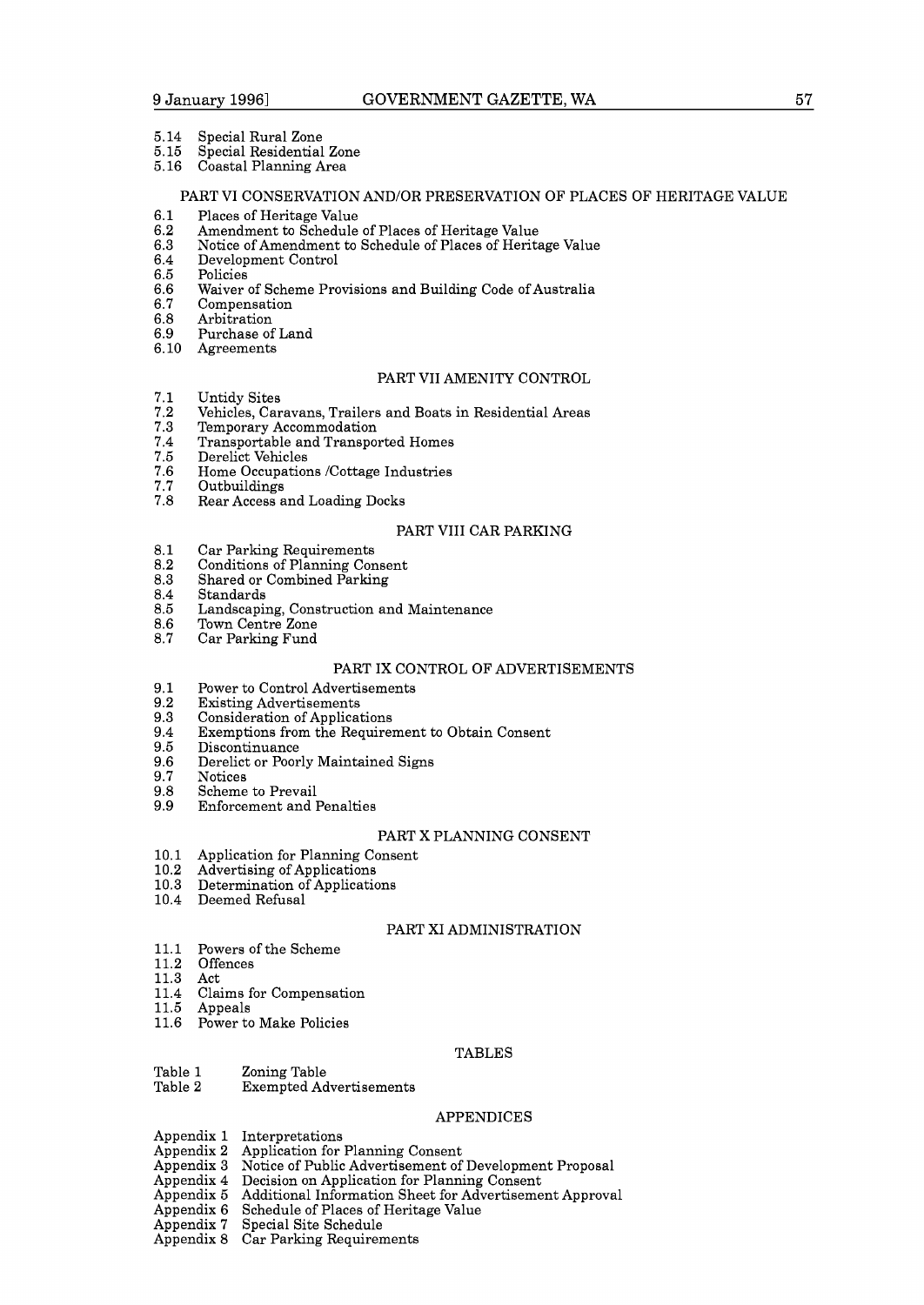5.14 Special Rural Zone
5.15 Special Residential Zone
5.16 Coastal Planning Area

## PART VI CONSERVATION AND/OR PRESERVATION OF PLACES OF HERITAGE VALUE

6.1 Places of Heritage Value
6.2 Amendment to Schedule of Places of Heritage Value
6.3 Notice of Amendment to Schedule of Places of Heritage Value
6.4 Development Control
6.5 Policies
6.6 Waiver of Scheme Provisions and Building Code of Australia
6.7 Compensation
6.8 Arbitration
6.9 Purchase of Land
6.10 Agreements

## PART VII AMENITY CONTROL

7.1 Untidy Sites
7.2 Vehicles, Caravans, Trailers and Boats in Residential Areas
7.3 Temporary Accommodation
7.4 Transportable and Transported Homes
7.5 Derelict Vehicles
7.6 Home Occupations /Cottage Industries
7.7 Outbuildings
7.8 Rear Access and Loading Docks

## PART VIII CAR PARKING

8.1 Car Parking Requirements
8.2 Conditions of Planning Consent
8.3 Shared or Combined Parking
8.4 Standards
8.5 Landscaping, Construction and Maintenance
8.6 Town Centre Zone
8.7 Car Parking Fund

## PART IX CONTROL OF ADVERTISEMENTS

9.1 Power to Control Advertisements
9.2 Existing Advertisements
9.3 Consideration of Applications
9.4 Exemptions from the Requirement to Obtain Consent
9.5 Discontinuance
9.6 Derelict or Poorly Maintained Signs
9.7 Notices
9.8 Scheme to Prevail
9.9 Enforcement and Penalties

## PART X PLANNING CONSENT

10.1 Application for Planning Consent
10.2 Advertising of Applications
10.3 Determination of Applications
10.4 Deemed Refusal

## PART XI ADMINISTRATION

11.1 Powers of the Scheme
11.2 Offences
11.3 Act
11.4 Claims for Compensation
11.5 Appeals
11.6 Power to Make Policies

## TABLES

Table 1 Zoning Table
Table 2 Exempted Advertisements

## APPENDICES

Appendix 1 Interpretations
Appendix 2 Application for Planning Consent
Appendix 3 Notice of Public Advertisement of Development Proposal
Appendix 4 Decision on Application for Planning Consent
Appendix 5 Additional Information Sheet for Advertisement Approval
Appendix 6 Schedule of Places of Heritage Value
Appendix 7 Special Site Schedule
Appendix 8 Car Parking Requirements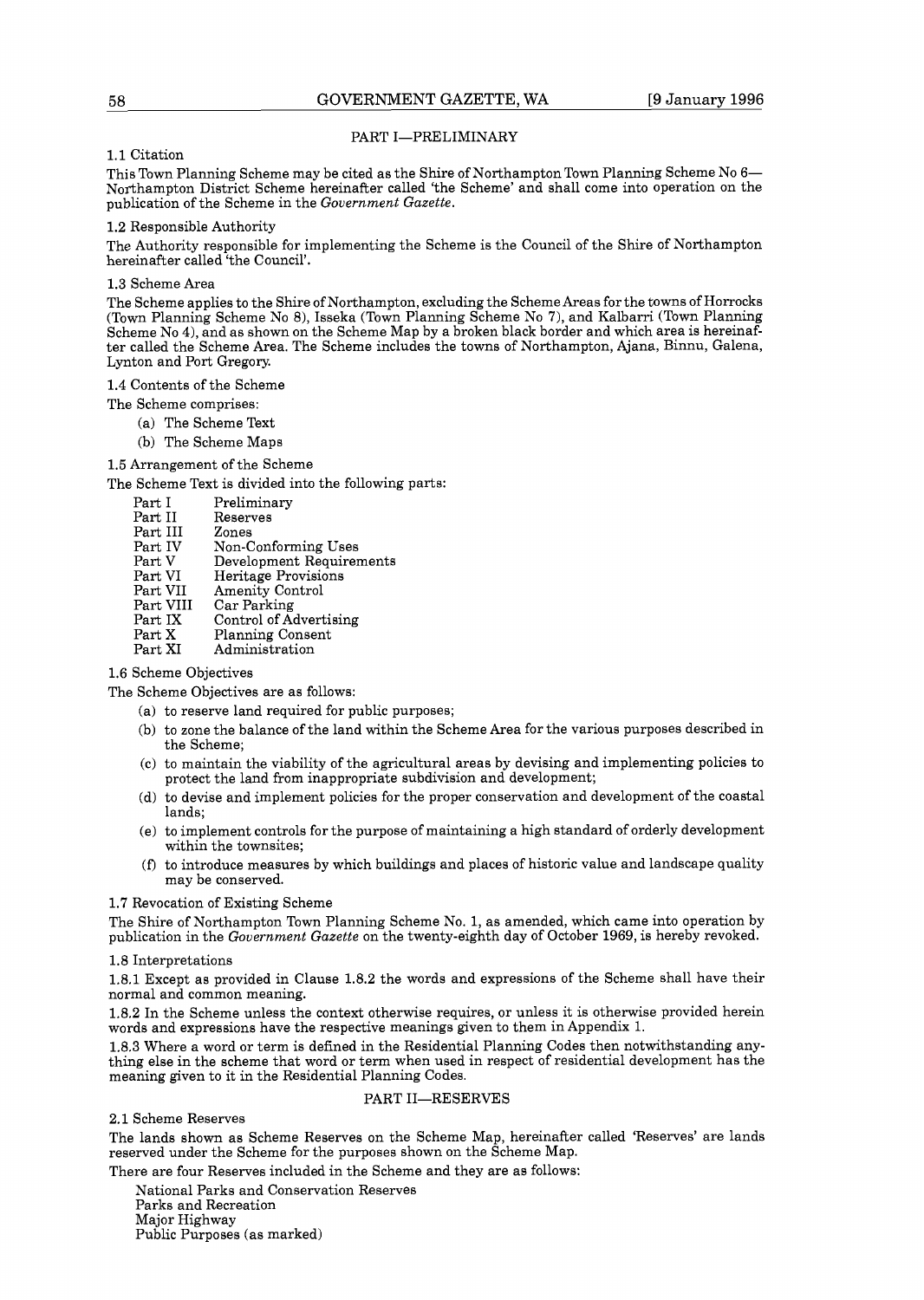## PART I—PRELIMINARY

1.1 Citation

This Town Planning Scheme may be cited as the Shire of Northampton Town Planning Scheme No 6—Northampton District Scheme hereinafter called 'the Scheme' and shall come into operation on the publication of the Scheme in the *Government Gazette*.

1.2 Responsible Authority

The Authority responsible for implementing the Scheme is the Council of the Shire of Northampton hereinafter called 'the Council'.

1.3 Scheme Area

The Scheme applies to the Shire of Northampton, excluding the Scheme Areas for the towns of Horrocks (Town Planning Scheme No 8), Isseka (Town Planning Scheme No 7), and Kalbarri (Town Planning Scheme No 4), and as shown on the Scheme Map by a broken black border and which area is hereinafter called the Scheme Area. The Scheme includes the towns of Northampton, Ajana, Binnu, Galena, Lynton and Port Gregory.

1.4 Contents of the Scheme

The Scheme comprises:

(a) The Scheme Text
(b) The Scheme Maps

1.5 Arrangement of the Scheme

The Scheme Text is divided into the following parts:

| | |
|---|---|
| Part I | Preliminary |
| Part II | Reserves |
| Part III | Zones |
| Part IV | Non-Conforming Uses |
| Part V | Development Requirements |
| Part VI | Heritage Provisions |
| Part VII | Amenity Control |
| Part VIII | Car Parking |
| Part IX | Control of Advertising |
| Part X | Planning Consent |
| Part XI | Administration |

1.6 Scheme Objectives

The Scheme Objectives are as follows:

(a) to reserve land required for public purposes;
(b) to zone the balance of the land within the Scheme Area for the various purposes described in the Scheme;
(c) to maintain the viability of the agricultural areas by devising and implementing policies to protect the land from inappropriate subdivision and development;
(d) to devise and implement policies for the proper conservation and development of the coastal lands;
(e) to implement controls for the purpose of maintaining a high standard of orderly development within the townsites;
(f) to introduce measures by which buildings and places of historic value and landscape quality may be conserved.

1.7 Revocation of Existing Scheme

The Shire of Northampton Town Planning Scheme No. 1, as amended, which came into operation by publication in the *Government Gazette* on the twenty-eighth day of October 1969, is hereby revoked.

1.8 Interpretations

1.8.1 Except as provided in Clause 1.8.2 the words and expressions of the Scheme shall have their normal and common meaning.

1.8.2 In the Scheme unless the context otherwise requires, or unless it is otherwise provided herein words and expressions have the respective meanings given to them in Appendix 1.

1.8.3 Where a word or term is defined in the Residential Planning Codes then notwithstanding anything else in the scheme that word or term when used in respect of residential development has the meaning given to it in the Residential Planning Codes.

## PART II—RESERVES

2.1 Scheme Reserves

The lands shown as Scheme Reserves on the Scheme Map, hereinafter called 'Reserves' are lands reserved under the Scheme for the purposes shown on the Scheme Map.

There are four Reserves included in the Scheme and they are as follows:

National Parks and Conservation Reserves
Parks and Recreation
Major Highway
Public Purposes (as marked)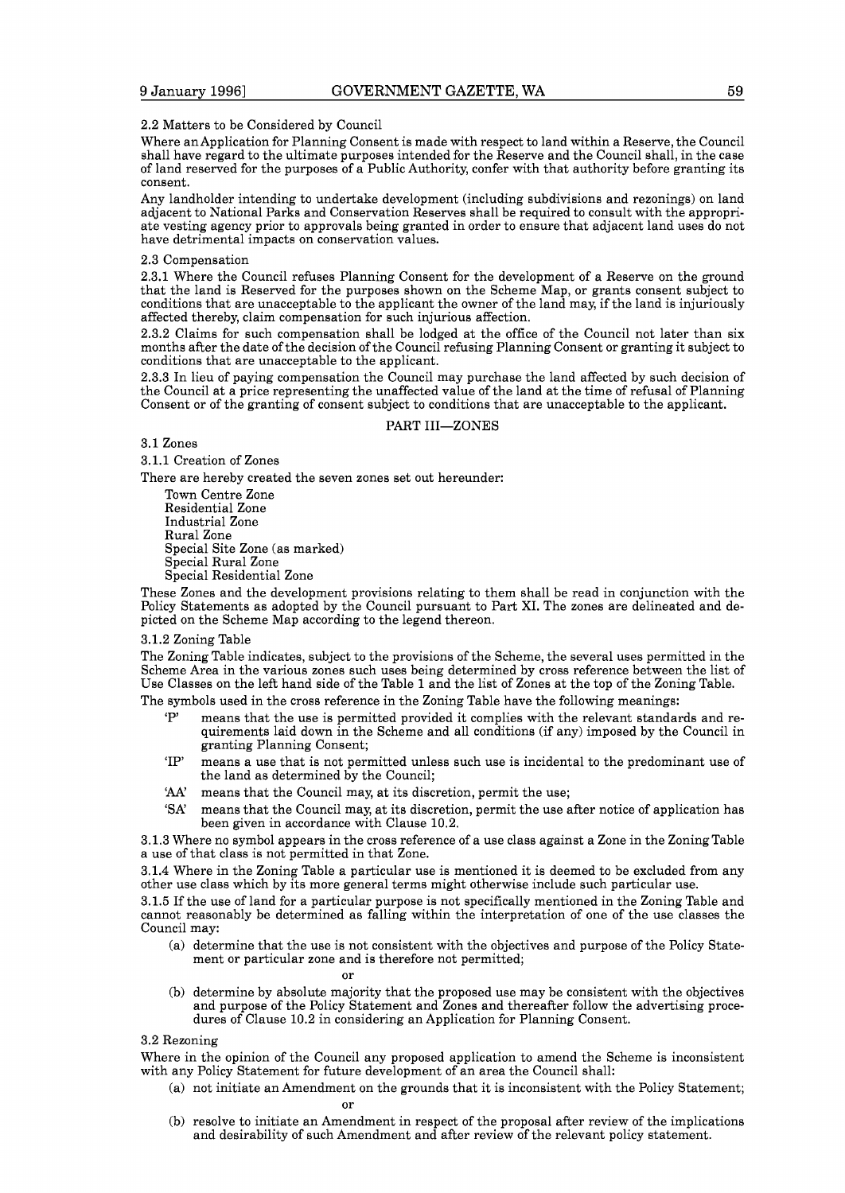2.2 Matters to be Considered by Council

Where an Application for Planning Consent is made with respect to land within a Reserve, the Council shall have regard to the ultimate purposes intended for the Reserve and the Council shall, in the case of land reserved for the purposes of a Public Authority, confer with that authority before granting its consent.

Any landholder intending to undertake development (including subdivisions and rezonings) on land adjacent to National Parks and Conservation Reserves shall be required to consult with the appropriate vesting agency prior to approvals being granted in order to ensure that adjacent land uses do not have detrimental impacts on conservation values.

2.3 Compensation

2.3.1 Where the Council refuses Planning Consent for the development of a Reserve on the ground that the land is Reserved for the purposes shown on the Scheme Map, or grants consent subject to conditions that are unacceptable to the applicant the owner of the land may, if the land is injuriously affected thereby, claim compensation for such injurious affection.

2.3.2 Claims for such compensation shall be lodged at the office of the Council not later than six months after the date of the decision of the Council refusing Planning Consent or granting it subject to conditions that are unacceptable to the applicant.

2.3.3 In lieu of paying compensation the Council may purchase the land affected by such decision of the Council at a price representing the unaffected value of the land at the time of refusal of Planning Consent or of the granting of consent subject to conditions that are unacceptable to the applicant.

## PART III—ZONES

3.1 Zones

3.1.1 Creation of Zones

There are hereby created the seven zones set out hereunder:

Town Centre Zone
Residential Zone
Industrial Zone
Rural Zone
Special Site Zone (as marked)
Special Rural Zone
Special Residential Zone

These Zones and the development provisions relating to them shall be read in conjunction with the Policy Statements as adopted by the Council pursuant to Part XI. The zones are delineated and depicted on the Scheme Map according to the legend thereon.

3.1.2 Zoning Table

The Zoning Table indicates, subject to the provisions of the Scheme, the several uses permitted in the Scheme Area in the various zones such uses being determined by cross reference between the list of Use Classes on the left hand side of the Table 1 and the list of Zones at the top of the Zoning Table.

The symbols used in the cross reference in the Zoning Table have the following meanings:

- 'P' means that the use is permitted provided it complies with the relevant standards and requirements laid down in the Scheme and all conditions (if any) imposed by the Council in granting Planning Consent;
- 'IP' means a use that is not permitted unless such use is incidental to the predominant use of the land as determined by the Council;
- 'AA' means that the Council may, at its discretion, permit the use;
- 'SA' means that the Council may, at its discretion, permit the use after notice of application has been given in accordance with Clause 10.2.

3.1.3 Where no symbol appears in the cross reference of a use class against a Zone in the Zoning Table a use of that class is not permitted in that Zone.

3.1.4 Where in the Zoning Table a particular use is mentioned it is deemed to be excluded from any other use class which by its more general terms might otherwise include such particular use.

3.1.5 If the use of land for a particular purpose is not specifically mentioned in the Zoning Table and cannot reasonably be determined as falling within the interpretation of one of the use classes the Council may:

(a) determine that the use is not consistent with the objectives and purpose of the Policy Statement or particular zone and is therefore not permitted;

or

(b) determine by absolute majority that the proposed use may be consistent with the objectives and purpose of the Policy Statement and Zones and thereafter follow the advertising procedures of Clause 10.2 in considering an Application for Planning Consent.

3.2 Rezoning

Where in the opinion of the Council any proposed application to amend the Scheme is inconsistent with any Policy Statement for future development of an area the Council shall:

(a) not initiate an Amendment on the grounds that it is inconsistent with the Policy Statement;

or

(b) resolve to initiate an Amendment in respect of the proposal after review of the implications and desirability of such Amendment and after review of the relevant policy statement.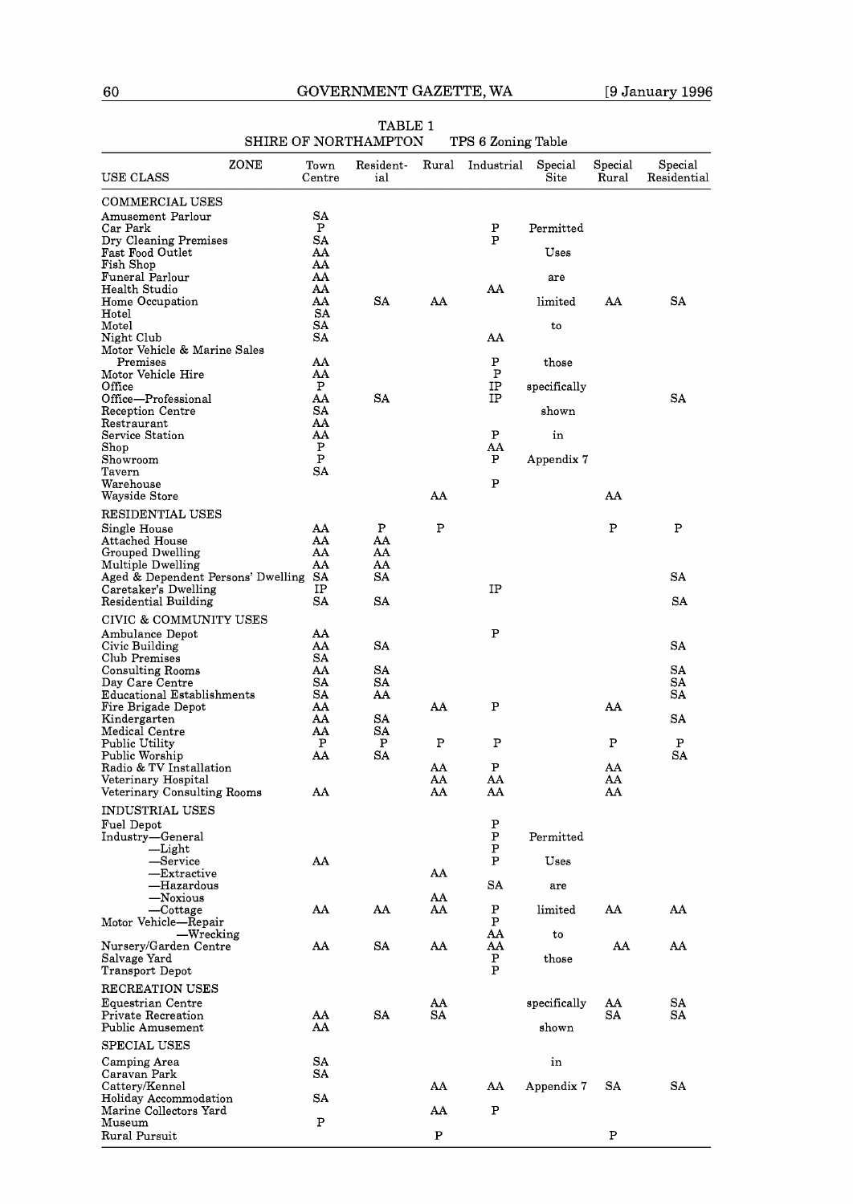TABLE 1

SHIRE OF NORTHAMPTON TPS 6 Zoning Table

| USE CLASS / ZONE | Town Centre | Residential | Rural | Industrial | Special Site | Special Rural | Special Residential |
|---|---|---|---|---|---|---|---|
| **COMMERCIAL USES** | | | | | | | |
| Amusement Parlour | SA | | | | | | |
| Car Park | P | | | P | Permitted | | |
| Dry Cleaning Premises | SA | | | P | | | |
| Fast Food Outlet | AA | | | | Uses | | |
| Fish Shop | AA | | | | | | |
| Funeral Parlour | AA | | | | are | | |
| Health Studio | AA | | | AA | | | |
| Home Occupation | AA | SA | AA | | limited | AA | SA |
| Hotel | SA | | | | | | |
| Motel | SA | | | | to | | |
| Night Club | SA | | | AA | | | |
| Motor Vehicle & Marine Sales Premises | AA | | | P | those | | |
| Motor Vehicle Hire | AA | | | P | | | |
| Office | P | | | IP | specifically | | |
| Office—Professional | AA | SA | | IP | | | SA |
| Reception Centre | SA | | | | shown | | |
| Restraurant | AA | | | | | | |
| Service Station | AA | | | P | in | | |
| Shop | P | | | AA | | | |
| Showroom | P | | | P | Appendix 7 | | |
| Tavern | SA | | | | | | |
| Warehouse | | | | P | | | |
| Wayside Store | | | AA | | | AA | |
| **RESIDENTIAL USES** | | | | | | | |
| Single House | AA | P | P | | | P | P |
| Attached House | AA | AA | | | | | |
| Grouped Dwelling | AA | AA | | | | | |
| Multiple Dwelling | AA | AA | | | | | |
| Aged & Dependent Persons' Dwelling | SA | SA | | | | | SA |
| Caretaker's Dwelling | IP | | | IP | | | |
| Residential Building | SA | SA | | | | | SA |
| **CIVIC & COMMUNITY USES** | | | | | | | |
| Ambulance Depot | AA | | | P | | | |
| Civic Building | AA | SA | | | | | SA |
| Club Premises | SA | | | | | | |
| Consulting Rooms | AA | SA | | | | | SA |
| Day Care Centre | SA | SA | | | | | SA |
| Educational Establishments | SA | AA | | | | | SA |
| Fire Brigade Depot | AA | | AA | P | | AA | |
| Kindergarten | AA | SA | | | | | SA |
| Medical Centre | AA | SA | | | | | |
| Public Utility | P | P | P | P | | P | P |
| Public Worship | AA | SA | | | | | SA |
| Radio & TV Installation | | | AA | P | | AA | |
| Veterinary Hospital | | | AA | AA | | AA | |
| Veterinary Consulting Rooms | AA | | AA | AA | | AA | |
| **INDUSTRIAL USES** | | | | | | | |
| Fuel Depot | | | | P | | | |
| Industry—General | | | | P | Permitted | | |
| —Light | | | | P | | | |
| —Service | AA | | | P | Uses | | |
| —Extractive | | | AA | | | | |
| —Hazardous | | | | SA | are | | |
| —Noxious | | | AA | | | | |
| —Cottage | AA | AA | AA | P | limited | AA | AA |
| Motor Vehicle—Repair | | | | P | | | |
| —Wrecking | | | | AA | to | | |
| Nursery/Garden Centre | AA | SA | AA | AA | | AA | AA |
| Salvage Yard | | | | P | those | | |
| Transport Depot | | | | P | | | |
| **RECREATION USES** | | | | | | | |
| Equestrian Centre | | | AA | | specifically | AA | SA |
| Private Recreation | AA | SA | SA | | | SA | SA |
| Public Amusement | AA | | | | shown | | |
| **SPECIAL USES** | | | | | | | |
| Camping Area | SA | | | | in | | |
| Caravan Park | SA | | | | | | |
| Cattery/Kennel | | | AA | AA | Appendix 7 | SA | SA |
| Holiday Accommodation | SA | | | | | | |
| Marine Collectors Yard | | | AA | P | | | |
| Museum | P | | | | | | |
| Rural Pursuit | | | P | | | P | |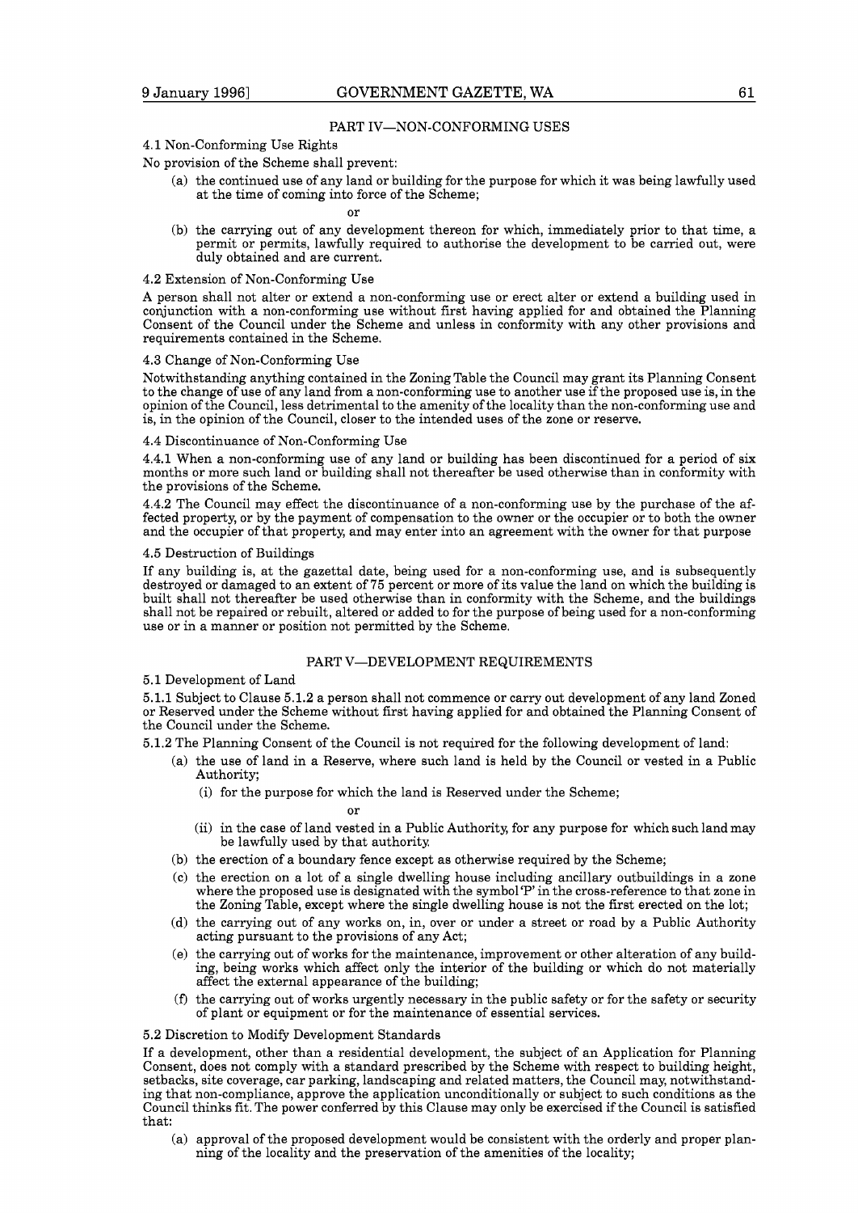## PART IV—NON-CONFORMING USES

4.1 Non-Conforming Use Rights

No provision of the Scheme shall prevent:

(a) the continued use of any land or building for the purpose for which it was being lawfully used at the time of coming into force of the Scheme;

or

(b) the carrying out of any development thereon for which, immediately prior to that time, a permit or permits, lawfully required to authorise the development to be carried out, were duly obtained and are current.

4.2 Extension of Non-Conforming Use

A person shall not alter or extend a non-conforming use or erect alter or extend a building used in conjunction with a non-conforming use without first having applied for and obtained the Planning Consent of the Council under the Scheme and unless in conformity with any other provisions and requirements contained in the Scheme.

4.3 Change of Non-Conforming Use

Notwithstanding anything contained in the Zoning Table the Council may grant its Planning Consent to the change of use of any land from a non-conforming use to another use if the proposed use is, in the opinion of the Council, less detrimental to the amenity of the locality than the non-conforming use and is, in the opinion of the Council, closer to the intended uses of the zone or reserve.

4.4 Discontinuance of Non-Conforming Use

4.4.1 When a non-conforming use of any land or building has been discontinued for a period of six months or more such land or building shall not thereafter be used otherwise than in conformity with the provisions of the Scheme.

4.4.2 The Council may effect the discontinuance of a non-conforming use by the purchase of the affected property, or by the payment of compensation to the owner or the occupier or to both the owner and the occupier of that property, and may enter into an agreement with the owner for that purpose

4.5 Destruction of Buildings

If any building is, at the gazettal date, being used for a non-conforming use, and is subsequently destroyed or damaged to an extent of 75 percent or more of its value the land on which the building is built shall not thereafter be used otherwise than in conformity with the Scheme, and the buildings shall not be repaired or rebuilt, altered or added to for the purpose of being used for a non-conforming use or in a manner or position not permitted by the Scheme.

## PART V—DEVELOPMENT REQUIREMENTS

5.1 Development of Land

5.1.1 Subject to Clause 5.1.2 a person shall not commence or carry out development of any land Zoned or Reserved under the Scheme without first having applied for and obtained the Planning Consent of the Council under the Scheme.

5.1.2 The Planning Consent of the Council is not required for the following development of land:

(a) the use of land in a Reserve, where such land is held by the Council or vested in a Public Authority;

 (i) for the purpose for which the land is Reserved under the Scheme;

 or

 (ii) in the case of land vested in a Public Authority, for any purpose for which such land may be lawfully used by that authority.

(b) the erection of a boundary fence except as otherwise required by the Scheme;

(c) the erection on a lot of a single dwelling house including ancillary outbuildings in a zone where the proposed use is designated with the symbol 'P' in the cross-reference to that zone in the Zoning Table, except where the single dwelling house is not the first erected on the lot;

(d) the carrying out of any works on, in, over or under a street or road by a Public Authority acting pursuant to the provisions of any Act;

(e) the carrying out of works for the maintenance, improvement or other alteration of any building, being works which affect only the interior of the building or which do not materially affect the external appearance of the building;

(f) the carrying out of works urgently necessary in the public safety or for the safety or security of plant or equipment or for the maintenance of essential services.

5.2 Discretion to Modify Development Standards

If a development, other than a residential development, the subject of an Application for Planning Consent, does not comply with a standard prescribed by the Scheme with respect to building height, setbacks, site coverage, car parking, landscaping and related matters, the Council may, notwithstanding that non-compliance, approve the application unconditionally or subject to such conditions as the Council thinks fit. The power conferred by this Clause may only be exercised if the Council is satisfied that:

(a) approval of the proposed development would be consistent with the orderly and proper planning of the locality and the preservation of the amenities of the locality;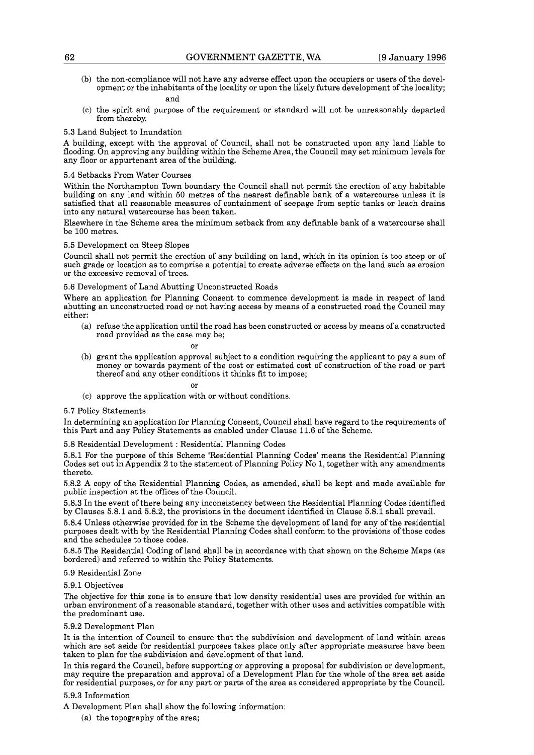(b) the non-compliance will not have any adverse effect upon the occupiers or users of the development or the inhabitants of the locality or upon the likely future development of the locality;

and

(c) the spirit and purpose of the requirement or standard will not be unreasonably departed from thereby.

5.3 Land Subject to Inundation

A building, except with the approval of Council, shall not be constructed upon any land liable to flooding. On approving any building within the Scheme Area, the Council may set minimum levels for any floor or appurtenant area of the building.

5.4 Setbacks From Water Courses

Within the Northampton Town boundary the Council shall not permit the erection of any habitable building on any land within 50 metres of the nearest definable bank of a watercourse unless it is satisfied that all reasonable measures of containment of seepage from septic tanks or leach drains into any natural watercourse has been taken.

Elsewhere in the Scheme area the minimum setback from any definable bank of a watercourse shall be 100 metres.

5.5 Development on Steep Slopes

Council shall not permit the erection of any building on land, which in its opinion is too steep or of such grade or location as to comprise a potential to create adverse effects on the land such as erosion or the excessive removal of trees.

5.6 Development of Land Abutting Unconstructed Roads

Where an application for Planning Consent to commence development is made in respect of land abutting an unconstructed road or not having access by means of a constructed road the Council may either:

(a) refuse the application until the road has been constructed or access by means of a constructed road provided as the case may be;

or

(b) grant the application approval subject to a condition requiring the applicant to pay a sum of money or towards payment of the cost or estimated cost of construction of the road or part thereof and any other conditions it thinks fit to impose;

or

(c) approve the application with or without conditions.

5.7 Policy Statements

In determining an application for Planning Consent, Council shall have regard to the requirements of this Part and any Policy Statements as enabled under Clause 11.6 of the Scheme.

5.8 Residential Development : Residential Planning Codes

5.8.1 For the purpose of this Scheme 'Residential Planning Codes' means the Residential Planning Codes set out in Appendix 2 to the statement of Planning Policy No 1, together with any amendments thereto.

5.8.2 A copy of the Residential Planning Codes, as amended, shall be kept and made available for public inspection at the offices of the Council.

5.8.3 In the event of there being any inconsistency between the Residential Planning Codes identified by Clauses 5.8.1 and 5.8.2, the provisions in the document identified in Clause 5.8.1 shall prevail.

5.8.4 Unless otherwise provided for in the Scheme the development of land for any of the residential purposes dealt with by the Residential Planning Codes shall conform to the provisions of those codes and the schedules to those codes.

5.8.5 The Residential Coding of land shall be in accordance with that shown on the Scheme Maps (as bordered) and referred to within the Policy Statements.

5.9 Residential Zone

5.9.1 Objectives

The objective for this zone is to ensure that low density residential uses are provided for within an urban environment of a reasonable standard, together with other uses and activities compatible with the predominant use.

5.9.2 Development Plan

It is the intention of Council to ensure that the subdivision and development of land within areas which are set aside for residential purposes takes place only after appropriate measures have been taken to plan for the subdivision and development of that land.

In this regard the Council, before supporting or approving a proposal for subdivision or development, may require the preparation and approval of a Development Plan for the whole of the area set aside for residential purposes, or for any part or parts of the area as considered appropriate by the Council.

5.9.3 Information

A Development Plan shall show the following information:

(a) the topography of the area;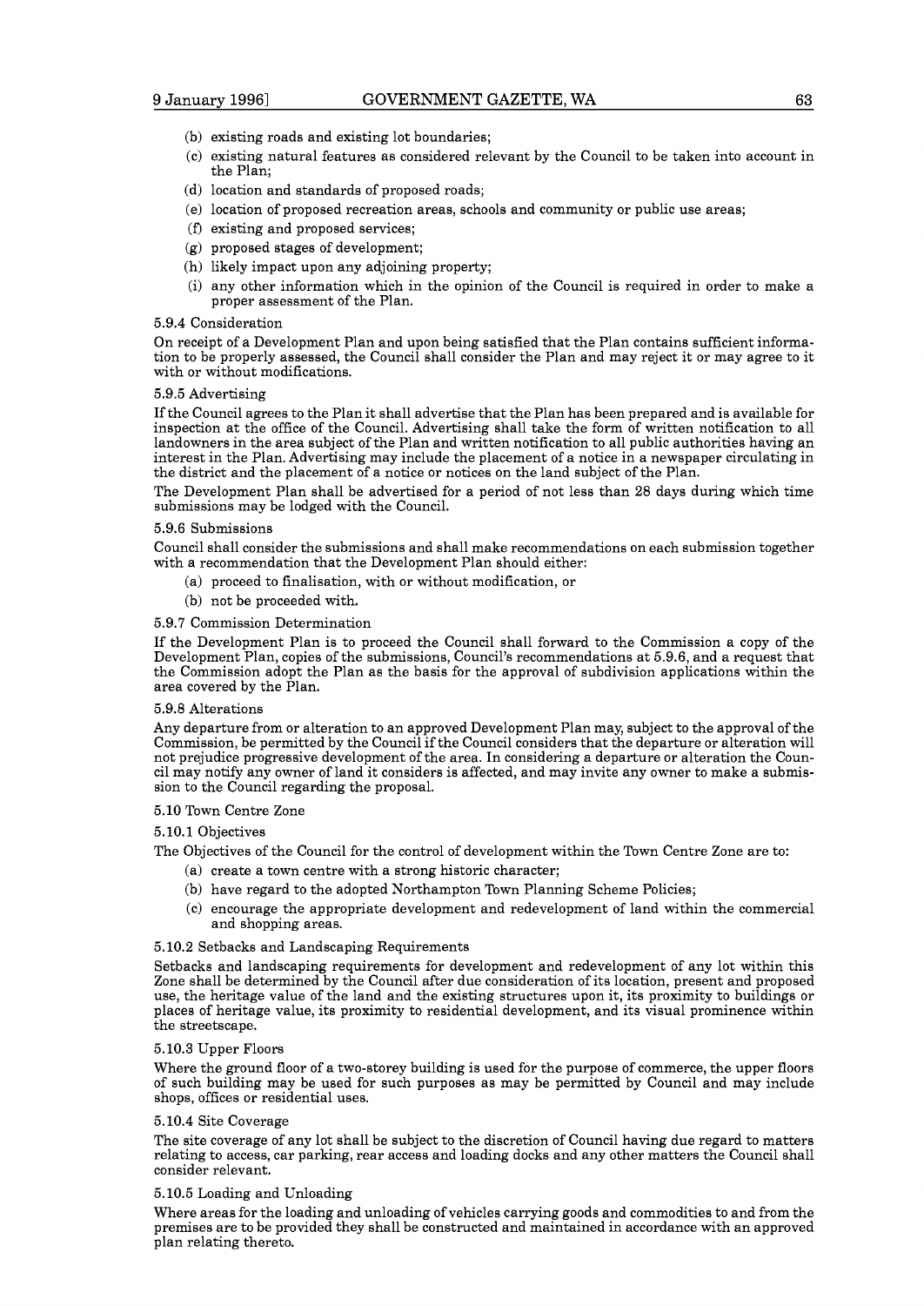(b) existing roads and existing lot boundaries;

(c) existing natural features as considered relevant by the Council to be taken into account in the Plan;

(d) location and standards of proposed roads;

(e) location of proposed recreation areas, schools and community or public use areas;

(f) existing and proposed services;

(g) proposed stages of development;

(h) likely impact upon any adjoining property;

(i) any other information which in the opinion of the Council is required in order to make a proper assessment of the Plan.

5.9.4 Consideration

On receipt of a Development Plan and upon being satisfied that the Plan contains sufficient information to be properly assessed, the Council shall consider the Plan and may reject it or may agree to it with or without modifications.

5.9.5 Advertising

If the Council agrees to the Plan it shall advertise that the Plan has been prepared and is available for inspection at the office of the Council. Advertising shall take the form of written notification to all landowners in the area subject of the Plan and written notification to all public authorities having an interest in the Plan. Advertising may include the placement of a notice in a newspaper circulating in the district and the placement of a notice or notices on the land subject of the Plan.

The Development Plan shall be advertised for a period of not less than 28 days during which time submissions may be lodged with the Council.

5.9.6 Submissions

Council shall consider the submissions and shall make recommendations on each submission together with a recommendation that the Development Plan should either:

(a) proceed to finalisation, with or without modification, or

(b) not be proceeded with.

5.9.7 Commission Determination

If the Development Plan is to proceed the Council shall forward to the Commission a copy of the Development Plan, copies of the submissions, Council's recommendations at 5.9.6, and a request that the Commission adopt the Plan as the basis for the approval of subdivision applications within the area covered by the Plan.

5.9.8 Alterations

Any departure from or alteration to an approved Development Plan may, subject to the approval of the Commission, be permitted by the Council if the Council considers that the departure or alteration will not prejudice progressive development of the area. In considering a departure or alteration the Council may notify any owner of land it considers is affected, and may invite any owner to make a submission to the Council regarding the proposal.

5.10 Town Centre Zone

5.10.1 Objectives

The Objectives of the Council for the control of development within the Town Centre Zone are to:

(a) create a town centre with a strong historic character;

(b) have regard to the adopted Northampton Town Planning Scheme Policies;

(c) encourage the appropriate development and redevelopment of land within the commercial and shopping areas.

5.10.2 Setbacks and Landscaping Requirements

Setbacks and landscaping requirements for development and redevelopment of any lot within this Zone shall be determined by the Council after due consideration of its location, present and proposed use, the heritage value of the land and the existing structures upon it, its proximity to buildings or places of heritage value, its proximity to residential development, and its visual prominence within the streetscape.

5.10.3 Upper Floors

Where the ground floor of a two-storey building is used for the purpose of commerce, the upper floors of such building may be used for such purposes as may be permitted by Council and may include shops, offices or residential uses.

5.10.4 Site Coverage

The site coverage of any lot shall be subject to the discretion of Council having due regard to matters relating to access, car parking, rear access and loading docks and any other matters the Council shall consider relevant.

5.10.5 Loading and Unloading

Where areas for the loading and unloading of vehicles carrying goods and commodities to and from the premises are to be provided they shall be constructed and maintained in accordance with an approved plan relating thereto.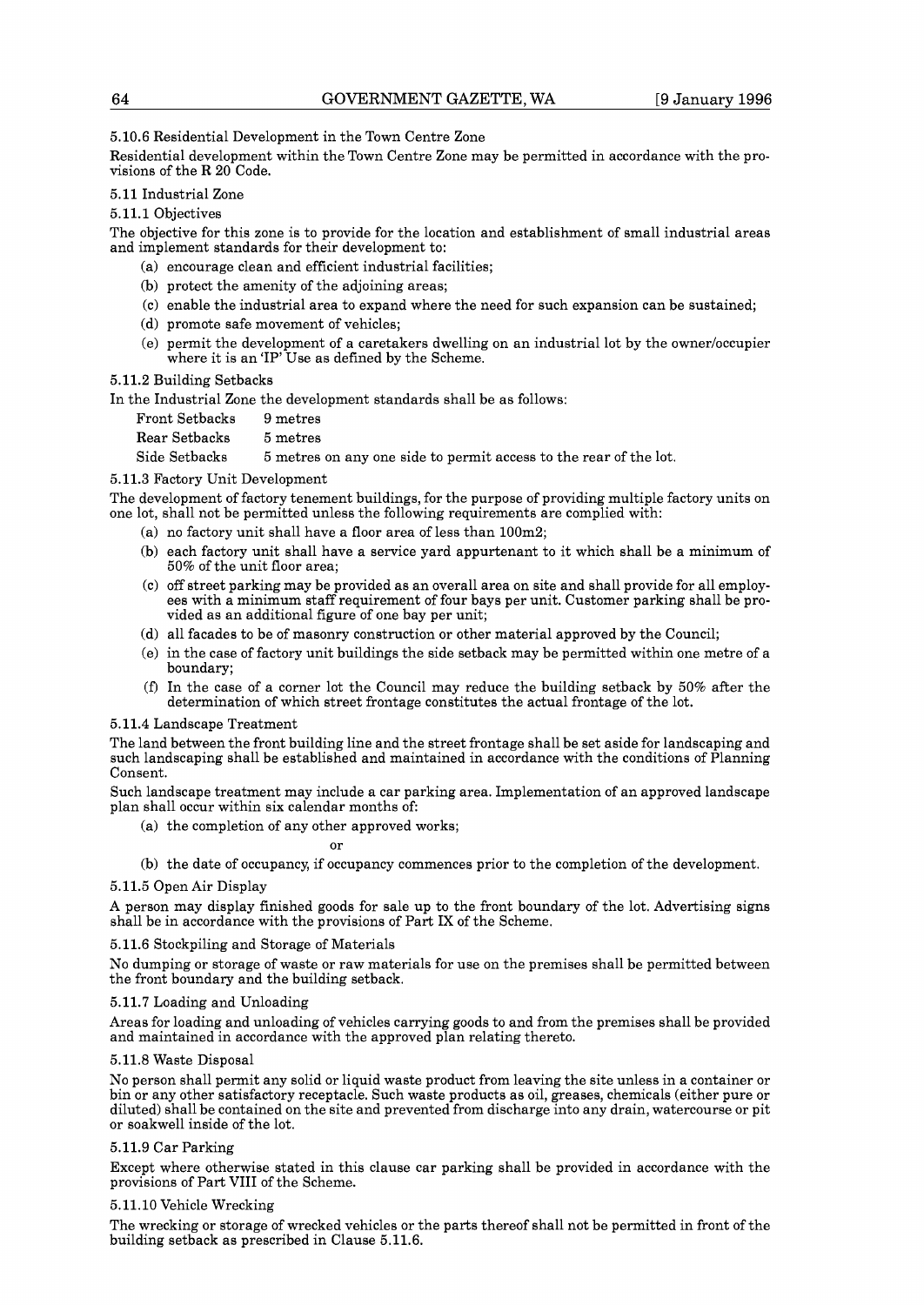5.10.6 Residential Development in the Town Centre Zone

Residential development within the Town Centre Zone may be permitted in accordance with the provisions of the R 20 Code.

5.11 Industrial Zone

5.11.1 Objectives

The objective for this zone is to provide for the location and establishment of small industrial areas and implement standards for their development to:

(a) encourage clean and efficient industrial facilities;

(b) protect the amenity of the adjoining areas;

(c) enable the industrial area to expand where the need for such expansion can be sustained;

(d) promote safe movement of vehicles;

(e) permit the development of a caretakers dwelling on an industrial lot by the owner/occupier where it is an 'IP' Use as defined by the Scheme.

5.11.2 Building Setbacks

In the Industrial Zone the development standards shall be as follows:

| | |
|---|---|
| Front Setbacks | 9 metres |
| Rear Setbacks | 5 metres |
| Side Setbacks | 5 metres on any one side to permit access to the rear of the lot. |

5.11.3 Factory Unit Development

The development of factory tenement buildings, for the purpose of providing multiple factory units on one lot, shall not be permitted unless the following requirements are complied with:

(a) no factory unit shall have a floor area of less than 100m2;

(b) each factory unit shall have a service yard appurtenant to it which shall be a minimum of 50% of the unit floor area;

(c) off street parking may be provided as an overall area on site and shall provide for all employees with a minimum staff requirement of four bays per unit. Customer parking shall be provided as an additional figure of one bay per unit;

(d) all facades to be of masonry construction or other material approved by the Council;

(e) in the case of factory unit buildings the side setback may be permitted within one metre of a boundary;

(f) In the case of a corner lot the Council may reduce the building setback by 50% after the determination of which street frontage constitutes the actual frontage of the lot.

5.11.4 Landscape Treatment

The land between the front building line and the street frontage shall be set aside for landscaping and such landscaping shall be established and maintained in accordance with the conditions of Planning Consent.

Such landscape treatment may include a car parking area. Implementation of an approved landscape plan shall occur within six calendar months of:

(a) the completion of any other approved works;

or

(b) the date of occupancy, if occupancy commences prior to the completion of the development.

5.11.5 Open Air Display

A person may display finished goods for sale up to the front boundary of the lot. Advertising signs shall be in accordance with the provisions of Part IX of the Scheme.

5.11.6 Stockpiling and Storage of Materials

No dumping or storage of waste or raw materials for use on the premises shall be permitted between the front boundary and the building setback.

5.11.7 Loading and Unloading

Areas for loading and unloading of vehicles carrying goods to and from the premises shall be provided and maintained in accordance with the approved plan relating thereto.

5.11.8 Waste Disposal

No person shall permit any solid or liquid waste product from leaving the site unless in a container or bin or any other satisfactory receptacle. Such waste products as oil, greases, chemicals (either pure or diluted) shall be contained on the site and prevented from discharge into any drain, watercourse or pit or soakwell inside of the lot.

5.11.9 Car Parking

Except where otherwise stated in this clause car parking shall be provided in accordance with the provisions of Part VIII of the Scheme.

5.11.10 Vehicle Wrecking

The wrecking or storage of wrecked vehicles or the parts thereof shall not be permitted in front of the building setback as prescribed in Clause 5.11.6.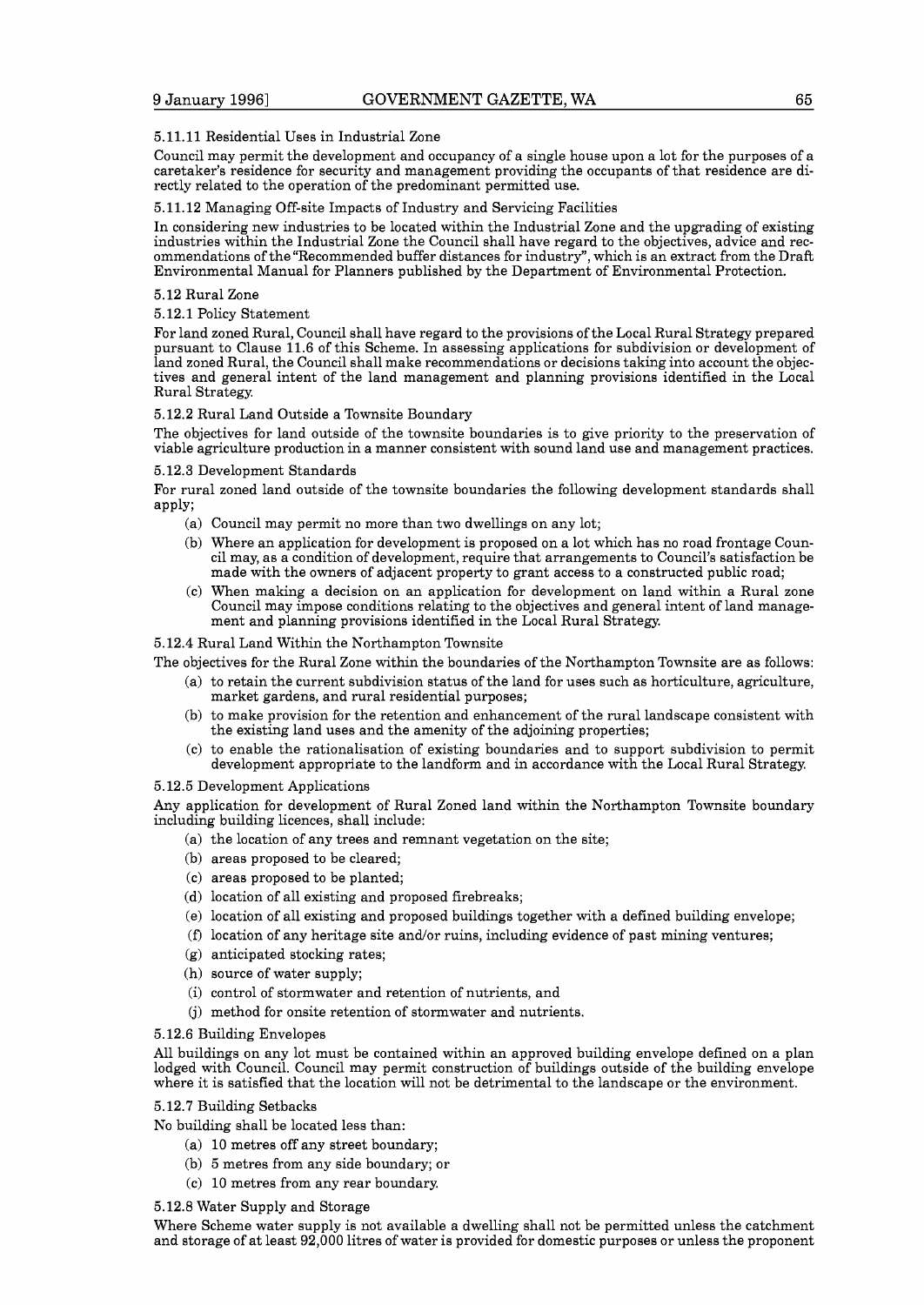5.11.11 Residential Uses in Industrial Zone

Council may permit the development and occupancy of a single house upon a lot for the purposes of a caretaker's residence for security and management providing the occupants of that residence are directly related to the operation of the predominant permitted use.

5.11.12 Managing Off-site Impacts of Industry and Servicing Facilities

In considering new industries to be located within the Industrial Zone and the upgrading of existing industries within the Industrial Zone the Council shall have regard to the objectives, advice and recommendations of the "Recommended buffer distances for industry", which is an extract from the Draft Environmental Manual for Planners published by the Department of Environmental Protection.

5.12 Rural Zone

5.12.1 Policy Statement

For land zoned Rural, Council shall have regard to the provisions of the Local Rural Strategy prepared pursuant to Clause 11.6 of this Scheme. In assessing applications for subdivision or development of land zoned Rural, the Council shall make recommendations or decisions taking into account the objectives and general intent of the land management and planning provisions identified in the Local Rural Strategy.

5.12.2 Rural Land Outside a Townsite Boundary

The objectives for land outside of the townsite boundaries is to give priority to the preservation of viable agriculture production in a manner consistent with sound land use and management practices.

5.12.3 Development Standards

For rural zoned land outside of the townsite boundaries the following development standards shall apply;

(a) Council may permit no more than two dwellings on any lot;

(b) Where an application for development is proposed on a lot which has no road frontage Council may, as a condition of development, require that arrangements to Council's satisfaction be made with the owners of adjacent property to grant access to a constructed public road;

(c) When making a decision on an application for development on land within a Rural zone Council may impose conditions relating to the objectives and general intent of land management and planning provisions identified in the Local Rural Strategy.

5.12.4 Rural Land Within the Northampton Townsite

The objectives for the Rural Zone within the boundaries of the Northampton Townsite are as follows:

(a) to retain the current subdivision status of the land for uses such as horticulture, agriculture, market gardens, and rural residential purposes;

(b) to make provision for the retention and enhancement of the rural landscape consistent with the existing land uses and the amenity of the adjoining properties;

(c) to enable the rationalisation of existing boundaries and to support subdivision to permit development appropriate to the landform and in accordance with the Local Rural Strategy.

5.12.5 Development Applications

Any application for development of Rural Zoned land within the Northampton Townsite boundary including building licences, shall include:

(a) the location of any trees and remnant vegetation on the site;

(b) areas proposed to be cleared;

(c) areas proposed to be planted;

(d) location of all existing and proposed firebreaks;

(e) location of all existing and proposed buildings together with a defined building envelope;

(f) location of any heritage site and/or ruins, including evidence of past mining ventures;

(g) anticipated stocking rates;

(h) source of water supply;

(i) control of stormwater and retention of nutrients, and

(j) method for onsite retention of stormwater and nutrients.

5.12.6 Building Envelopes

All buildings on any lot must be contained within an approved building envelope defined on a plan lodged with Council. Council may permit construction of buildings outside of the building envelope where it is satisfied that the location will not be detrimental to the landscape or the environment.

5.12.7 Building Setbacks

No building shall be located less than:

(a) 10 metres off any street boundary;

(b) 5 metres from any side boundary; or

(c) 10 metres from any rear boundary.

5.12.8 Water Supply and Storage

Where Scheme water supply is not available a dwelling shall not be permitted unless the catchment and storage of at least 92,000 litres of water is provided for domestic purposes or unless the proponent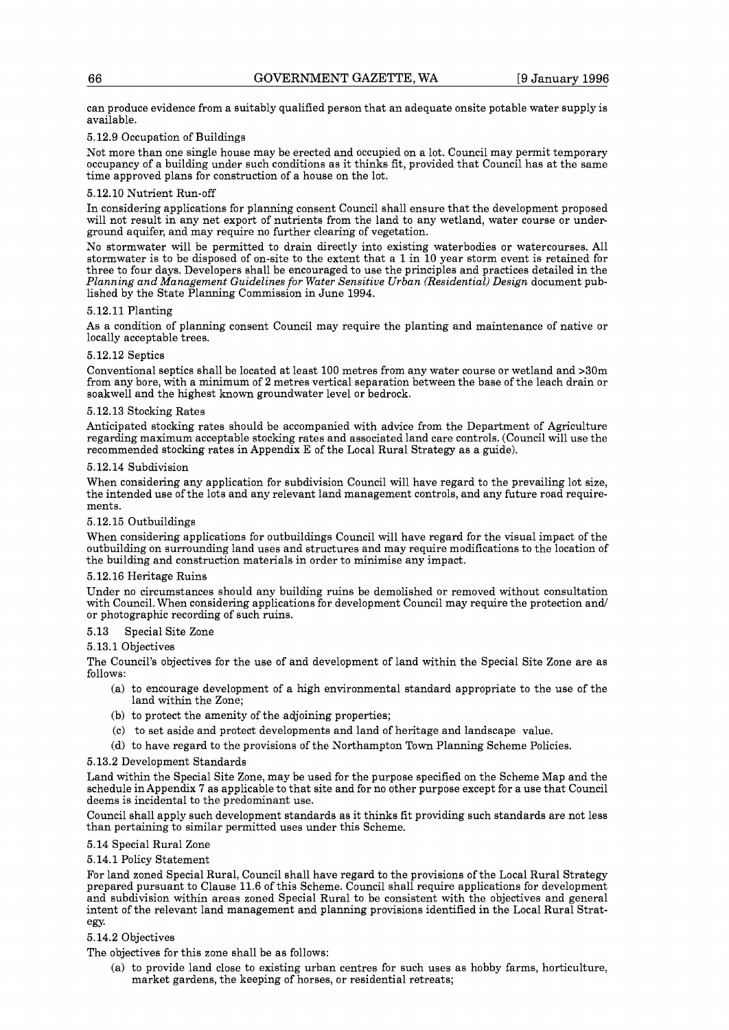can produce evidence from a suitably qualified person that an adequate onsite potable water supply is available.

5.12.9 Occupation of Buildings

Not more than one single house may be erected and occupied on a lot. Council may permit temporary occupancy of a building under such conditions as it thinks fit, provided that Council has at the same time approved plans for construction of a house on the lot.

5.12.10 Nutrient Run-off

In considering applications for planning consent Council shall ensure that the development proposed will not result in any net export of nutrients from the land to any wetland, water course or underground aquifer, and may require no further clearing of vegetation.

No stormwater will be permitted to drain directly into existing waterbodies or watercourses. All stormwater is to be disposed of on-site to the extent that a 1 in 10 year storm event is retained for three to four days. Developers shall be encouraged to use the principles and practices detailed in the *Planning and Management Guidelines for Water Sensitive Urban (Residential) Design* document published by the State Planning Commission in June 1994.

5.12.11 Planting

As a condition of planning consent Council may require the planting and maintenance of native or locally acceptable trees.

5.12.12 Septics

Conventional septics shall be located at least 100 metres from any water course or wetland and >30m from any bore, with a minimum of 2 metres vertical separation between the base of the leach drain or soakwell and the highest known groundwater level or bedrock.

5.12.13 Stocking Rates

Anticipated stocking rates should be accompanied with advice from the Department of Agriculture regarding maximum acceptable stocking rates and associated land care controls. (Council will use the recommended stocking rates in Appendix E of the Local Rural Strategy as a guide).

5.12.14 Subdivision

When considering any application for subdivision Council will have regard to the prevailing lot size, the intended use of the lots and any relevant land management controls, and any future road requirements.

5.12.15 Outbuildings

When considering applications for outbuildings Council will have regard for the visual impact of the outbuilding on surrounding land uses and structures and may require modifications to the location of the building and construction materials in order to minimise any impact.

5.12.16 Heritage Ruins

Under no circumstances should any building ruins be demolished or removed without consultation with Council. When considering applications for development Council may require the protection and/ or photographic recording of such ruins.

5.13 Special Site Zone

5.13.1 Objectives

The Council's objectives for the use of and development of land within the Special Site Zone are as follows:

(a) to encourage development of a high environmental standard appropriate to the use of the land within the Zone;

(b) to protect the amenity of the adjoining properties;

(c) to set aside and protect developments and land of heritage and landscape value.

(d) to have regard to the provisions of the Northampton Town Planning Scheme Policies.

5.13.2 Development Standards

Land within the Special Site Zone, may be used for the purpose specified on the Scheme Map and the schedule in Appendix 7 as applicable to that site and for no other purpose except for a use that Council deems is incidental to the predominant use.

Council shall apply such development standards as it thinks fit providing such standards are not less than pertaining to similar permitted uses under this Scheme.

5.14 Special Rural Zone

5.14.1 Policy Statement

For land zoned Special Rural, Council shall have regard to the provisions of the Local Rural Strategy prepared pursuant to Clause 11.6 of this Scheme. Council shall require applications for development and subdivision within areas zoned Special Rural to be consistent with the objectives and general intent of the relevant land management and planning provisions identified in the Local Rural Strategy.

5.14.2 Objectives

The objectives for this zone shall be as follows:

(a) to provide land close to existing urban centres for such uses as hobby farms, horticulture, market gardens, the keeping of horses, or residential retreats;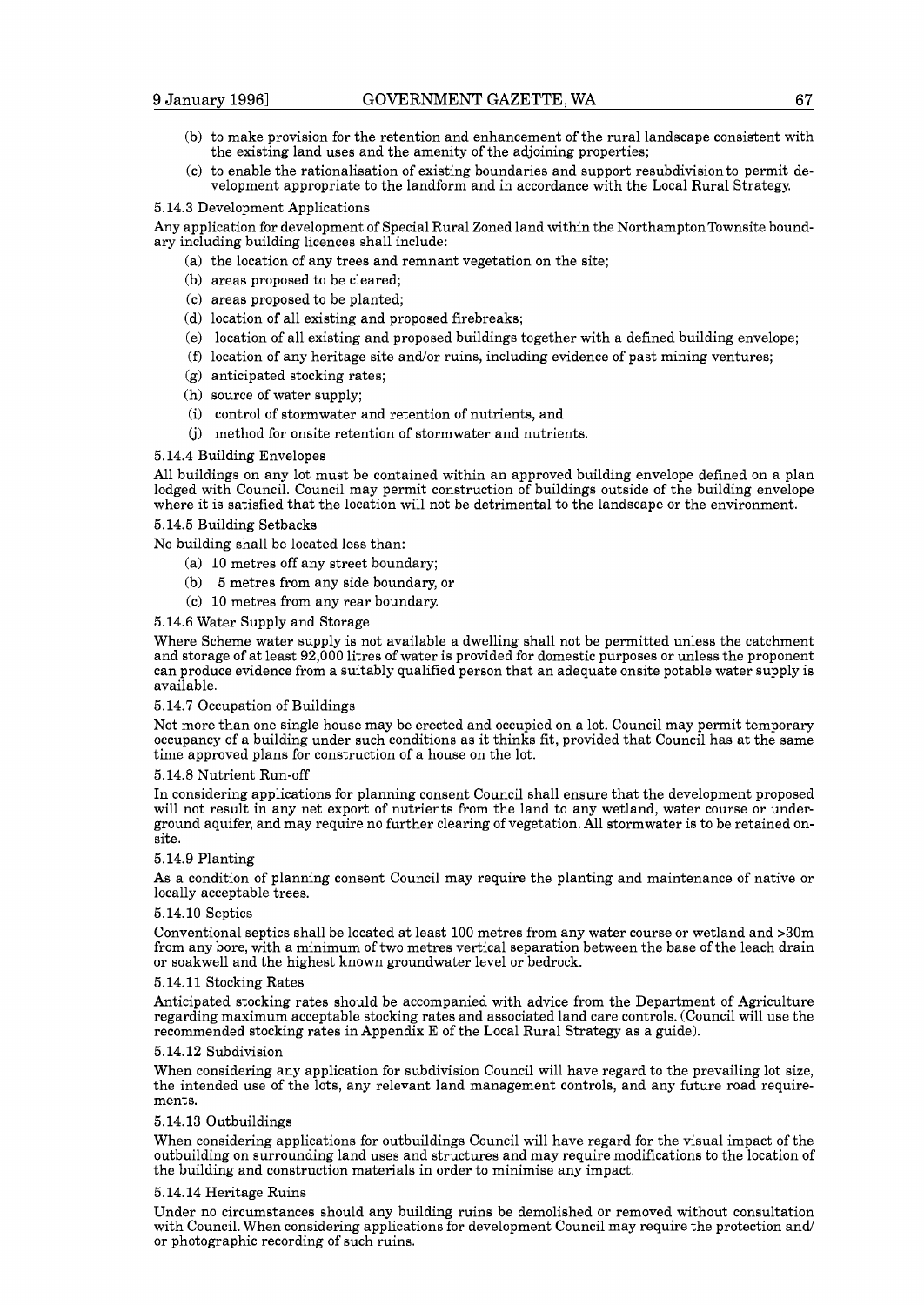(b) to make provision for the retention and enhancement of the rural landscape consistent with the existing land uses and the amenity of the adjoining properties;

(c) to enable the rationalisation of existing boundaries and support resubdivision to permit development appropriate to the landform and in accordance with the Local Rural Strategy.

5.14.3 Development Applications

Any application for development of Special Rural Zoned land within the Northampton Townsite boundary including building licences shall include:

(a) the location of any trees and remnant vegetation on the site;

(b) areas proposed to be cleared;

(c) areas proposed to be planted;

(d) location of all existing and proposed firebreaks;

(e) location of all existing and proposed buildings together with a defined building envelope;

(f) location of any heritage site and/or ruins, including evidence of past mining ventures;

(g) anticipated stocking rates;

(h) source of water supply;

(i) control of stormwater and retention of nutrients, and

(j) method for onsite retention of stormwater and nutrients.

5.14.4 Building Envelopes

All buildings on any lot must be contained within an approved building envelope defined on a plan lodged with Council. Council may permit construction of buildings outside of the building envelope where it is satisfied that the location will not be detrimental to the landscape or the environment.

5.14.5 Building Setbacks

No building shall be located less than:

(a) 10 metres off any street boundary;

(b) 5 metres from any side boundary, or

(c) 10 metres from any rear boundary.

5.14.6 Water Supply and Storage

Where Scheme water supply is not available a dwelling shall not be permitted unless the catchment and storage of at least 92,000 litres of water is provided for domestic purposes or unless the proponent can produce evidence from a suitably qualified person that an adequate onsite potable water supply is available.

5.14.7 Occupation of Buildings

Not more than one single house may be erected and occupied on a lot. Council may permit temporary occupancy of a building under such conditions as it thinks fit, provided that Council has at the same time approved plans for construction of a house on the lot.

5.14.8 Nutrient Run-off

In considering applications for planning consent Council shall ensure that the development proposed will not result in any net export of nutrients from the land to any wetland, water course or underground aquifer, and may require no further clearing of vegetation. All stormwater is to be retained on-site.

5.14.9 Planting

As a condition of planning consent Council may require the planting and maintenance of native or locally acceptable trees.

5.14.10 Septics

Conventional septics shall be located at least 100 metres from any water course or wetland and >30m from any bore, with a minimum of two metres vertical separation between the base of the leach drain or soakwell and the highest known groundwater level or bedrock.

5.14.11 Stocking Rates

Anticipated stocking rates should be accompanied with advice from the Department of Agriculture regarding maximum acceptable stocking rates and associated land care controls. (Council will use the recommended stocking rates in Appendix E of the Local Rural Strategy as a guide).

5.14.12 Subdivision

When considering any application for subdivision Council will have regard to the prevailing lot size, the intended use of the lots, any relevant land management controls, and any future road requirements.

5.14.13 Outbuildings

When considering applications for outbuildings Council will have regard for the visual impact of the outbuilding on surrounding land uses and structures and may require modifications to the location of the building and construction materials in order to minimise any impact.

5.14.14 Heritage Ruins

Under no circumstances should any building ruins be demolished or removed without consultation with Council. When considering applications for development Council may require the protection and/or photographic recording of such ruins.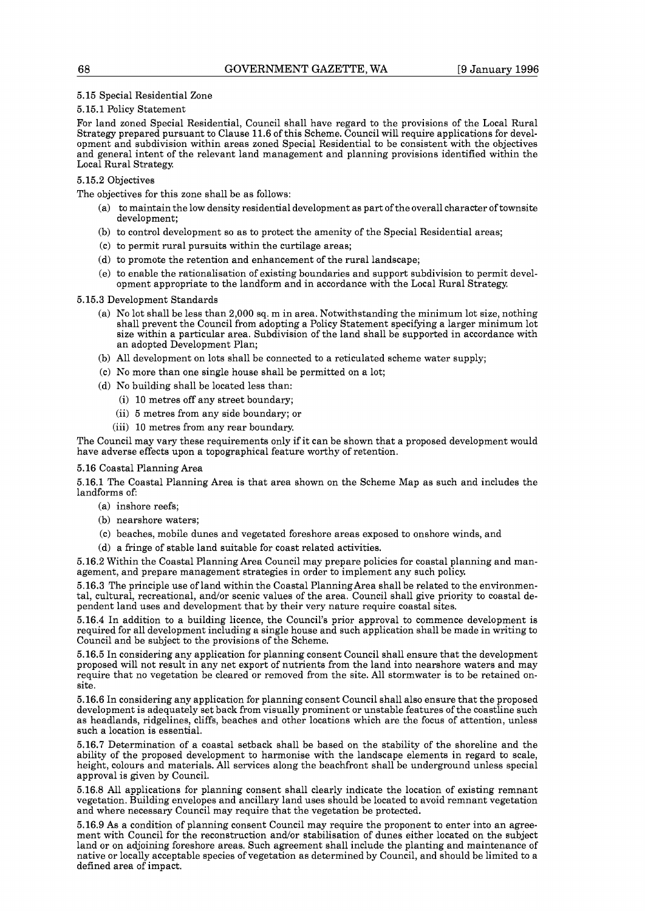5.15 Special Residential Zone

5.15.1 Policy Statement

For land zoned Special Residential, Council shall have regard to the provisions of the Local Rural Strategy prepared pursuant to Clause 11.6 of this Scheme. Council will require applications for development and subdivision within areas zoned Special Residential to be consistent with the objectives and general intent of the relevant land management and planning provisions identified within the Local Rural Strategy.

5.15.2 Objectives

The objectives for this zone shall be as follows:

(a) to maintain the low density residential development as part of the overall character of townsite development;

(b) to control development so as to protect the amenity of the Special Residential areas;

(c) to permit rural pursuits within the curtilage areas;

(d) to promote the retention and enhancement of the rural landscape;

(e) to enable the rationalisation of existing boundaries and support subdivision to permit development appropriate to the landform and in accordance with the Local Rural Strategy.

5.15.3 Development Standards

(a) No lot shall be less than 2,000 sq. m in area. Notwithstanding the minimum lot size, nothing shall prevent the Council from adopting a Policy Statement specifying a larger minimum lot size within a particular area. Subdivision of the land shall be supported in accordance with an adopted Development Plan;

(b) All development on lots shall be connected to a reticulated scheme water supply;

(c) No more than one single house shall be permitted on a lot;

(d) No building shall be located less than:

(i) 10 metres off any street boundary;

(ii) 5 metres from any side boundary; or

(iii) 10 metres from any rear boundary.

The Council may vary these requirements only if it can be shown that a proposed development would have adverse effects upon a topographical feature worthy of retention.

5.16 Coastal Planning Area

5.16.1 The Coastal Planning Area is that area shown on the Scheme Map as such and includes the landforms of:

(a) inshore reefs;

(b) nearshore waters;

(c) beaches, mobile dunes and vegetated foreshore areas exposed to onshore winds, and

(d) a fringe of stable land suitable for coast related activities.

5.16.2 Within the Coastal Planning Area Council may prepare policies for coastal planning and management, and prepare management strategies in order to implement any such policy.

5.16.3 The principle use of land within the Coastal Planning Area shall be related to the environmental, cultural, recreational, and/or scenic values of the area. Council shall give priority to coastal dependent land uses and development that by their very nature require coastal sites.

5.16.4 In addition to a building licence, the Council's prior approval to commence development is required for all development including a single house and such application shall be made in writing to Council and be subject to the provisions of the Scheme.

5.16.5 In considering any application for planning consent Council shall ensure that the development proposed will not result in any net export of nutrients from the land into nearshore waters and may require that no vegetation be cleared or removed from the site. All stormwater is to be retained on-site.

5.16.6 In considering any application for planning consent Council shall also ensure that the proposed development is adequately set back from visually prominent or unstable features of the coastline such as headlands, ridgelines, cliffs, beaches and other locations which are the focus of attention, unless such a location is essential.

5.16.7 Determination of a coastal setback shall be based on the stability of the shoreline and the ability of the proposed development to harmonise with the landscape elements in regard to scale, height, colours and materials. All services along the beachfront shall be underground unless special approval is given by Council.

5.16.8 All applications for planning consent shall clearly indicate the location of existing remnant vegetation. Building envelopes and ancillary land uses should be located to avoid remnant vegetation and where necessary Council may require that the vegetation be protected.

5.16.9 As a condition of planning consent Council may require the proponent to enter into an agreement with Council for the reconstruction and/or stabilisation of dunes either located on the subject land or on adjoining foreshore areas. Such agreement shall include the planting and maintenance of native or locally acceptable species of vegetation as determined by Council, and should be limited to a defined area of impact.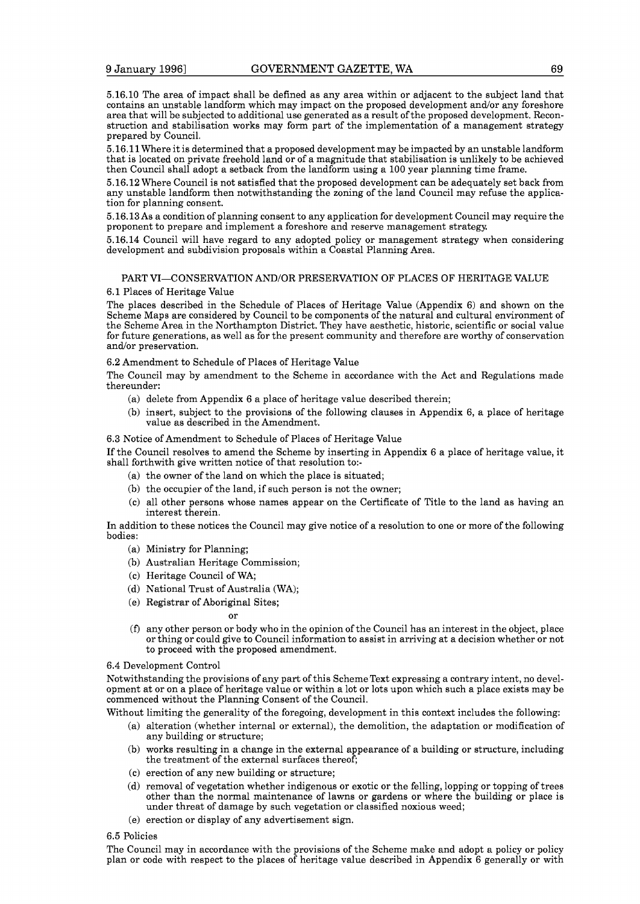5.16.10 The area of impact shall be defined as any area within or adjacent to the subject land that contains an unstable landform which may impact on the proposed development and/or any foreshore area that will be subjected to additional use generated as a result of the proposed development. Reconstruction and stabilisation works may form part of the implementation of a management strategy prepared by Council.

5.16.11 Where it is determined that a proposed development may be impacted by an unstable landform that is located on private freehold land or of a magnitude that stabilisation is unlikely to be achieved then Council shall adopt a setback from the landform using a 100 year planning time frame.

5.16.12 Where Council is not satisfied that the proposed development can be adequately set back from any unstable landform then notwithstanding the zoning of the land Council may refuse the application for planning consent.

5.16.13 As a condition of planning consent to any application for development Council may require the proponent to prepare and implement a foreshore and reserve management strategy.

5.16.14 Council will have regard to any adopted policy or management strategy when considering development and subdivision proposals within a Coastal Planning Area.

## PART VI—CONSERVATION AND/OR PRESERVATION OF PLACES OF HERITAGE VALUE

6.1 Places of Heritage Value

The places described in the Schedule of Places of Heritage Value (Appendix 6) and shown on the Scheme Maps are considered by Council to be components of the natural and cultural environment of the Scheme Area in the Northampton District. They have aesthetic, historic, scientific or social value for future generations, as well as for the present community and therefore are worthy of conservation and/or preservation.

6.2 Amendment to Schedule of Places of Heritage Value

The Council may by amendment to the Scheme in accordance with the Act and Regulations made thereunder:

(a) delete from Appendix 6 a place of heritage value described therein;

(b) insert, subject to the provisions of the following clauses in Appendix 6, a place of heritage value as described in the Amendment.

6.3 Notice of Amendment to Schedule of Places of Heritage Value

If the Council resolves to amend the Scheme by inserting in Appendix 6 a place of heritage value, it shall forthwith give written notice of that resolution to:-

(a) the owner of the land on which the place is situated;

(b) the occupier of the land, if such person is not the owner;

(c) all other persons whose names appear on the Certificate of Title to the land as having an interest therein.

In addition to these notices the Council may give notice of a resolution to one or more of the following bodies:

(a) Ministry for Planning;

(b) Australian Heritage Commission;

(c) Heritage Council of WA;

(d) National Trust of Australia (WA);

(e) Registrar of Aboriginal Sites;

or

(f) any other person or body who in the opinion of the Council has an interest in the object, place or thing or could give to Council information to assist in arriving at a decision whether or not to proceed with the proposed amendment.

6.4 Development Control

Notwithstanding the provisions of any part of this Scheme Text expressing a contrary intent, no development at or on a place of heritage value or within a lot or lots upon which such a place exists may be commenced without the Planning Consent of the Council.

Without limiting the generality of the foregoing, development in this context includes the following:

(a) alteration (whether internal or external), the demolition, the adaptation or modification of any building or structure;

(b) works resulting in a change in the external appearance of a building or structure, including the treatment of the external surfaces thereof;

(c) erection of any new building or structure;

(d) removal of vegetation whether indigenous or exotic or the felling, lopping or topping of trees other than the normal maintenance of lawns or gardens or where the building or place is under threat of damage by such vegetation or classified noxious weed;

(e) erection or display of any advertisement sign.

6.5 Policies

The Council may in accordance with the provisions of the Scheme make and adopt a policy or policy plan or code with respect to the places of heritage value described in Appendix 6 generally or with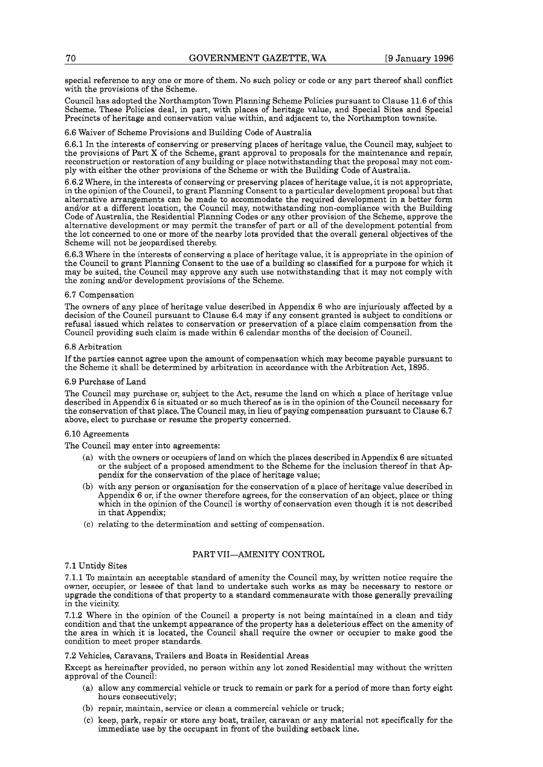special reference to any one or more of them. No such policy or code or any part thereof shall conflict with the provisions of the Scheme.

Council has adopted the Northampton Town Planning Scheme Policies pursuant to Clause 11.6 of this Scheme. These Policies deal, in part, with places of heritage value, and Special Sites and Special Precincts of heritage and conservation value within, and adjacent to, the Northampton townsite.

6.6 Waiver of Scheme Provisions and Building Code of Australia

6.6.1 In the interests of conserving or preserving places of heritage value, the Council may, subject to the provisions of Part X of the Scheme, grant approval to proposals for the maintenance and repair, reconstruction or restoration of any building or place notwithstanding that the proposal may not comply with either the other provisions of the Scheme or with the Building Code of Australia.

6.6.2 Where, in the interests of conserving or preserving places of heritage value, it is not appropriate, in the opinion of the Council, to grant Planning Consent to a particular development proposal but that alternative arrangements can be made to accommodate the required development in a better form and/or at a different location, the Council may, notwithstanding non-compliance with the Building Code of Australia, the Residential Planning Codes or any other provision of the Scheme, approve the alternative development or may permit the transfer of part or all of the development potential from the lot concerned to one or more of the nearby lots provided that the overall general objectives of the Scheme will not be jeopardised thereby.

6.6.3 Where in the interests of conserving a place of heritage value, it is appropriate in the opinion of the Council to grant Planning Consent to the use of a building so classified for a purpose for which it may be suited, the Council may approve any such use notwithstanding that it may not comply with the zoning and/or development provisions of the Scheme.

6.7 Compensation

The owners of any place of heritage value described in Appendix 6 who are injuriously affected by a decision of the Council pursuant to Clause 6.4 may if any consent granted is subject to conditions or refusal issued which relates to conservation or preservation of a place claim compensation from the Council providing such claim is made within 6 calendar months of the decision of Council.

6.8 Arbitration

If the parties cannot agree upon the amount of compensation which may become payable pursuant to the Scheme it shall be determined by arbitration in accordance with the Arbitration Act, 1895.

6.9 Purchase of Land

The Council may purchase or, subject to the Act, resume the land on which a place of heritage value described in Appendix 6 is situated or so much thereof as is in the opinion of the Council necessary for the conservation of that place. The Council may, in lieu of paying compensation pursuant to Clause 6.7 above, elect to purchase or resume the property concerned.

6.10 Agreements

The Council may enter into agreements:

(a) with the owners or occupiers of land on which the places described in Appendix 6 are situated or the subject of a proposed amendment to the Scheme for the inclusion thereof in that Appendix for the conservation of the place of heritage value;

(b) with any person or organisation for the conservation of a place of heritage value described in Appendix 6 or, if the owner therefore agrees, for the conservation of an object, place or thing which in the opinion of the Council is worthy of conservation even though it is not described in that Appendix;

(c) relating to the determination and setting of compensation.

## PART VII—AMENITY CONTROL

7.1 Untidy Sites

7.1.1 To maintain an acceptable standard of amenity the Council may, by written notice require the owner, occupier, or lessee of that land to undertake such works as may be necessary to restore or upgrade the conditions of that property to a standard commensurate with those generally prevailing in the vicinity.

7.1.2 Where in the opinion of the Council a property is not being maintained in a clean and tidy condition and that the unkempt appearance of the property has a deleterious effect on the amenity of the area in which it is located, the Council shall require the owner or occupier to make good the condition to meet proper standards.

7.2 Vehicles, Caravans, Trailers and Boats in Residential Areas

Except as hereinafter provided, no person within any lot zoned Residential may without the written approval of the Council:

(a) allow any commercial vehicle or truck to remain or park for a period of more than forty eight hours consecutively;

(b) repair, maintain, service or clean a commercial vehicle or truck;

(c) keep, park, repair or store any boat, trailer, caravan or any material not specifically for the immediate use by the occupant in front of the building setback line.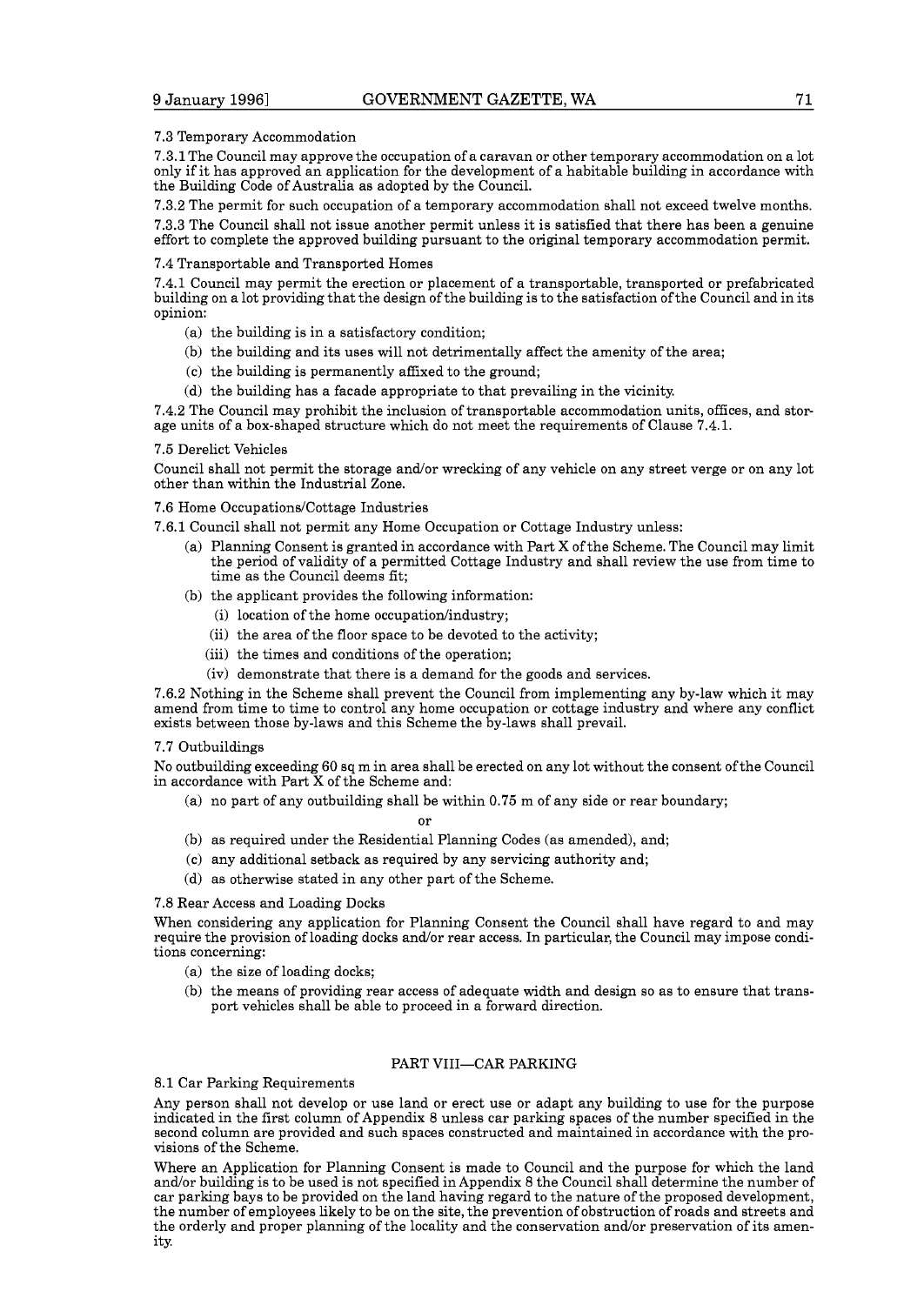7.3 Temporary Accommodation

7.3.1 The Council may approve the occupation of a caravan or other temporary accommodation on a lot only if it has approved an application for the development of a habitable building in accordance with the Building Code of Australia as adopted by the Council.

7.3.2 The permit for such occupation of a temporary accommodation shall not exceed twelve months.

7.3.3 The Council shall not issue another permit unless it is satisfied that there has been a genuine effort to complete the approved building pursuant to the original temporary accommodation permit.

7.4 Transportable and Transported Homes

7.4.1 Council may permit the erection or placement of a transportable, transported or prefabricated building on a lot providing that the design of the building is to the satisfaction of the Council and in its opinion:

(a) the building is in a satisfactory condition;

(b) the building and its uses will not detrimentally affect the amenity of the area;

(c) the building is permanently affixed to the ground;

(d) the building has a facade appropriate to that prevailing in the vicinity.

7.4.2 The Council may prohibit the inclusion of transportable accommodation units, offices, and storage units of a box-shaped structure which do not meet the requirements of Clause 7.4.1.

7.5 Derelict Vehicles

Council shall not permit the storage and/or wrecking of any vehicle on any street verge or on any lot other than within the Industrial Zone.

7.6 Home Occupations/Cottage Industries

7.6.1 Council shall not permit any Home Occupation or Cottage Industry unless:

(a) Planning Consent is granted in accordance with Part X of the Scheme. The Council may limit the period of validity of a permitted Cottage Industry and shall review the use from time to time as the Council deems fit;

(b) the applicant provides the following information:

(i) location of the home occupation/industry;

(ii) the area of the floor space to be devoted to the activity;

(iii) the times and conditions of the operation;

(iv) demonstrate that there is a demand for the goods and services.

7.6.2 Nothing in the Scheme shall prevent the Council from implementing any by-law which it may amend from time to time to control any home occupation or cottage industry and where any conflict exists between those by-laws and this Scheme the by-laws shall prevail.

7.7 Outbuildings

No outbuilding exceeding 60 sq m in area shall be erected on any lot without the consent of the Council in accordance with Part X of the Scheme and:

(a) no part of any outbuilding shall be within 0.75 m of any side or rear boundary;

or

(b) as required under the Residential Planning Codes (as amended), and;

(c) any additional setback as required by any servicing authority and;

(d) as otherwise stated in any other part of the Scheme.

7.8 Rear Access and Loading Docks

When considering any application for Planning Consent the Council shall have regard to and may require the provision of loading docks and/or rear access. In particular, the Council may impose conditions concerning:

(a) the size of loading docks;

(b) the means of providing rear access of adequate width and design so as to ensure that transport vehicles shall be able to proceed in a forward direction.

## PART VIII—CAR PARKING

8.1 Car Parking Requirements

Any person shall not develop or use land or erect use or adapt any building to use for the purpose indicated in the first column of Appendix 8 unless car parking spaces of the number specified in the second column are provided and such spaces constructed and maintained in accordance with the provisions of the Scheme.

Where an Application for Planning Consent is made to Council and the purpose for which the land and/or building is to be used is not specified in Appendix 8 the Council shall determine the number of car parking bays to be provided on the land having regard to the nature of the proposed development, the number of employees likely to be on the site, the prevention of obstruction of roads and streets and the orderly and proper planning of the locality and the conservation and/or preservation of its amenity.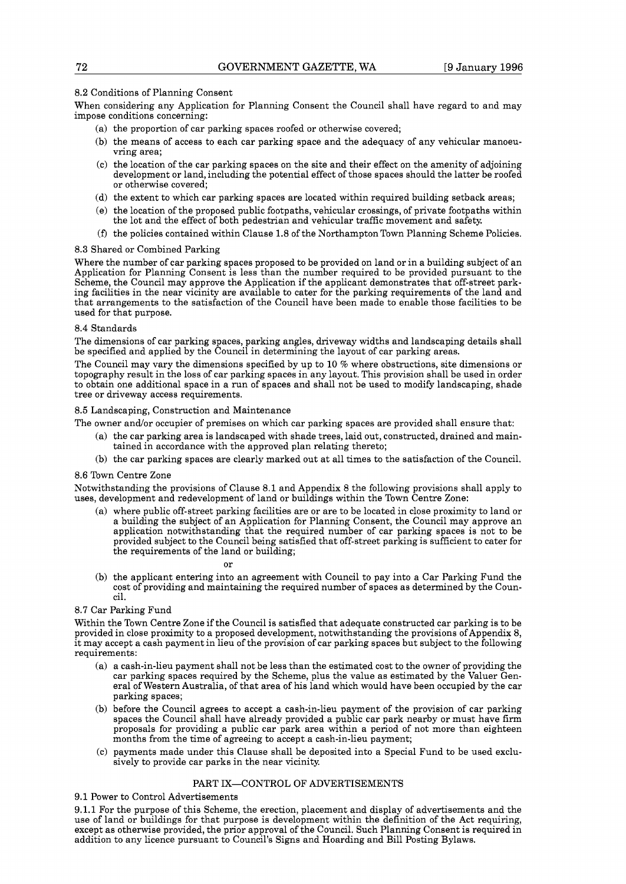8.2 Conditions of Planning Consent

When considering any Application for Planning Consent the Council shall have regard to and may impose conditions concerning:

(a) the proportion of car parking spaces roofed or otherwise covered;

(b) the means of access to each car parking space and the adequacy of any vehicular manoeuvring area;

(c) the location of the car parking spaces on the site and their effect on the amenity of adjoining development or land, including the potential effect of those spaces should the latter be roofed or otherwise covered;

(d) the extent to which car parking spaces are located within required building setback areas;

(e) the location of the proposed public footpaths, vehicular crossings, of private footpaths within the lot and the effect of both pedestrian and vehicular traffic movement and safety.

(f) the policies contained within Clause 1.8 of the Northampton Town Planning Scheme Policies.

8.3 Shared or Combined Parking

Where the number of car parking spaces proposed to be provided on land or in a building subject of an Application for Planning Consent is less than the number required to be provided pursuant to the Scheme, the Council may approve the Application if the applicant demonstrates that off-street parking facilities in the near vicinity are available to cater for the parking requirements of the land and that arrangements to the satisfaction of the Council have been made to enable those facilities to be used for that purpose.

8.4 Standards

The dimensions of car parking spaces, parking angles, driveway widths and landscaping details shall be specified and applied by the Council in determining the layout of car parking areas.

The Council may vary the dimensions specified by up to 10 % where obstructions, site dimensions or topography result in the loss of car parking spaces in any layout. This provision shall be used in order to obtain one additional space in a run of spaces and shall not be used to modify landscaping, shade tree or driveway access requirements.

8.5 Landscaping, Construction and Maintenance

The owner and/or occupier of premises on which car parking spaces are provided shall ensure that:

(a) the car parking area is landscaped with shade trees, laid out, constructed, drained and maintained in accordance with the approved plan relating thereto;

(b) the car parking spaces are clearly marked out at all times to the satisfaction of the Council.

8.6 Town Centre Zone

Notwithstanding the provisions of Clause 8.1 and Appendix 8 the following provisions shall apply to uses, development and redevelopment of land or buildings within the Town Centre Zone:

(a) where public off-street parking facilities are or are to be located in close proximity to land or a building the subject of an Application for Planning Consent, the Council may approve an application notwithstanding that the required number of car parking spaces is not to be provided subject to the Council being satisfied that off-street parking is sufficient to cater for the requirements of the land or building;

or

(b) the applicant entering into an agreement with Council to pay into a Car Parking Fund the cost of providing and maintaining the required number of spaces as determined by the Council.

8.7 Car Parking Fund

Within the Town Centre Zone if the Council is satisfied that adequate constructed car parking is to be provided in close proximity to a proposed development, notwithstanding the provisions of Appendix 8, it may accept a cash payment in lieu of the provision of car parking spaces but subject to the following requirements:

(a) a cash-in-lieu payment shall not be less than the estimated cost to the owner of providing the car parking spaces required by the Scheme, plus the value as estimated by the Valuer General of Western Australia, of that area of his land which would have been occupied by the car parking spaces;

(b) before the Council agrees to accept a cash-in-lieu payment of the provision of car parking spaces the Council shall have already provided a public car park nearby or must have firm proposals for providing a public car park area within a period of not more than eighteen months from the time of agreeing to accept a cash-in-lieu payment;

(c) payments made under this Clause shall be deposited into a Special Fund to be used exclusively to provide car parks in the near vicinity.

## PART IX—CONTROL OF ADVERTISEMENTS

9.1 Power to Control Advertisements

9.1.1 For the purpose of this Scheme, the erection, placement and display of advertisements and the use of land or buildings for that purpose is development within the definition of the Act requiring, except as otherwise provided, the prior approval of the Council. Such Planning Consent is required in addition to any licence pursuant to Council's Signs and Hoarding and Bill Posting Bylaws.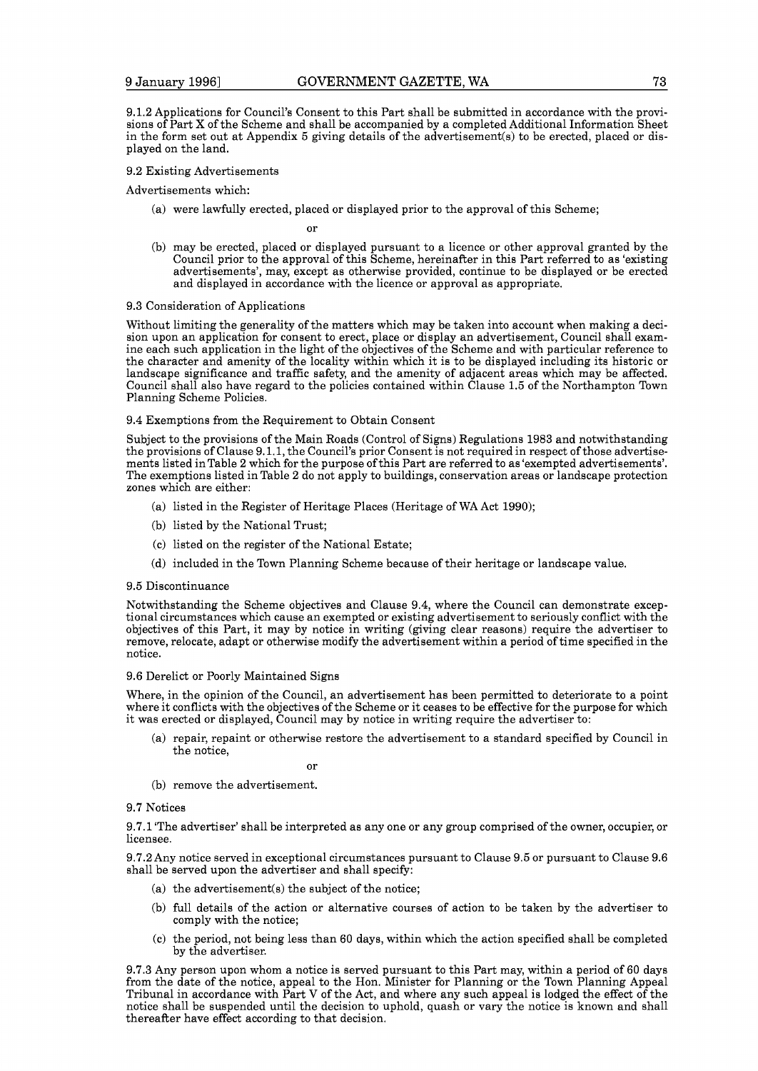9.1.2 Applications for Council's Consent to this Part shall be submitted in accordance with the provisions of Part X of the Scheme and shall be accompanied by a completed Additional Information Sheet in the form set out at Appendix 5 giving details of the advertisement(s) to be erected, placed or displayed on the land.

9.2 Existing Advertisements

Advertisements which:

(a) were lawfully erected, placed or displayed prior to the approval of this Scheme;

or

(b) may be erected, placed or displayed pursuant to a licence or other approval granted by the Council prior to the approval of this Scheme, hereinafter in this Part referred to as 'existing advertisements', may, except as otherwise provided, continue to be displayed or be erected and displayed in accordance with the licence or approval as appropriate.

9.3 Consideration of Applications

Without limiting the generality of the matters which may be taken into account when making a decision upon an application for consent to erect, place or display an advertisement, Council shall examine each such application in the light of the objectives of the Scheme and with particular reference to the character and amenity of the locality within which it is to be displayed including its historic or landscape significance and traffic safety, and the amenity of adjacent areas which may be affected. Council shall also have regard to the policies contained within Clause 1.5 of the Northampton Town Planning Scheme Policies.

9.4 Exemptions from the Requirement to Obtain Consent

Subject to the provisions of the Main Roads (Control of Signs) Regulations 1983 and notwithstanding the provisions of Clause 9.1.1, the Council's prior Consent is not required in respect of those advertisements listed in Table 2 which for the purpose of this Part are referred to as 'exempted advertisements'. The exemptions listed in Table 2 do not apply to buildings, conservation areas or landscape protection zones which are either:

(a) listed in the Register of Heritage Places (Heritage of WA Act 1990);

(b) listed by the National Trust;

(c) listed on the register of the National Estate;

(d) included in the Town Planning Scheme because of their heritage or landscape value.

9.5 Discontinuance

Notwithstanding the Scheme objectives and Clause 9.4, where the Council can demonstrate exceptional circumstances which cause an exempted or existing advertisement to seriously conflict with the objectives of this Part, it may by notice in writing (giving clear reasons) require the advertiser to remove, relocate, adapt or otherwise modify the advertisement within a period of time specified in the notice.

9.6 Derelict or Poorly Maintained Signs

Where, in the opinion of the Council, an advertisement has been permitted to deteriorate to a point where it conflicts with the objectives of the Scheme or it ceases to be effective for the purpose for which it was erected or displayed, Council may by notice in writing require the advertiser to:

(a) repair, repaint or otherwise restore the advertisement to a standard specified by Council in the notice,

or

(b) remove the advertisement.

9.7 Notices

9.7.1 'The advertiser' shall be interpreted as any one or any group comprised of the owner, occupier, or licensee.

9.7.2 Any notice served in exceptional circumstances pursuant to Clause 9.5 or pursuant to Clause 9.6 shall be served upon the advertiser and shall specify:

(a) the advertisement(s) the subject of the notice;

(b) full details of the action or alternative courses of action to be taken by the advertiser to comply with the notice;

(c) the period, not being less than 60 days, within which the action specified shall be completed by the advertiser.

9.7.3 Any person upon whom a notice is served pursuant to this Part may, within a period of 60 days from the date of the notice, appeal to the Hon. Minister for Planning or the Town Planning Appeal Tribunal in accordance with Part V of the Act, and where any such appeal is lodged the effect of the notice shall be suspended until the decision to uphold, quash or vary the notice is known and shall thereafter have effect according to that decision.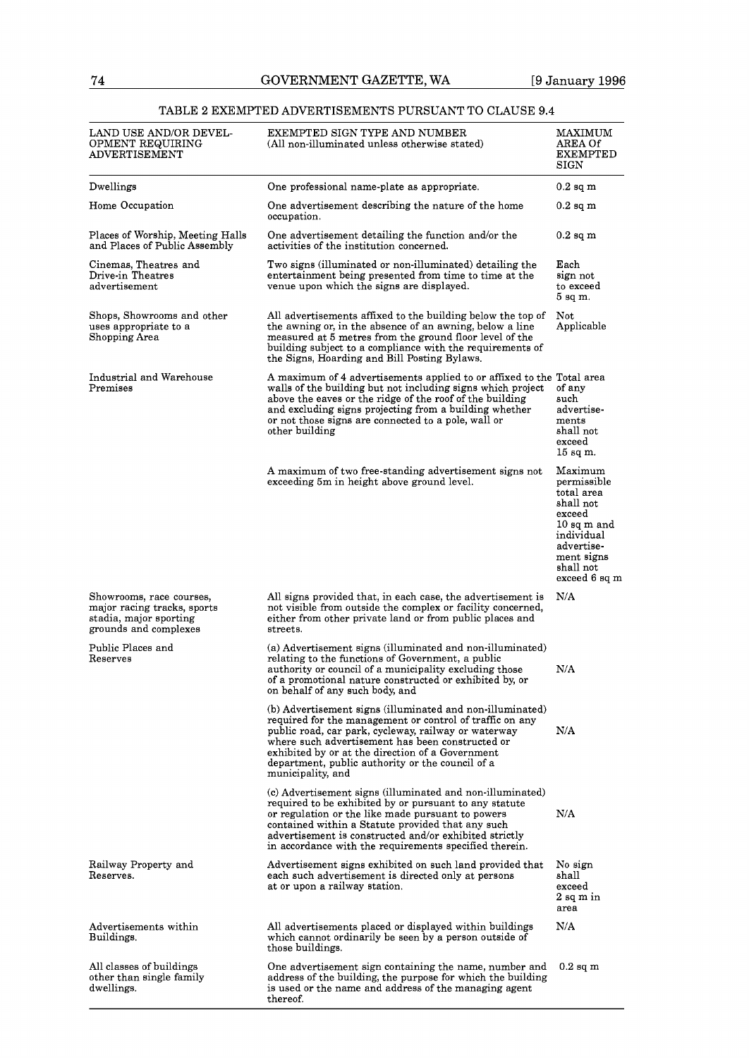TABLE 2 EXEMPTED ADVERTISEMENTS PURSUANT TO CLAUSE 9.4

| LAND USE AND/OR DEVELOPMENT REQUIRING ADVERTISEMENT | EXEMPTED SIGN TYPE AND NUMBER (All non-illuminated unless otherwise stated) | MAXIMUM AREA Of EXEMPTED SIGN |
|---|---|---|
| Dwellings | One professional name-plate as appropriate. | 0.2 sq m |
| Home Occupation | One advertisement describing the nature of the home occupation. | 0.2 sq m |
| Places of Worship, Meeting Halls and Places of Public Assembly | One advertisement detailing the function and/or the activities of the institution concerned. | 0.2 sq m |
| Cinemas, Theatres and Drive-in Theatres advertisement | Two signs (illuminated or non-illuminated) detailing the entertainment being presented from time to time at the venue upon which the signs are displayed. | Each sign not to exceed 5 sq m. |
| Shops, Showrooms and other uses appropriate to a Shopping Area | All advertisements affixed to the building below the top of the awning or, in the absence of an awning, below a line measured at 5 metres from the ground floor level of the building subject to a compliance with the requirements of the Signs, Hoarding and Bill Posting Bylaws. | Not Applicable |
| Industrial and Warehouse Premises | A maximum of 4 advertisements applied to or affixed to the walls of the building but not including signs which project above the eaves or the ridge of the roof of the building and excluding signs projecting from a building whether or not those signs are connected to a pole, wall or other building | Total area of any such advertisements shall not exceed 15 sq m. |
| | A maximum of two free-standing advertisement signs not exceeding 5m in height above ground level. | Maximum permissible total area shall not exceed 10 sq m and individual advertisement signs shall not exceed 6 sq m |
| Showrooms, race courses, major racing tracks, sports stadia, major sporting grounds and complexes | All signs provided that, in each case, the advertisement is not visible from outside the complex or facility concerned, either from other private land or from public places and streets. | N/A |
| Public Places and Reserves | (a) Advertisement signs (illuminated and non-illuminated) relating to the functions of Government, a public authority or council of a municipality excluding those of a promotional nature constructed or exhibited by, or on behalf of any such body, and | N/A |
| | (b) Advertisement signs (illuminated and non-illuminated) required for the management or control of traffic on any public road, car park, cycleway, railway or waterway where such advertisement has been constructed or exhibited by or at the direction of a Government department, public authority or the council of a municipality, and | N/A |
| | (c) Advertisement signs (illuminated and non-illuminated) required to be exhibited by or pursuant to any statute or regulation or the like made pursuant to powers contained within a Statute provided that any such advertisement is constructed and/or exhibited strictly in accordance with the requirements specified therein. | N/A |
| Railway Property and Reserves. | Advertisement signs exhibited on such land provided that each such advertisement is directed only at persons at or upon a railway station. | No sign shall exceed 2 sq m in area |
| Advertisements within Buildings. | All advertisements placed or displayed within buildings which cannot ordinarily be seen by a person outside of those buildings. | N/A |
| All classes of buildings other than single family dwellings. | One advertisement sign containing the name, number and address of the building, the purpose for which the building is used or the name and address of the managing agent thereof. | 0.2 sq m |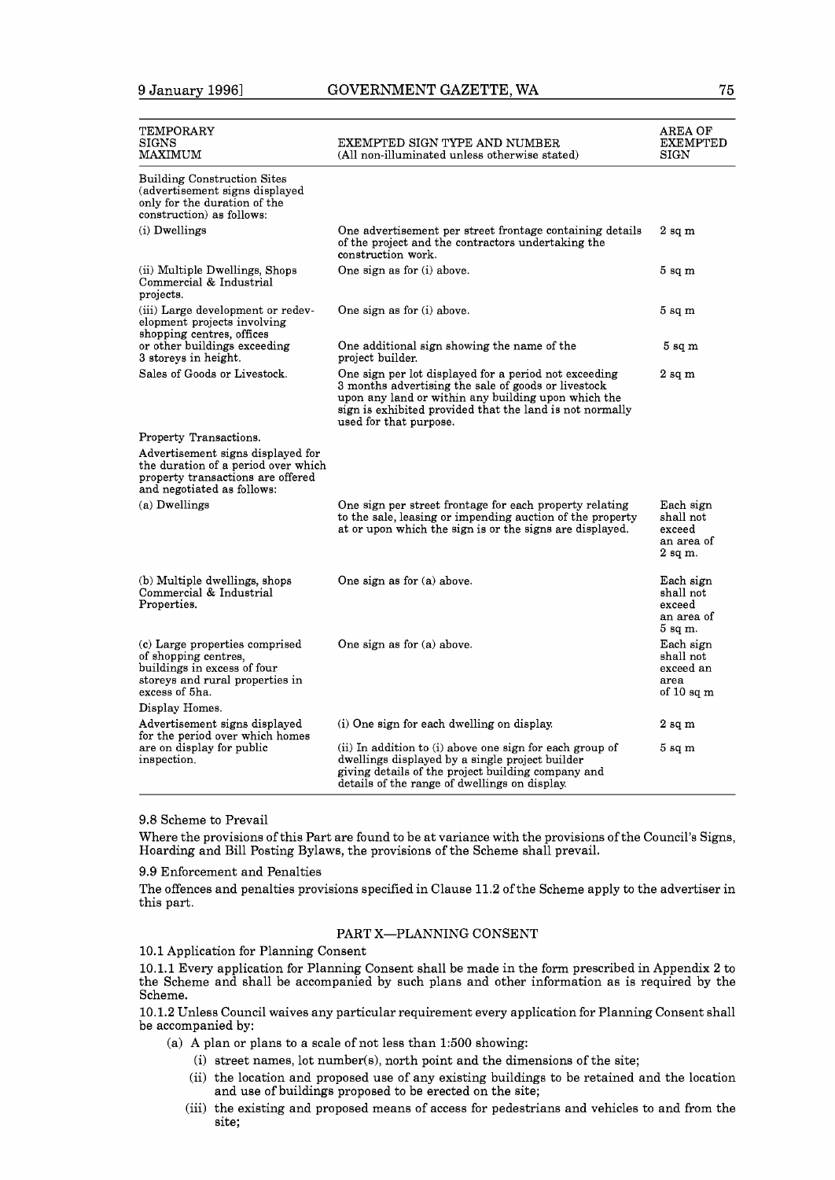| TEMPORARY SIGNS MAXIMUM | EXEMPTED SIGN TYPE AND NUMBER (All non-illuminated unless otherwise stated) | AREA OF EXEMPTED SIGN |
|---|---|---|
| Building Construction Sites (advertisement signs displayed only for the duration of the construction) as follows: | | |
| (i) Dwellings | One advertisement per street frontage containing details of the project and the contractors undertaking the construction work. | 2 sq m |
| (ii) Multiple Dwellings, Shops Commercial & Industrial projects. | One sign as for (i) above. | 5 sq m |
| (iii) Large development or redevelopment projects involving shopping centres, offices | One sign as for (i) above. | 5 sq m |
| or other buildings exceeding 3 storeys in height. | One additional sign showing the name of the project builder. | 5 sq m |
| Sales of Goods or Livestock. | One sign per lot displayed for a period not exceeding 3 months advertising the sale of goods or livestock upon any land or within any building upon which the sign is exhibited provided that the land is not normally used for that purpose. | 2 sq m |
| Property Transactions. | | |
| Advertisement signs displayed for the duration of a period over which property transactions are offered and negotiated as follows: | | |
| (a) Dwellings | One sign per street frontage for each property relating to the sale, leasing or impending auction of the property at or upon which the sign is or the signs are displayed. | Each sign shall not exceed an area of 2 sq m. |
| (b) Multiple dwellings, shops Commercial & Industrial Properties. | One sign as for (a) above. | Each sign shall not exceed an area of 5 sq m. |
| (c) Large properties comprised of shopping centres, buildings in excess of four storeys and rural properties in excess of 5ha. | One sign as for (a) above. | Each sign shall not exceed an area of 10 sq m |
| Display Homes. | | |
| Advertisement signs displayed for the period over which homes | (i) One sign for each dwelling on display. | 2 sq m |
| are on display for public inspection. | (ii) In addition to (i) above one sign for each group of dwellings displayed by a single project builder giving details of the project building company and details of the range of dwellings on display. | 5 sq m |

9.8 Scheme to Prevail

Where the provisions of this Part are found to be at variance with the provisions of the Council's Signs, Hoarding and Bill Posting Bylaws, the provisions of the Scheme shall prevail.

9.9 Enforcement and Penalties

The offences and penalties provisions specified in Clause 11.2 of the Scheme apply to the advertiser in this part.

## PART X—PLANNING CONSENT

10.1 Application for Planning Consent

10.1.1 Every application for Planning Consent shall be made in the form prescribed in Appendix 2 to the Scheme and shall be accompanied by such plans and other information as is required by the Scheme.

10.1.2 Unless Council waives any particular requirement every application for Planning Consent shall be accompanied by:

- (a) A plan or plans to a scale of not less than 1:500 showing:
  - (i) street names, lot number(s), north point and the dimensions of the site;
  - (ii) the location and proposed use of any existing buildings to be retained and the location and use of buildings proposed to be erected on the site;
  - (iii) the existing and proposed means of access for pedestrians and vehicles to and from the site;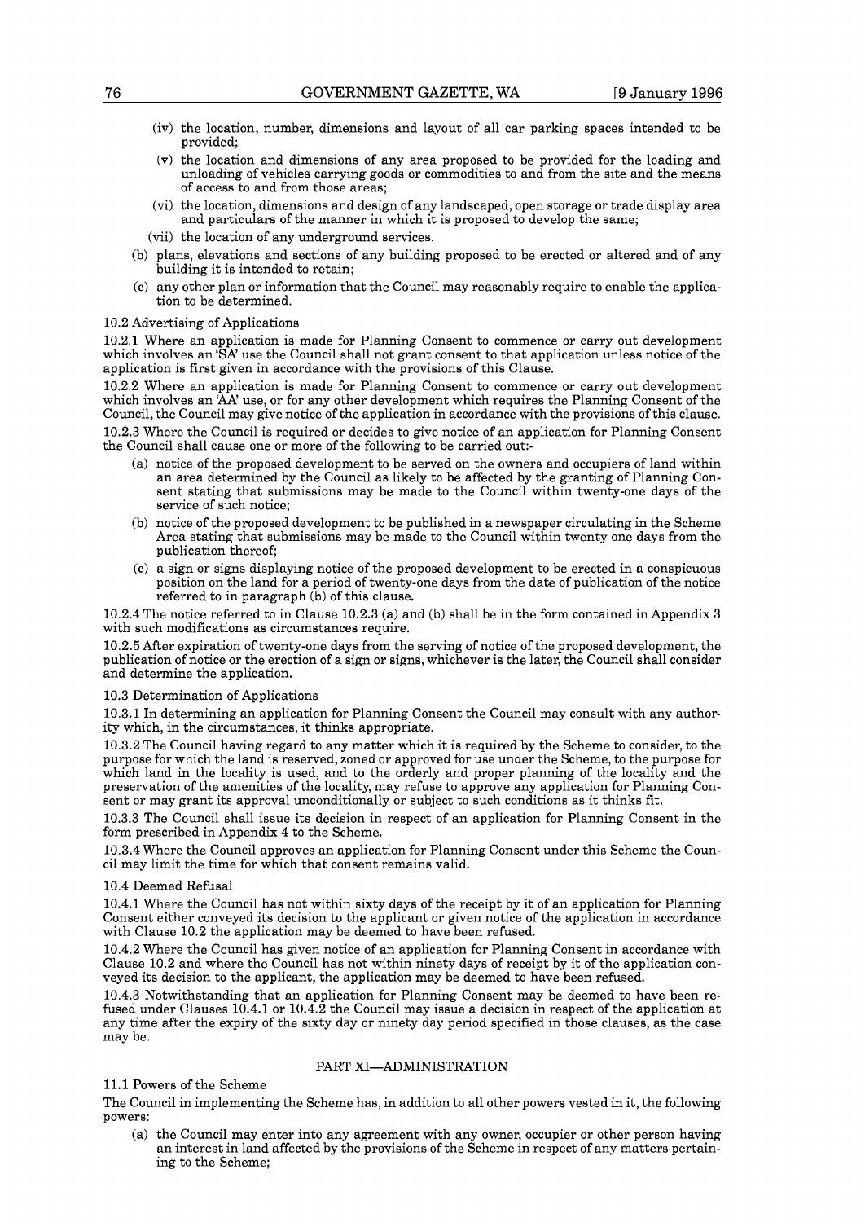(iv) the location, number, dimensions and layout of all car parking spaces intended to be provided;

(v) the location and dimensions of any area proposed to be provided for the loading and unloading of vehicles carrying goods or commodities to and from the site and the means of access to and from those areas;

(vi) the location, dimensions and design of any landscaped, open storage or trade display area and particulars of the manner in which it is proposed to develop the same;

(vii) the location of any underground services.

(b) plans, elevations and sections of any building proposed to be erected or altered and of any building it is intended to retain;

(c) any other plan or information that the Council may reasonably require to enable the application to be determined.

10.2 Advertising of Applications

10.2.1 Where an application is made for Planning Consent to commence or carry out development which involves an 'SA' use the Council shall not grant consent to that application unless notice of the application is first given in accordance with the provisions of this Clause.

10.2.2 Where an application is made for Planning Consent to commence or carry out development which involves an 'AA' use, or for any other development which requires the Planning Consent of the Council, the Council may give notice of the application in accordance with the provisions of this clause.

10.2.3 Where the Council is required or decides to give notice of an application for Planning Consent the Council shall cause one or more of the following to be carried out:-

(a) notice of the proposed development to be served on the owners and occupiers of land within an area determined by the Council as likely to be affected by the granting of Planning Consent stating that submissions may be made to the Council within twenty-one days of the service of such notice;

(b) notice of the proposed development to be published in a newspaper circulating in the Scheme Area stating that submissions may be made to the Council within twenty one days from the publication thereof;

(c) a sign or signs displaying notice of the proposed development to be erected in a conspicuous position on the land for a period of twenty-one days from the date of publication of the notice referred to in paragraph (b) of this clause.

10.2.4 The notice referred to in Clause 10.2.3 (a) and (b) shall be in the form contained in Appendix 3 with such modifications as circumstances require.

10.2.5 After expiration of twenty-one days from the serving of notice of the proposed development, the publication of notice or the erection of a sign or signs, whichever is the later, the Council shall consider and determine the application.

10.3 Determination of Applications

10.3.1 In determining an application for Planning Consent the Council may consult with any authority which, in the circumstances, it thinks appropriate.

10.3.2 The Council having regard to any matter which it is required by the Scheme to consider, to the purpose for which the land is reserved, zoned or approved for use under the Scheme, to the purpose for which land in the locality is used, and to the orderly and proper planning of the locality and the preservation of the amenities of the locality, may refuse to approve any application for Planning Consent or may grant its approval unconditionally or subject to such conditions as it thinks fit.

10.3.3 The Council shall issue its decision in respect of an application for Planning Consent in the form prescribed in Appendix 4 to the Scheme.

10.3.4 Where the Council approves an application for Planning Consent under this Scheme the Council may limit the time for which that consent remains valid.

10.4 Deemed Refusal

10.4.1 Where the Council has not within sixty days of the receipt by it of an application for Planning Consent either conveyed its decision to the applicant or given notice of the application in accordance with Clause 10.2 the application may be deemed to have been refused.

10.4.2 Where the Council has given notice of an application for Planning Consent in accordance with Clause 10.2 and where the Council has not within ninety days of receipt by it of the application conveyed its decision to the applicant, the application may be deemed to have been refused.

10.4.3 Notwithstanding that an application for Planning Consent may be deemed to have been refused under Clauses 10.4.1 or 10.4.2 the Council may issue a decision in respect of the application at any time after the expiry of the sixty day or ninety day period specified in those clauses, as the case may be.

## PART XI—ADMINISTRATION

11.1 Powers of the Scheme

The Council in implementing the Scheme has, in addition to all other powers vested in it, the following powers:

(a) the Council may enter into any agreement with any owner, occupier or other person having an interest in land affected by the provisions of the Scheme in respect of any matters pertaining to the Scheme;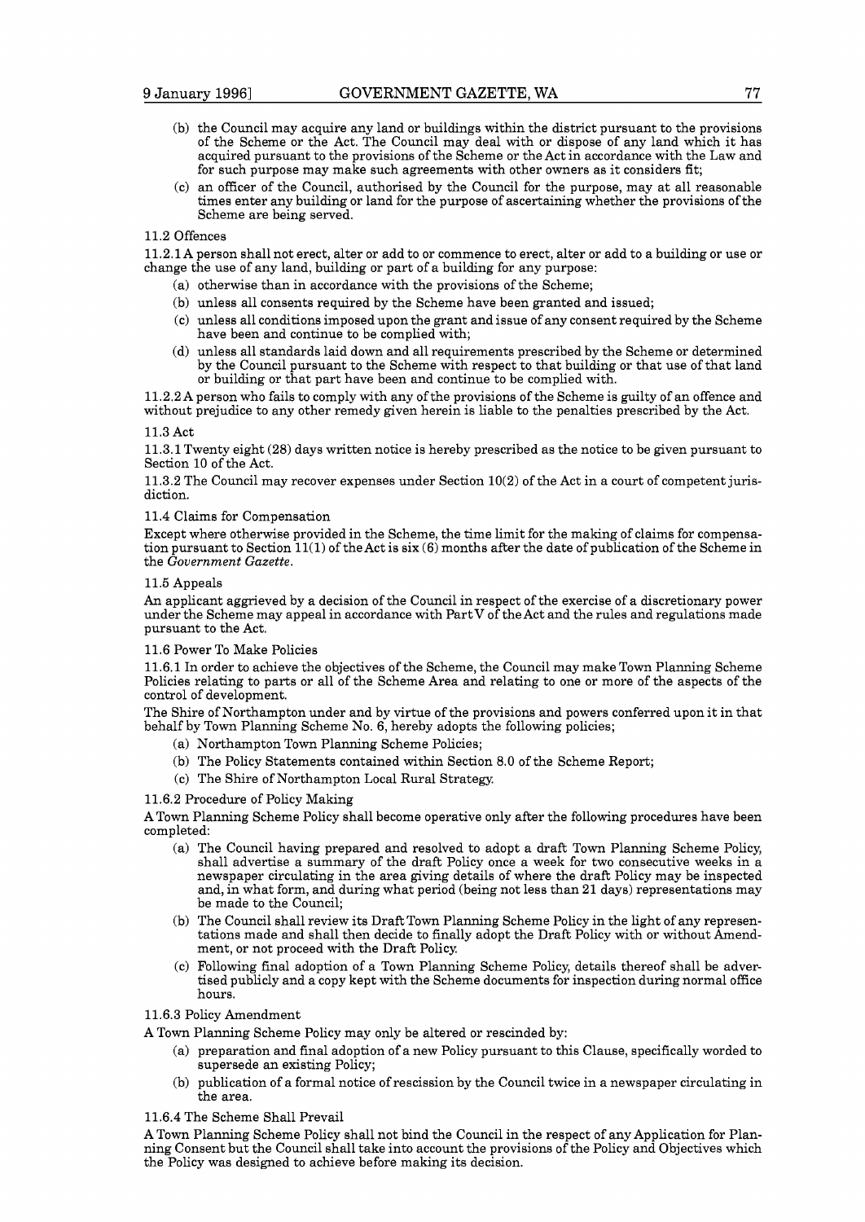(b) the Council may acquire any land or buildings within the district pursuant to the provisions of the Scheme or the Act. The Council may deal with or dispose of any land which it has acquired pursuant to the provisions of the Scheme or the Act in accordance with the Law and for such purpose may make such agreements with other owners as it considers fit;

(c) an officer of the Council, authorised by the Council for the purpose, may at all reasonable times enter any building or land for the purpose of ascertaining whether the provisions of the Scheme are being served.

11.2 Offences

11.2.1 A person shall not erect, alter or add to or commence to erect, alter or add to a building or use or change the use of any land, building or part of a building for any purpose:

(a) otherwise than in accordance with the provisions of the Scheme;

(b) unless all consents required by the Scheme have been granted and issued;

(c) unless all conditions imposed upon the grant and issue of any consent required by the Scheme have been and continue to be complied with;

(d) unless all standards laid down and all requirements prescribed by the Scheme or determined by the Council pursuant to the Scheme with respect to that building or that use of that land or building or that part have been and continue to be complied with.

11.2.2 A person who fails to comply with any of the provisions of the Scheme is guilty of an offence and without prejudice to any other remedy given herein is liable to the penalties prescribed by the Act.

11.3 Act

11.3.1 Twenty eight (28) days written notice is hereby prescribed as the notice to be given pursuant to Section 10 of the Act.

11.3.2 The Council may recover expenses under Section 10(2) of the Act in a court of competent jurisdiction.

11.4 Claims for Compensation

Except where otherwise provided in the Scheme, the time limit for the making of claims for compensation pursuant to Section 11(1) of the Act is six (6) months after the date of publication of the Scheme in the *Government Gazette*.

11.5 Appeals

An applicant aggrieved by a decision of the Council in respect of the exercise of a discretionary power under the Scheme may appeal in accordance with Part V of the Act and the rules and regulations made pursuant to the Act.

11.6 Power To Make Policies

11.6.1 In order to achieve the objectives of the Scheme, the Council may make Town Planning Scheme Policies relating to parts or all of the Scheme Area and relating to one or more of the aspects of the control of development.

The Shire of Northampton under and by virtue of the provisions and powers conferred upon it in that behalf by Town Planning Scheme No. 6, hereby adopts the following policies;

(a) Northampton Town Planning Scheme Policies;

(b) The Policy Statements contained within Section 8.0 of the Scheme Report;

(c) The Shire of Northampton Local Rural Strategy.

11.6.2 Procedure of Policy Making

A Town Planning Scheme Policy shall become operative only after the following procedures have been completed:

(a) The Council having prepared and resolved to adopt a draft Town Planning Scheme Policy, shall advertise a summary of the draft Policy once a week for two consecutive weeks in a newspaper circulating in the area giving details of where the draft Policy may be inspected and, in what form, and during what period (being not less than 21 days) representations may be made to the Council;

(b) The Council shall review its Draft Town Planning Scheme Policy in the light of any representations made and shall then decide to finally adopt the Draft Policy with or without Amendment, or not proceed with the Draft Policy.

(c) Following final adoption of a Town Planning Scheme Policy, details thereof shall be advertised publicly and a copy kept with the Scheme documents for inspection during normal office hours.

11.6.3 Policy Amendment

A Town Planning Scheme Policy may only be altered or rescinded by:

(a) preparation and final adoption of a new Policy pursuant to this Clause, specifically worded to supersede an existing Policy;

(b) publication of a formal notice of rescission by the Council twice in a newspaper circulating in the area.

11.6.4 The Scheme Shall Prevail

A Town Planning Scheme Policy shall not bind the Council in the respect of any Application for Planning Consent but the Council shall take into account the provisions of the Policy and Objectives which the Policy was designed to achieve before making its decision.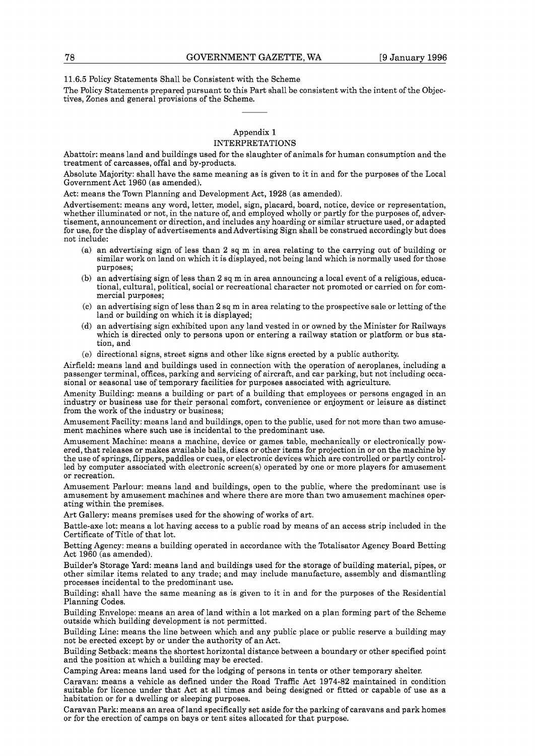11.6.5 Policy Statements Shall be Consistent with the Scheme

The Policy Statements prepared pursuant to this Part shall be consistent with the intent of the Objectives, Zones and general provisions of the Scheme.

---

## Appendix 1

### INTERPRETATIONS

Abattoir: means land and buildings used for the slaughter of animals for human consumption and the treatment of carcasses, offal and by-products.

Absolute Majority: shall have the same meaning as is given to it in and for the purposes of the Local Government Act 1960 (as amended).

Act: means the Town Planning and Development Act, 1928 (as amended).

Advertisement: means any word, letter, model, sign, placard, board, notice, device or representation, whether illuminated or not, in the nature of, and employed wholly or partly for the purposes of, advertisement, announcement or direction, and includes any hoarding or similar structure used, or adapted for use, for the display of advertisements and Advertising Sign shall be construed accordingly but does not include:

- (a) an advertising sign of less than 2 sq m in area relating to the carrying out of building or similar work on land on which it is displayed, not being land which is normally used for those purposes;
- (b) an advertising sign of less than 2 sq m in area announcing a local event of a religious, educational, cultural, political, social or recreational character not promoted or carried on for commercial purposes;
- (c) an advertising sign of less than 2 sq m in area relating to the prospective sale or letting of the land or building on which it is displayed;
- (d) an advertising sign exhibited upon any land vested in or owned by the Minister for Railways which is directed only to persons upon or entering a railway station or platform or bus station, and
- (e) directional signs, street signs and other like signs erected by a public authority.

Airfield: means land and buildings used in connection with the operation of aeroplanes, including a passenger terminal, offices, parking and servicing of aircraft, and car parking, but not including occasional or seasonal use of temporary facilities for purposes associated with agriculture.

Amenity Building: means a building or part of a building that employees or persons engaged in an industry or business use for their personal comfort, convenience or enjoyment or leisure as distinct from the work of the industry or business;

Amusement Facility: means land and buildings, open to the public, used for not more than two amusement machines where such use is incidental to the predominant use.

Amusement Machine: means a machine, device or games table, mechanically or electronically powered, that releases or makes available balls, discs or other items for projection in or on the machine by the use of springs, flippers, paddles or cues, or electronic devices which are controlled or partly controlled by computer associated with electronic screen(s) operated by one or more players for amusement or recreation.

Amusement Parlour: means land and buildings, open to the public, where the predominant use is amusement by amusement machines and where there are more than two amusement machines operating within the premises.

Art Gallery: means premises used for the showing of works of art.

Battle-axe lot: means a lot having access to a public road by means of an access strip included in the Certificate of Title of that lot.

Betting Agency: means a building operated in accordance with the Totalisator Agency Board Betting Act 1960 (as amended).

Builder's Storage Yard: means land and buildings used for the storage of building material, pipes, or other similar items related to any trade; and may include manufacture, assembly and dismantling processes incidental to the predominant use.

Building: shall have the same meaning as is given to it in and for the purposes of the Residential Planning Codes.

Building Envelope: means an area of land within a lot marked on a plan forming part of the Scheme outside which building development is not permitted.

Building Line: means the line between which and any public place or public reserve a building may not be erected except by or under the authority of an Act.

Building Setback: means the shortest horizontal distance between a boundary or other specified point and the position at which a building may be erected.

Camping Area: means land used for the lodging of persons in tents or other temporary shelter.

Caravan: means a vehicle as defined under the Road Traffic Act 1974-82 maintained in condition suitable for licence under that Act at all times and being designed or fitted or capable of use as a habitation or for a dwelling or sleeping purposes.

Caravan Park: means an area of land specifically set aside for the parking of caravans and park homes or for the erection of camps on bays or tent sites allocated for that purpose.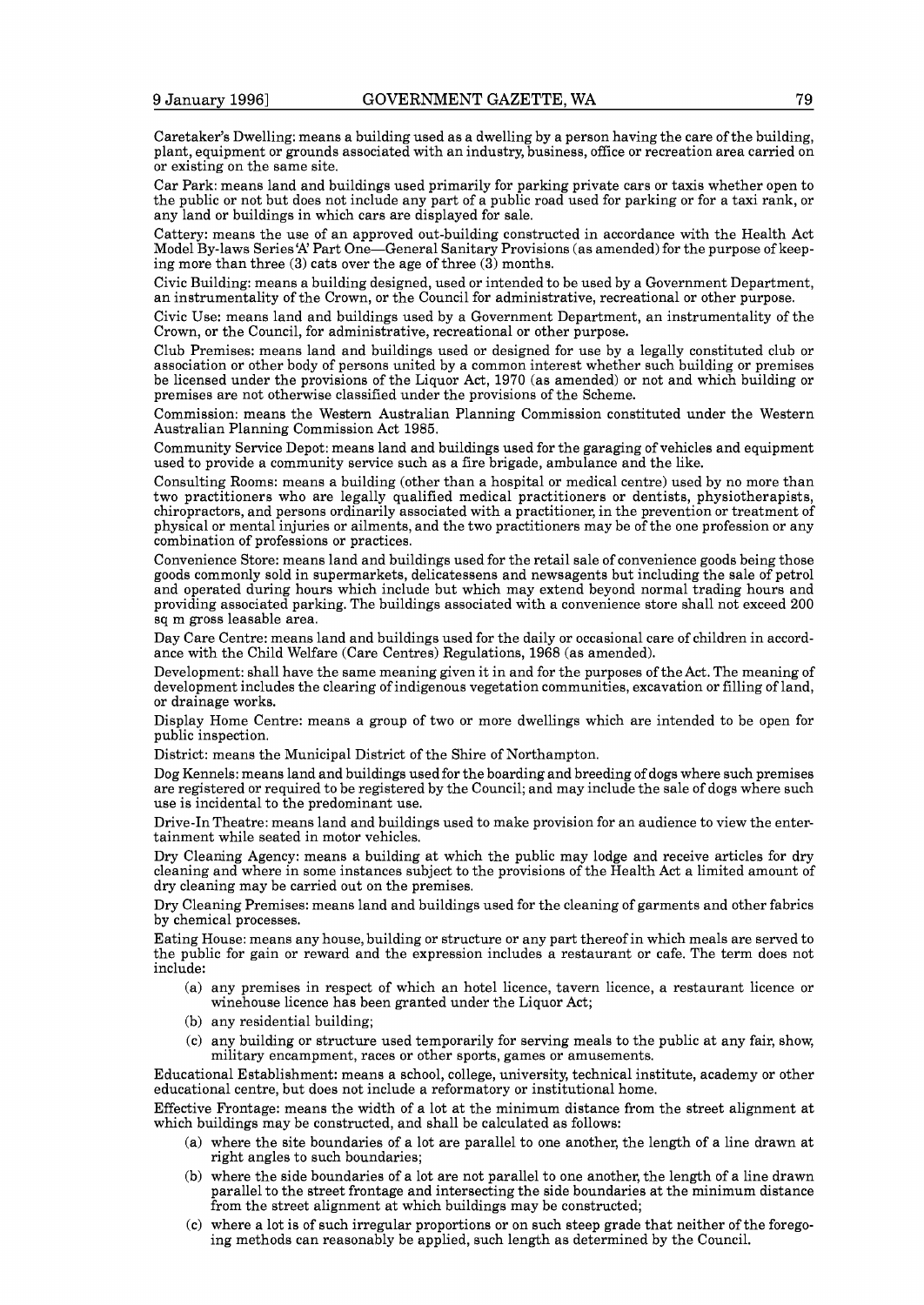Caretaker's Dwelling: means a building used as a dwelling by a person having the care of the building, plant, equipment or grounds associated with an industry, business, office or recreation area carried on or existing on the same site.

Car Park: means land and buildings used primarily for parking private cars or taxis whether open to the public or not but does not include any part of a public road used for parking or for a taxi rank, or any land or buildings in which cars are displayed for sale.

Cattery: means the use of an approved out-building constructed in accordance with the Health Act Model By-laws Series 'A' Part One—General Sanitary Provisions (as amended) for the purpose of keeping more than three (3) cats over the age of three (3) months.

Civic Building: means a building designed, used or intended to be used by a Government Department, an instrumentality of the Crown, or the Council for administrative, recreational or other purpose.

Civic Use: means land and buildings used by a Government Department, an instrumentality of the Crown, or the Council, for administrative, recreational or other purpose.

Club Premises: means land and buildings used or designed for use by a legally constituted club or association or other body of persons united by a common interest whether such building or premises be licensed under the provisions of the Liquor Act, 1970 (as amended) or not and which building or premises are not otherwise classified under the provisions of the Scheme.

Commission: means the Western Australian Planning Commission constituted under the Western Australian Planning Commission Act 1985.

Community Service Depot: means land and buildings used for the garaging of vehicles and equipment used to provide a community service such as a fire brigade, ambulance and the like.

Consulting Rooms: means a building (other than a hospital or medical centre) used by no more than two practitioners who are legally qualified medical practitioners or dentists, physiotherapists, chiropractors, and persons ordinarily associated with a practitioner, in the prevention or treatment of physical or mental injuries or ailments, and the two practitioners may be of the one profession or any combination of professions or practices.

Convenience Store: means land and buildings used for the retail sale of convenience goods being those goods commonly sold in supermarkets, delicatessens and newsagents but including the sale of petrol and operated during hours which include but which may extend beyond normal trading hours and providing associated parking. The buildings associated with a convenience store shall not exceed 200 sq m gross leasable area.

Day Care Centre: means land and buildings used for the daily or occasional care of children in accordance with the Child Welfare (Care Centres) Regulations, 1968 (as amended).

Development: shall have the same meaning given it in and for the purposes of the Act. The meaning of development includes the clearing of indigenous vegetation communities, excavation or filling of land, or drainage works.

Display Home Centre: means a group of two or more dwellings which are intended to be open for public inspection.

District: means the Municipal District of the Shire of Northampton.

Dog Kennels: means land and buildings used for the boarding and breeding of dogs where such premises are registered or required to be registered by the Council; and may include the sale of dogs where such use is incidental to the predominant use.

Drive-In Theatre: means land and buildings used to make provision for an audience to view the entertainment while seated in motor vehicles.

Dry Cleaning Agency: means a building at which the public may lodge and receive articles for dry cleaning and where in some instances subject to the provisions of the Health Act a limited amount of dry cleaning may be carried out on the premises.

Dry Cleaning Premises: means land and buildings used for the cleaning of garments and other fabrics by chemical processes.

Eating House: means any house, building or structure or any part thereof in which meals are served to the public for gain or reward and the expression includes a restaurant or cafe. The term does not include:

(a) any premises in respect of which an hotel licence, tavern licence, a restaurant licence or winehouse licence has been granted under the Liquor Act;

(b) any residential building;

(c) any building or structure used temporarily for serving meals to the public at any fair, show, military encampment, races or other sports, games or amusements.

Educational Establishment: means a school, college, university, technical institute, academy or other educational centre, but does not include a reformatory or institutional home.

Effective Frontage: means the width of a lot at the minimum distance from the street alignment at which buildings may be constructed, and shall be calculated as follows:

(a) where the site boundaries of a lot are parallel to one another, the length of a line drawn at right angles to such boundaries;

(b) where the side boundaries of a lot are not parallel to one another, the length of a line drawn parallel to the street frontage and intersecting the side boundaries at the minimum distance from the street alignment at which buildings may be constructed;

(c) where a lot is of such irregular proportions or on such steep grade that neither of the foregoing methods can reasonably be applied, such length as determined by the Council.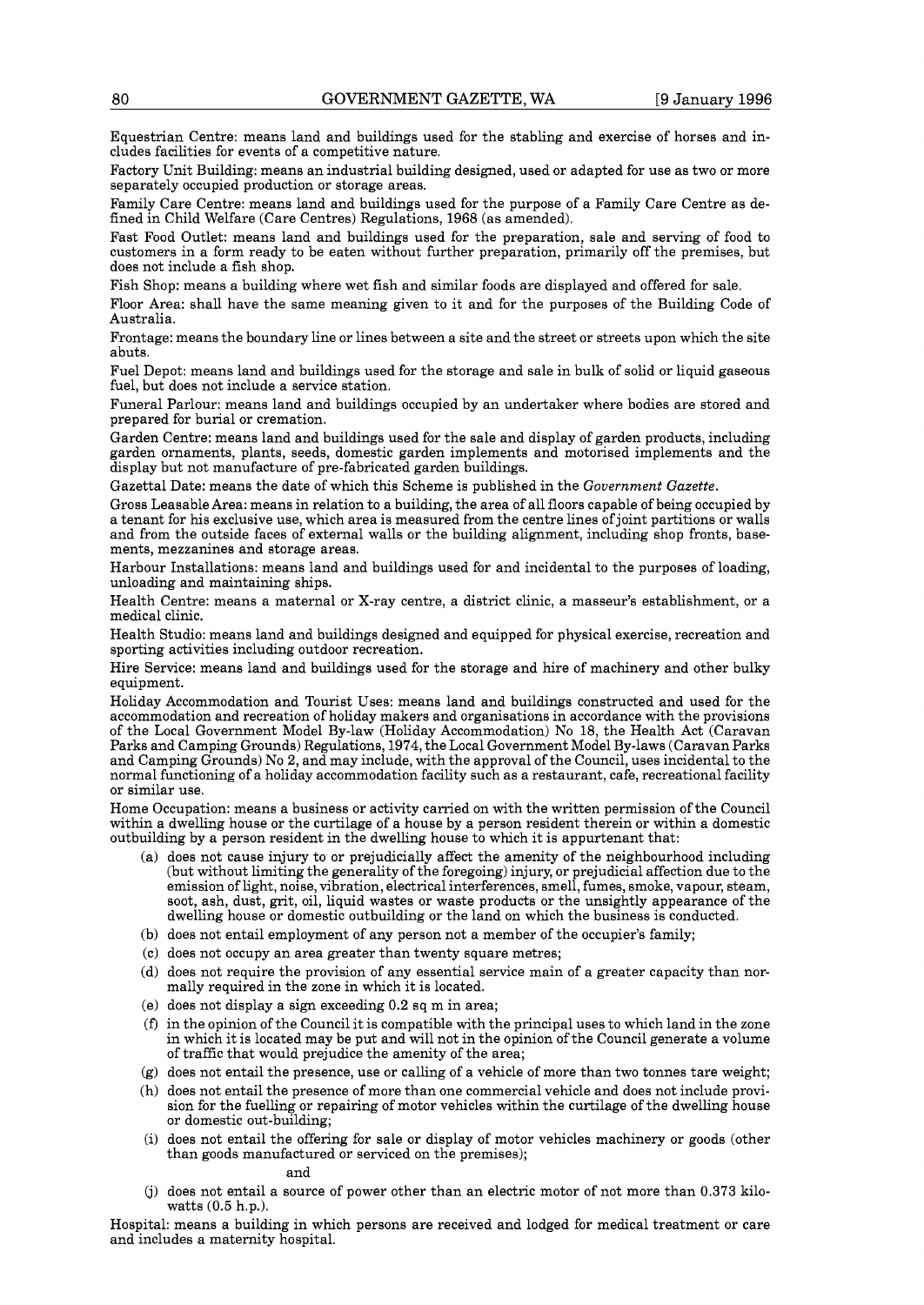Equestrian Centre: means land and buildings used for the stabling and exercise of horses and includes facilities for events of a competitive nature.

Factory Unit Building: means an industrial building designed, used or adapted for use as two or more separately occupied production or storage areas.

Family Care Centre: means land and buildings used for the purpose of a Family Care Centre as defined in Child Welfare (Care Centres) Regulations, 1968 (as amended).

Fast Food Outlet: means land and buildings used for the preparation, sale and serving of food to customers in a form ready to be eaten without further preparation, primarily off the premises, but does not include a fish shop.

Fish Shop: means a building where wet fish and similar foods are displayed and offered for sale.

Floor Area: shall have the same meaning given to it and for the purposes of the Building Code of Australia.

Frontage: means the boundary line or lines between a site and the street or streets upon which the site abuts.

Fuel Depot: means land and buildings used for the storage and sale in bulk of solid or liquid gaseous fuel, but does not include a service station.

Funeral Parlour: means land and buildings occupied by an undertaker where bodies are stored and prepared for burial or cremation.

Garden Centre: means land and buildings used for the sale and display of garden products, including garden ornaments, plants, seeds, domestic garden implements and motorised implements and the display but not manufacture of pre-fabricated garden buildings.

Gazettal Date: means the date of which this Scheme is published in the *Government Gazette*.

Gross Leasable Area: means in relation to a building, the area of all floors capable of being occupied by a tenant for his exclusive use, which area is measured from the centre lines of joint partitions or walls and from the outside faces of external walls or the building alignment, including shop fronts, basements, mezzanines and storage areas.

Harbour Installations: means land and buildings used for and incidental to the purposes of loading, unloading and maintaining ships.

Health Centre: means a maternal or X-ray centre, a district clinic, a masseur's establishment, or a medical clinic.

Health Studio: means land and buildings designed and equipped for physical exercise, recreation and sporting activities including outdoor recreation.

Hire Service: means land and buildings used for the storage and hire of machinery and other bulky equipment.

Holiday Accommodation and Tourist Uses: means land and buildings constructed and used for the accommodation and recreation of holiday makers and organisations in accordance with the provisions of the Local Government Model By-law (Holiday Accommodation) No 18, the Health Act (Caravan Parks and Camping Grounds) Regulations, 1974, the Local Government Model By-laws (Caravan Parks and Camping Grounds) No 2, and may include, with the approval of the Council, uses incidental to the normal functioning of a holiday accommodation facility such as a restaurant, cafe, recreational facility or similar use.

Home Occupation: means a business or activity carried on with the written permission of the Council within a dwelling house or the curtilage of a house by a person resident therein or within a domestic outbuilding by a person resident in the dwelling house to which it is appurtenant that:

(a) does not cause injury to or prejudicially affect the amenity of the neighbourhood including (but without limiting the generality of the foregoing) injury, or prejudicial affection due to the emission of light, noise, vibration, electrical interferences, smell, fumes, smoke, vapour, steam, soot, ash, dust, grit, oil, liquid wastes or waste products or the unsightly appearance of the dwelling house or domestic outbuilding or the land on which the business is conducted.

(b) does not entail employment of any person not a member of the occupier's family;

(c) does not occupy an area greater than twenty square metres;

(d) does not require the provision of any essential service main of a greater capacity than normally required in the zone in which it is located.

(e) does not display a sign exceeding 0.2 sq m in area;

(f) in the opinion of the Council it is compatible with the principal uses to which land in the zone in which it is located may be put and will not in the opinion of the Council generate a volume of traffic that would prejudice the amenity of the area;

(g) does not entail the presence, use or calling of a vehicle of more than two tonnes tare weight;

(h) does not entail the presence of more than one commercial vehicle and does not include provision for the fuelling or repairing of motor vehicles within the curtilage of the dwelling house or domestic out-building;

(i) does not entail the offering for sale or display of motor vehicles machinery or goods (other than goods manufactured or serviced on the premises);

and

(j) does not entail a source of power other than an electric motor of not more than 0.373 kilowatts (0.5 h.p.).

Hospital: means a building in which persons are received and lodged for medical treatment or care and includes a maternity hospital.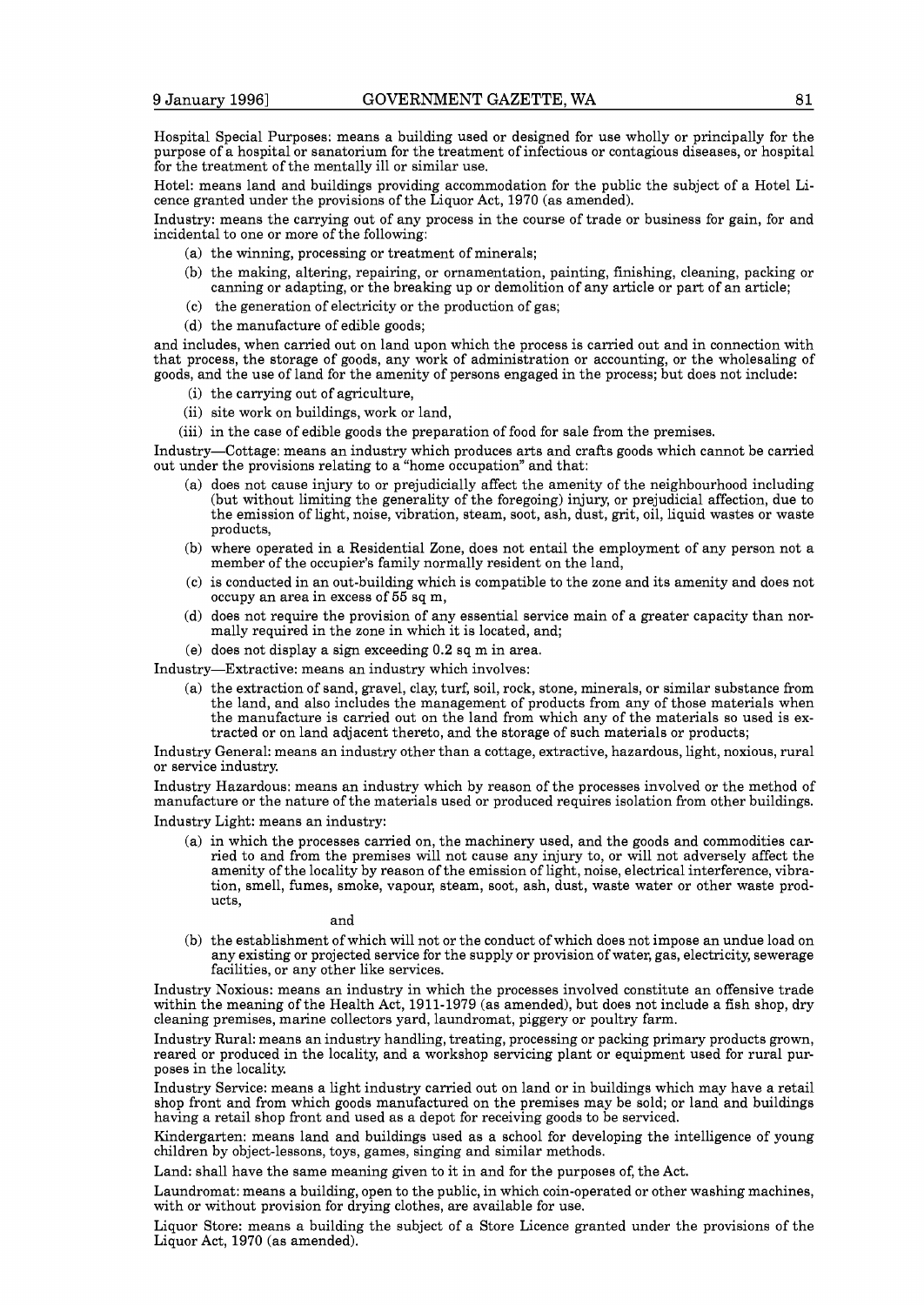Hospital Special Purposes: means a building used or designed for use wholly or principally for the purpose of a hospital or sanatorium for the treatment of infectious or contagious diseases, or hospital for the treatment of the mentally ill or similar use.

Hotel: means land and buildings providing accommodation for the public the subject of a Hotel Licence granted under the provisions of the Liquor Act, 1970 (as amended).

Industry: means the carrying out of any process in the course of trade or business for gain, for and incidental to one or more of the following:

- (a) the winning, processing or treatment of minerals;
- (b) the making, altering, repairing, or ornamentation, painting, finishing, cleaning, packing or canning or adapting, or the breaking up or demolition of any article or part of an article;
- (c) the generation of electricity or the production of gas;
- (d) the manufacture of edible goods;

and includes, when carried out on land upon which the process is carried out and in connection with that process, the storage of goods, any work of administration or accounting, or the wholesaling of goods, and the use of land for the amenity of persons engaged in the process; but does not include:

- (i) the carrying out of agriculture,
- (ii) site work on buildings, work or land,
- (iii) in the case of edible goods the preparation of food for sale from the premises.

Industry—Cottage: means an industry which produces arts and crafts goods which cannot be carried out under the provisions relating to a "home occupation" and that:

- (a) does not cause injury to or prejudicially affect the amenity of the neighbourhood including (but without limiting the generality of the foregoing) injury, or prejudicial affection, due to the emission of light, noise, vibration, steam, soot, ash, dust, grit, oil, liquid wastes or waste products,
- (b) where operated in a Residential Zone, does not entail the employment of any person not a member of the occupier's family normally resident on the land,
- (c) is conducted in an out-building which is compatible to the zone and its amenity and does not occupy an area in excess of 55 sq m,
- (d) does not require the provision of any essential service main of a greater capacity than normally required in the zone in which it is located, and;
- (e) does not display a sign exceeding 0.2 sq m in area.

Industry—Extractive: means an industry which involves:

- (a) the extraction of sand, gravel, clay, turf, soil, rock, stone, minerals, or similar substance from the land, and also includes the management of products from any of those materials when the manufacture is carried out on the land from which any of the materials so used is extracted or on land adjacent thereto, and the storage of such materials or products;

Industry General: means an industry other than a cottage, extractive, hazardous, light, noxious, rural or service industry.

Industry Hazardous: means an industry which by reason of the processes involved or the method of manufacture or the nature of the materials used or produced requires isolation from other buildings.

Industry Light: means an industry:

- (a) in which the processes carried on, the machinery used, and the goods and commodities carried to and from the premises will not cause any injury to, or will not adversely affect the amenity of the locality by reason of the emission of light, noise, electrical interference, vibration, smell, fumes, smoke, vapour, steam, soot, ash, dust, waste water or other waste products,

  and

- (b) the establishment of which will not or the conduct of which does not impose an undue load on any existing or projected service for the supply or provision of water, gas, electricity, sewerage facilities, or any other like services.

Industry Noxious: means an industry in which the processes involved constitute an offensive trade within the meaning of the Health Act, 1911-1979 (as amended), but does not include a fish shop, dry cleaning premises, marine collectors yard, laundromat, piggery or poultry farm.

Industry Rural: means an industry handling, treating, processing or packing primary products grown, reared or produced in the locality, and a workshop servicing plant or equipment used for rural purposes in the locality.

Industry Service: means a light industry carried out on land or in buildings which may have a retail shop front and from which goods manufactured on the premises may be sold; or land and buildings having a retail shop front and used as a depot for receiving goods to be serviced.

Kindergarten: means land and buildings used as a school for developing the intelligence of young children by object-lessons, toys, games, singing and similar methods.

Land: shall have the same meaning given to it in and for the purposes of, the Act.

Laundromat: means a building, open to the public, in which coin-operated or other washing machines, with or without provision for drying clothes, are available for use.

Liquor Store: means a building the subject of a Store Licence granted under the provisions of the Liquor Act, 1970 (as amended).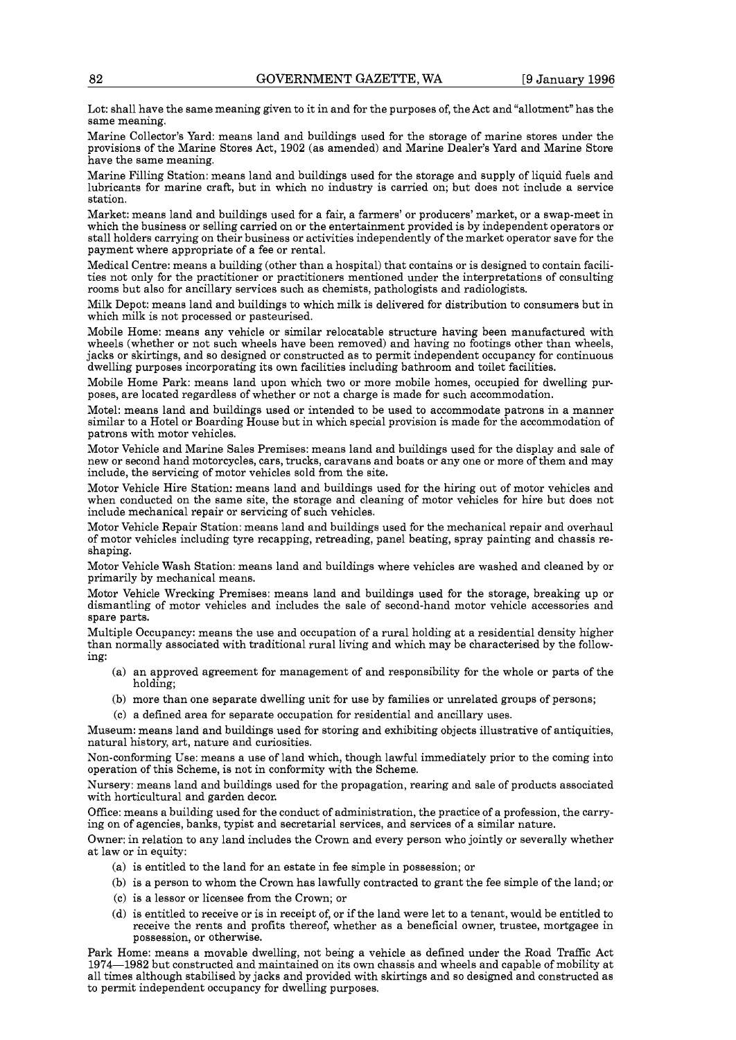Lot: shall have the same meaning given to it in and for the purposes of, the Act and "allotment" has the same meaning.

Marine Collector's Yard: means land and buildings used for the storage of marine stores under the provisions of the Marine Stores Act, 1902 (as amended) and Marine Dealer's Yard and Marine Store have the same meaning.

Marine Filling Station: means land and buildings used for the storage and supply of liquid fuels and lubricants for marine craft, but in which no industry is carried on; but does not include a service station.

Market: means land and buildings used for a fair, a farmers' or producers' market, or a swap-meet in which the business or selling carried on or the entertainment provided is by independent operators or stall holders carrying on their business or activities independently of the market operator save for the payment where appropriate of a fee or rental.

Medical Centre: means a building (other than a hospital) that contains or is designed to contain facilities not only for the practitioner or practitioners mentioned under the interpretations of consulting rooms but also for ancillary services such as chemists, pathologists and radiologists.

Milk Depot: means land and buildings to which milk is delivered for distribution to consumers but in which milk is not processed or pasteurised.

Mobile Home: means any vehicle or similar relocatable structure having been manufactured with wheels (whether or not such wheels have been removed) and having no footings other than wheels, jacks or skirtings, and so designed or constructed as to permit independent occupancy for continuous dwelling purposes incorporating its own facilities including bathroom and toilet facilities.

Mobile Home Park: means land upon which two or more mobile homes, occupied for dwelling purposes, are located regardless of whether or not a charge is made for such accommodation.

Motel: means land and buildings used or intended to be used to accommodate patrons in a manner similar to a Hotel or Boarding House but in which special provision is made for the accommodation of patrons with motor vehicles.

Motor Vehicle and Marine Sales Premises: means land and buildings used for the display and sale of new or second hand motorcycles, cars, trucks, caravans and boats or any one or more of them and may include, the servicing of motor vehicles sold from the site.

Motor Vehicle Hire Station: means land and buildings used for the hiring out of motor vehicles and when conducted on the same site, the storage and cleaning of motor vehicles for hire but does not include mechanical repair or servicing of such vehicles.

Motor Vehicle Repair Station: means land and buildings used for the mechanical repair and overhaul of motor vehicles including tyre recapping, retreading, panel beating, spray painting and chassis reshaping.

Motor Vehicle Wash Station: means land and buildings where vehicles are washed and cleaned by or primarily by mechanical means.

Motor Vehicle Wrecking Premises: means land and buildings used for the storage, breaking up or dismantling of motor vehicles and includes the sale of second-hand motor vehicle accessories and spare parts.

Multiple Occupancy: means the use and occupation of a rural holding at a residential density higher than normally associated with traditional rural living and which may be characterised by the following:

- (a) an approved agreement for management of and responsibility for the whole or parts of the holding;
- (b) more than one separate dwelling unit for use by families or unrelated groups of persons;
- (c) a defined area for separate occupation for residential and ancillary uses.

Museum: means land and buildings used for storing and exhibiting objects illustrative of antiquities, natural history, art, nature and curiosities.

Non-conforming Use: means a use of land which, though lawful immediately prior to the coming into operation of this Scheme, is not in conformity with the Scheme.

Nursery: means land and buildings used for the propagation, rearing and sale of products associated with horticultural and garden decor.

Office: means a building used for the conduct of administration, the practice of a profession, the carrying on of agencies, banks, typist and secretarial services, and services of a similar nature.

Owner: in relation to any land includes the Crown and every person who jointly or severally whether at law or in equity:

- (a) is entitled to the land for an estate in fee simple in possession; or
- (b) is a person to whom the Crown has lawfully contracted to grant the fee simple of the land; or
- (c) is a lessor or licensee from the Crown; or
- (d) is entitled to receive or is in receipt of, or if the land were let to a tenant, would be entitled to receive the rents and profits thereof, whether as a beneficial owner, trustee, mortgagee in possession, or otherwise.

Park Home: means a movable dwelling, not being a vehicle as defined under the Road Traffic Act 1974—1982 but constructed and maintained on its own chassis and wheels and capable of mobility at all times although stabilised by jacks and provided with skirtings and so designed and constructed as to permit independent occupancy for dwelling purposes.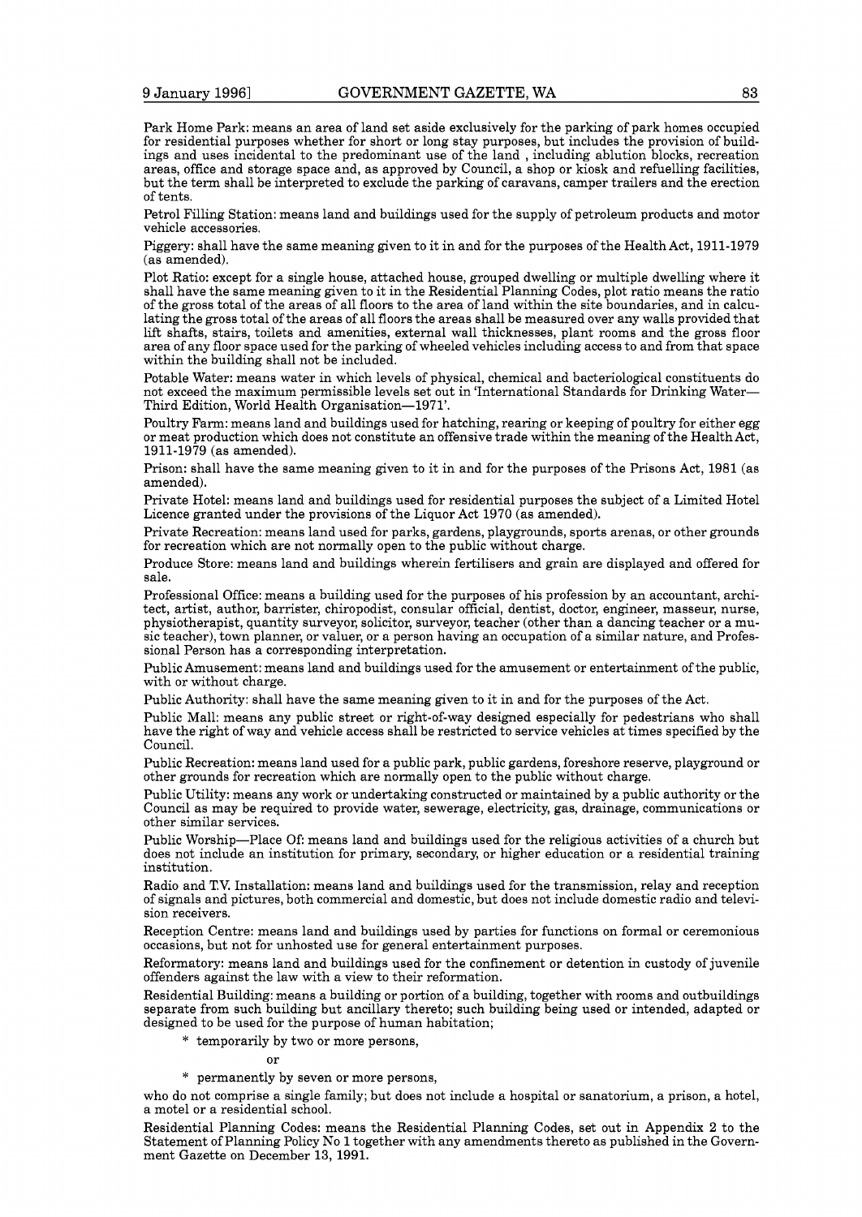Park Home Park: means an area of land set aside exclusively for the parking of park homes occupied for residential purposes whether for short or long stay purposes, but includes the provision of buildings and uses incidental to the predominant use of the land , including ablution blocks, recreation areas, office and storage space and, as approved by Council, a shop or kiosk and refuelling facilities, but the term shall be interpreted to exclude the parking of caravans, camper trailers and the erection of tents.

Petrol Filling Station: means land and buildings used for the supply of petroleum products and motor vehicle accessories.

Piggery: shall have the same meaning given to it in and for the purposes of the Health Act, 1911-1979 (as amended).

Plot Ratio: except for a single house, attached house, grouped dwelling or multiple dwelling where it shall have the same meaning given to it in the Residential Planning Codes, plot ratio means the ratio of the gross total of the areas of all floors to the area of land within the site boundaries, and in calculating the gross total of the areas of all floors the areas shall be measured over any walls provided that lift shafts, stairs, toilets and amenities, external wall thicknesses, plant rooms and the gross floor area of any floor space used for the parking of wheeled vehicles including access to and from that space within the building shall not be included.

Potable Water: means water in which levels of physical, chemical and bacteriological constituents do not exceed the maximum permissible levels set out in 'International Standards for Drinking Water—Third Edition, World Health Organisation—1971'.

Poultry Farm: means land and buildings used for hatching, rearing or keeping of poultry for either egg or meat production which does not constitute an offensive trade within the meaning of the Health Act, 1911-1979 (as amended).

Prison: shall have the same meaning given to it in and for the purposes of the Prisons Act, 1981 (as amended).

Private Hotel: means land and buildings used for residential purposes the subject of a Limited Hotel Licence granted under the provisions of the Liquor Act 1970 (as amended).

Private Recreation: means land used for parks, gardens, playgrounds, sports arenas, or other grounds for recreation which are not normally open to the public without charge.

Produce Store: means land and buildings wherein fertilisers and grain are displayed and offered for sale.

Professional Office: means a building used for the purposes of his profession by an accountant, architect, artist, author, barrister, chiropodist, consular official, dentist, doctor, engineer, masseur, nurse, physiotherapist, quantity surveyor, solicitor, surveyor, teacher (other than a dancing teacher or a music teacher), town planner, or valuer, or a person having an occupation of a similar nature, and Professional Person has a corresponding interpretation.

Public Amusement: means land and buildings used for the amusement or entertainment of the public, with or without charge.

Public Authority: shall have the same meaning given to it in and for the purposes of the Act.

Public Mall: means any public street or right-of-way designed especially for pedestrians who shall have the right of way and vehicle access shall be restricted to service vehicles at times specified by the Council.

Public Recreation: means land used for a public park, public gardens, foreshore reserve, playground or other grounds for recreation which are normally open to the public without charge.

Public Utility: means any work or undertaking constructed or maintained by a public authority or the Council as may be required to provide water, sewerage, electricity, gas, drainage, communications or other similar services.

Public Worship—Place Of: means land and buildings used for the religious activities of a church but does not include an institution for primary, secondary, or higher education or a residential training institution.

Radio and T.V. Installation: means land and buildings used for the transmission, relay and reception of signals and pictures, both commercial and domestic, but does not include domestic radio and television receivers.

Reception Centre: means land and buildings used by parties for functions on formal or ceremonious occasions, but not for unhosted use for general entertainment purposes.

Reformatory: means land and buildings used for the confinement or detention in custody of juvenile offenders against the law with a view to their reformation.

Residential Building: means a building or portion of a building, together with rooms and outbuildings separate from such building but ancillary thereto; such building being used or intended, adapted or designed to be used for the purpose of human habitation;

\* temporarily by two or more persons,

or

\* permanently by seven or more persons,

who do not comprise a single family; but does not include a hospital or sanatorium, a prison, a hotel, a motel or a residential school.

Residential Planning Codes: means the Residential Planning Codes, set out in Appendix 2 to the Statement of Planning Policy No 1 together with any amendments thereto as published in the Government Gazette on December 13, 1991.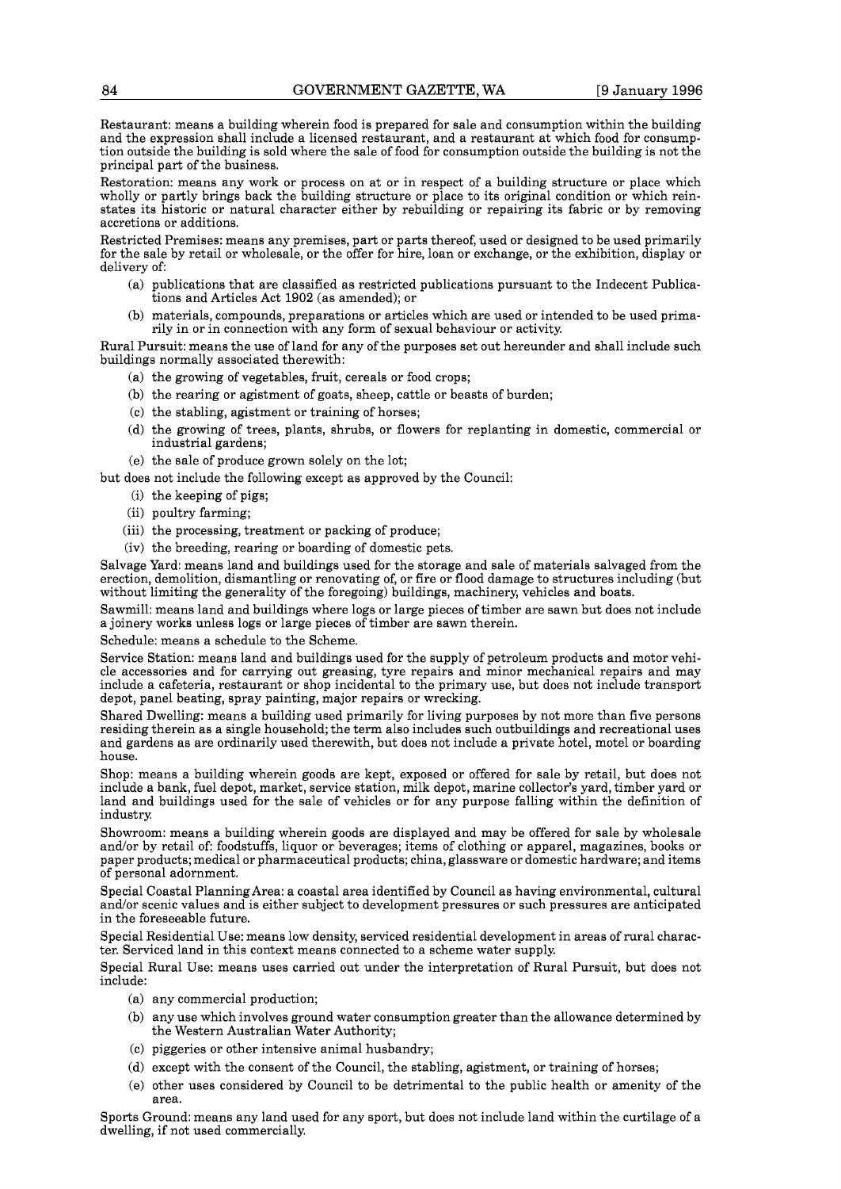Restaurant: means a building wherein food is prepared for sale and consumption within the building and the expression shall include a licensed restaurant, and a restaurant at which food for consumption outside the building is sold where the sale of food for consumption outside the building is not the principal part of the business.

Restoration: means any work or process on at or in respect of a building structure or place which wholly or partly brings back the building structure or place to its original condition or which reinstates its historic or natural character either by rebuilding or repairing its fabric or by removing accretions or additions.

Restricted Premises: means any premises, part or parts thereof, used or designed to be used primarily for the sale by retail or wholesale, or the offer for hire, loan or exchange, or the exhibition, display or delivery of:

- (a) publications that are classified as restricted publications pursuant to the Indecent Publications and Articles Act 1902 (as amended); or
- (b) materials, compounds, preparations or articles which are used or intended to be used primarily in or in connection with any form of sexual behaviour or activity.

Rural Pursuit: means the use of land for any of the purposes set out hereunder and shall include such buildings normally associated therewith:

- (a) the growing of vegetables, fruit, cereals or food crops;
- (b) the rearing or agistment of goats, sheep, cattle or beasts of burden;
- (c) the stabling, agistment or training of horses;
- (d) the growing of trees, plants, shrubs, or flowers for replanting in domestic, commercial or industrial gardens;
- (e) the sale of produce grown solely on the lot;

but does not include the following except as approved by the Council:

- (i) the keeping of pigs;
- (ii) poultry farming;
- (iii) the processing, treatment or packing of produce;
- (iv) the breeding, rearing or boarding of domestic pets.

Salvage Yard: means land and buildings used for the storage and sale of materials salvaged from the erection, demolition, dismantling or renovating of, or fire or flood damage to structures including (but without limiting the generality of the foregoing) buildings, machinery, vehicles and boats.

Sawmill: means land and buildings where logs or large pieces of timber are sawn but does not include a joinery works unless logs or large pieces of timber are sawn therein.

Schedule: means a schedule to the Scheme.

Service Station: means land and buildings used for the supply of petroleum products and motor vehicle accessories and for carrying out greasing, tyre repairs and minor mechanical repairs and may include a cafeteria, restaurant or shop incidental to the primary use, but does not include transport depot, panel beating, spray painting, major repairs or wrecking.

Shared Dwelling: means a building used primarily for living purposes by not more than five persons residing therein as a single household; the term also includes such outbuildings and recreational uses and gardens as are ordinarily used therewith, but does not include a private hotel, motel or boarding house.

Shop: means a building wherein goods are kept, exposed or offered for sale by retail, but does not include a bank, fuel depot, market, service station, milk depot, marine collector's yard, timber yard or land and buildings used for the sale of vehicles or for any purpose falling within the definition of industry.

Showroom: means a building wherein goods are displayed and may be offered for sale by wholesale and/or by retail of: foodstuffs, liquor or beverages; items of clothing or apparel, magazines, books or paper products; medical or pharmaceutical products; china, glassware or domestic hardware; and items of personal adornment.

Special Coastal Planning Area: a coastal area identified by Council as having environmental, cultural and/or scenic values and is either subject to development pressures or such pressures are anticipated in the foreseeable future.

Special Residential Use: means low density, serviced residential development in areas of rural character. Serviced land in this context means connected to a scheme water supply.

Special Rural Use: means uses carried out under the interpretation of Rural Pursuit, but does not include:

- (a) any commercial production;
- (b) any use which involves ground water consumption greater than the allowance determined by the Western Australian Water Authority;
- (c) piggeries or other intensive animal husbandry;
- (d) except with the consent of the Council, the stabling, agistment, or training of horses;
- (e) other uses considered by Council to be detrimental to the public health or amenity of the area.

Sports Ground: means any land used for any sport, but does not include land within the curtilage of a dwelling, if not used commercially.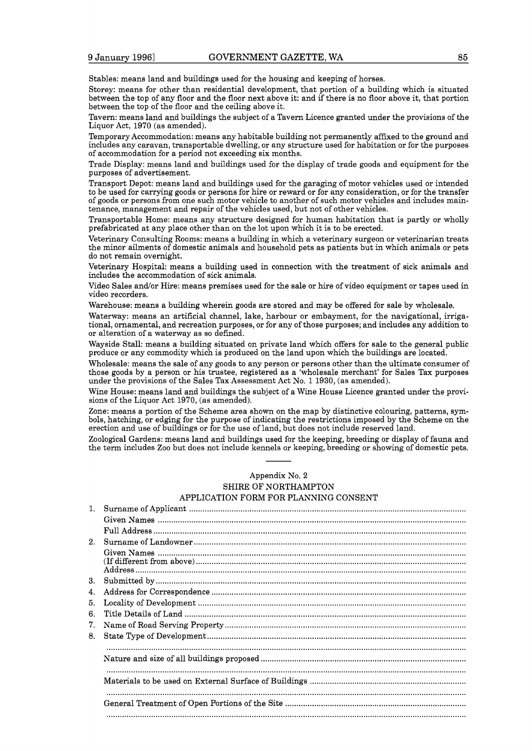Stables: means land and buildings used for the housing and keeping of horses.

Storey: means for other than residential development, that portion of a building which is situated between the top of any floor and the floor next above it: and if there is no floor above it, that portion between the top of the floor and the ceiling above it.

Tavern: means land and buildings the subject of a Tavern Licence granted under the provisions of the Liquor Act, 1970 (as amended).

Temporary Accommodation: means any habitable building not permanently affixed to the ground and includes any caravan, transportable dwelling, or any structure used for habitation or for the purposes of accommodation for a period not exceeding six months.

Trade Display: means land and buildings used for the display of trade goods and equipment for the purposes of advertisement.

Transport Depot: means land and buildings used for the garaging of motor vehicles used or intended to be used for carrying goods or persons for hire or reward or for any consideration, or for the transfer of goods or persons from one such motor vehicle to another of such motor vehicles and includes maintenance, management and repair of the vehicles used, but not of other vehicles.

Transportable Home: means any structure designed for human habitation that is partly or wholly prefabricated at any place other than on the lot upon which it is to be erected.

Veterinary Consulting Rooms: means a building in which a veterinary surgeon or veterinarian treats the minor ailments of domestic animals and household pets as patients but in which animals or pets do not remain overnight.

Veterinary Hospital: means a building used in connection with the treatment of sick animals and includes the accommodation of sick animals.

Video Sales and/or Hire: means premises used for the sale or hire of video equipment or tapes used in video recorders.

Warehouse: means a building wherein goods are stored and may be offered for sale by wholesale.

Waterway: means an artificial channel, lake, harbour or embayment, for the navigational, irrigational, ornamental, and recreation purposes, or for any of those purposes; and includes any addition to or alteration of a waterway as so defined.

Wayside Stall: means a building situated on private land which offers for sale to the general public produce or any commodity which is produced on the land upon which the buildings are located.

Wholesale: means the sale of any goods to any person or persons other than the ultimate consumer of those goods by a person or his trustee, registered as a 'wholesale merchant' for Sales Tax purposes under the provisions of the Sales Tax Assessment Act No. 1 1930, (as amended).

Wine House: means land and buildings the subject of a Wine House Licence granted under the provisions of the Liquor Act 1970, (as amended).

Zone: means a portion of the Scheme area shown on the map by distinctive colouring, patterns, symbols, hatching, or edging for the purpose of indicating the restrictions imposed by the Scheme on the erection and use of buildings or for the use of land, but does not include reserved land.

Zoological Gardens: means land and buildings used for the keeping, breeding or display of fauna and the term includes Zoo but does not include kennels or keeping, breeding or showing of domestic pets.

---

Appendix No. 2

SHIRE OF NORTHAMPTON

APPLICATION FORM FOR PLANNING CONSENT

1. Surname of Applicant ..........
   Given Names ..........
   Full Address ..........
2. Surname of Landowner ..........
   Given Names ..........
   (If different from above) ..........
   Address ..........
3. Submitted by ..........
4. Address for Correspondence ..........
5. Locality of Development ..........
6. Title Details of Land ..........
7. Name of Road Serving Property ..........
8. State Type of Development ..........
   ..........
   Nature and size of all buildings proposed ..........
   ..........
   Materials to be used on External Surface of Buildings ..........
   ..........
   General Treatment of Open Portions of the Site ..........
   ..........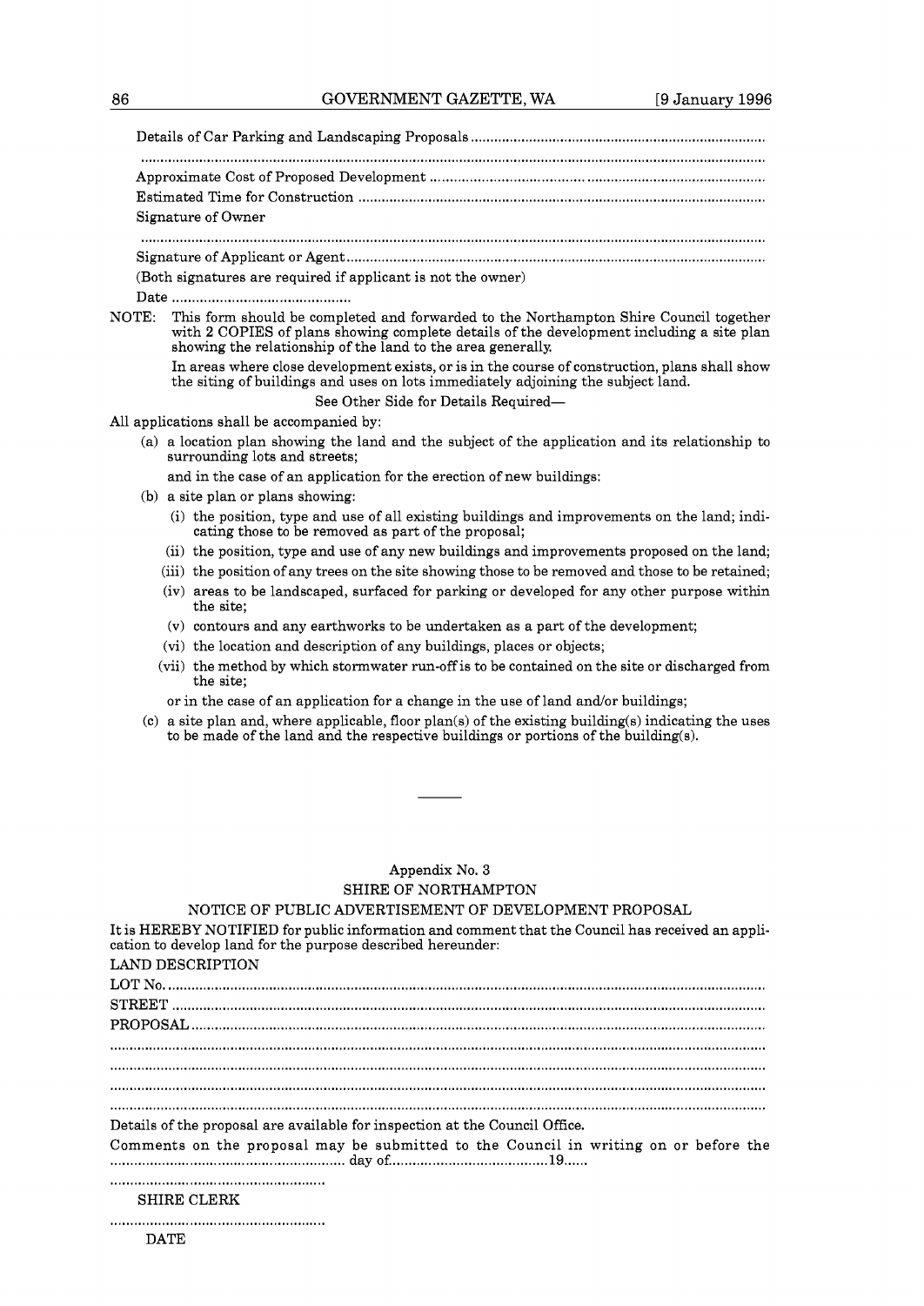Details of Car Parking and Landscaping Proposals ..........................................................................

.............................................................................................................................................

Approximate Cost of Proposed Development ......................................................................................

Estimated Time for Construction .......................................................................................................

Signature of Owner

.............................................................................................................................................

Signature of Applicant or Agent..........................................................................................................

(Both signatures are required if applicant is not the owner)

Date .............................................

NOTE: This form should be completed and forwarded to the Northampton Shire Council together with 2 COPIES of plans showing complete details of the development including a site plan showing the relationship of the land to the area generally.

In areas where close development exists, or is in the course of construction, plans shall show the siting of buildings and uses on lots immediately adjoining the subject land.

See Other Side for Details Required—

All applications shall be accompanied by:

(a) a location plan showing the land and the subject of the application and its relationship to surrounding lots and streets;

and in the case of an application for the erection of new buildings:

(b) a site plan or plans showing:

(i) the position, type and use of all existing buildings and improvements on the land; indicating those to be removed as part of the proposal;

(ii) the position, type and use of any new buildings and improvements proposed on the land;

(iii) the position of any trees on the site showing those to be removed and those to be retained;

(iv) areas to be landscaped, surfaced for parking or developed for any other purpose within the site;

(v) contours and any earthworks to be undertaken as a part of the development;

(vi) the location and description of any buildings, places or objects;

(vii) the method by which stormwater run-off is to be contained on the site or discharged from the site;

or in the case of an application for a change in the use of land and/or buildings;

(c) a site plan and, where applicable, floor plan(s) of the existing building(s) indicating the uses to be made of the land and the respective buildings or portions of the building(s).

---

Appendix No. 3

SHIRE OF NORTHAMPTON

NOTICE OF PUBLIC ADVERTISEMENT OF DEVELOPMENT PROPOSAL

It is HEREBY NOTIFIED for public information and comment that the Council has received an application to develop land for the purpose described hereunder:

LAND DESCRIPTION

LOT No. ...........................................................................................................................................

STREET ...........................................................................................................................................

PROPOSAL.......................................................................................................................................

.............................................................................................................................................

.............................................................................................................................................

.............................................................................................................................................

.............................................................................................................................................

Details of the proposal are available for inspection at the Council Office.

Comments on the proposal may be submitted to the Council in writing on or before the ........................................................ day of......................................19......

......................................................

SHIRE CLERK

......................................................

DATE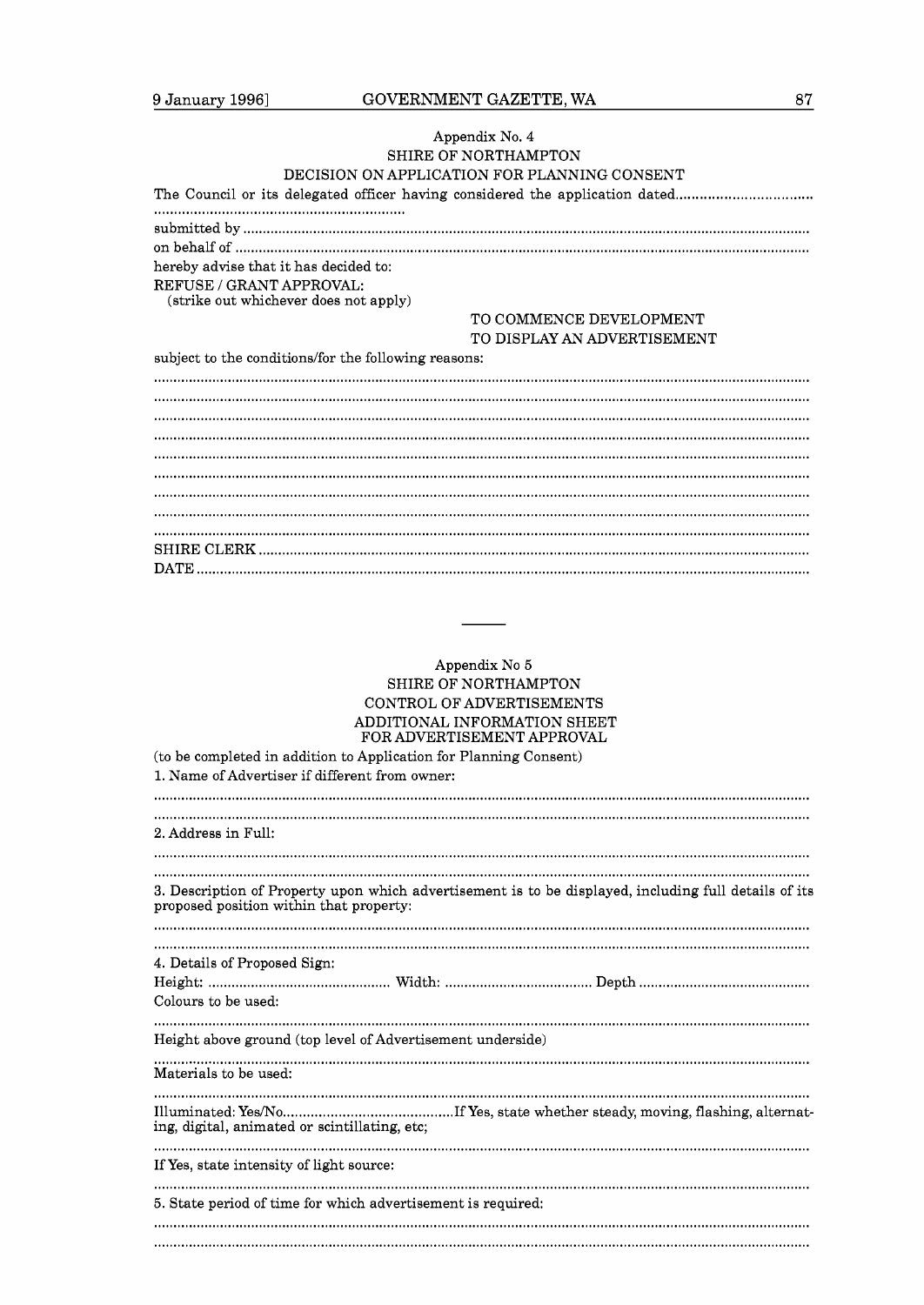Appendix No. 4

SHIRE OF NORTHAMPTON

DECISION ON APPLICATION FOR PLANNING CONSENT

The Council or its delegated officer having considered the application dated..................................
..............................................................

submitted by ................................................................................................................................................

on behalf of ..................................................................................................................................................

hereby advise that it has decided to:

REFUSE / GRANT APPROVAL:
(strike out whichever does not apply)

TO COMMENCE DEVELOPMENT
TO DISPLAY AN ADVERTISEMENT

subject to the conditions/for the following reasons:

.......................................................................................................................................................................
.......................................................................................................................................................................
.......................................................................................................................................................................
.......................................................................................................................................................................
.......................................................................................................................................................................
.......................................................................................................................................................................
.......................................................................................................................................................................
.......................................................................................................................................................................
.......................................................................................................................................................................

SHIRE CLERK ...............................................................................................................................................

DATE .............................................................................................................................................................

---

Appendix No 5

SHIRE OF NORTHAMPTON

CONTROL OF ADVERTISEMENTS

ADDITIONAL INFORMATION SHEET
FOR ADVERTISEMENT APPROVAL

(to be completed in addition to Application for Planning Consent)

1. Name of Advertiser if different from owner:

.......................................................................................................................................................................
.......................................................................................................................................................................

2. Address in Full:

.......................................................................................................................................................................
.......................................................................................................................................................................

3. Description of Property upon which advertisement is to be displayed, including full details of its proposed position within that property:

.......................................................................................................................................................................
.......................................................................................................................................................................

4. Details of Proposed Sign:

Height: ............................................... Width: ...................................... Depth ............................................

Colours to be used:

.......................................................................................................................................................................

Height above ground (top level of Advertisement underside)

.......................................................................................................................................................................

Materials to be used:

.......................................................................................................................................................................

Illuminated: Yes/No...........................................If Yes, state whether steady, moving, flashing, alternating, digital, animated or scintillating, etc;

.......................................................................................................................................................................

If Yes, state intensity of light source:

.......................................................................................................................................................................

5. State period of time for which advertisement is required:

.......................................................................................................................................................................
.......................................................................................................................................................................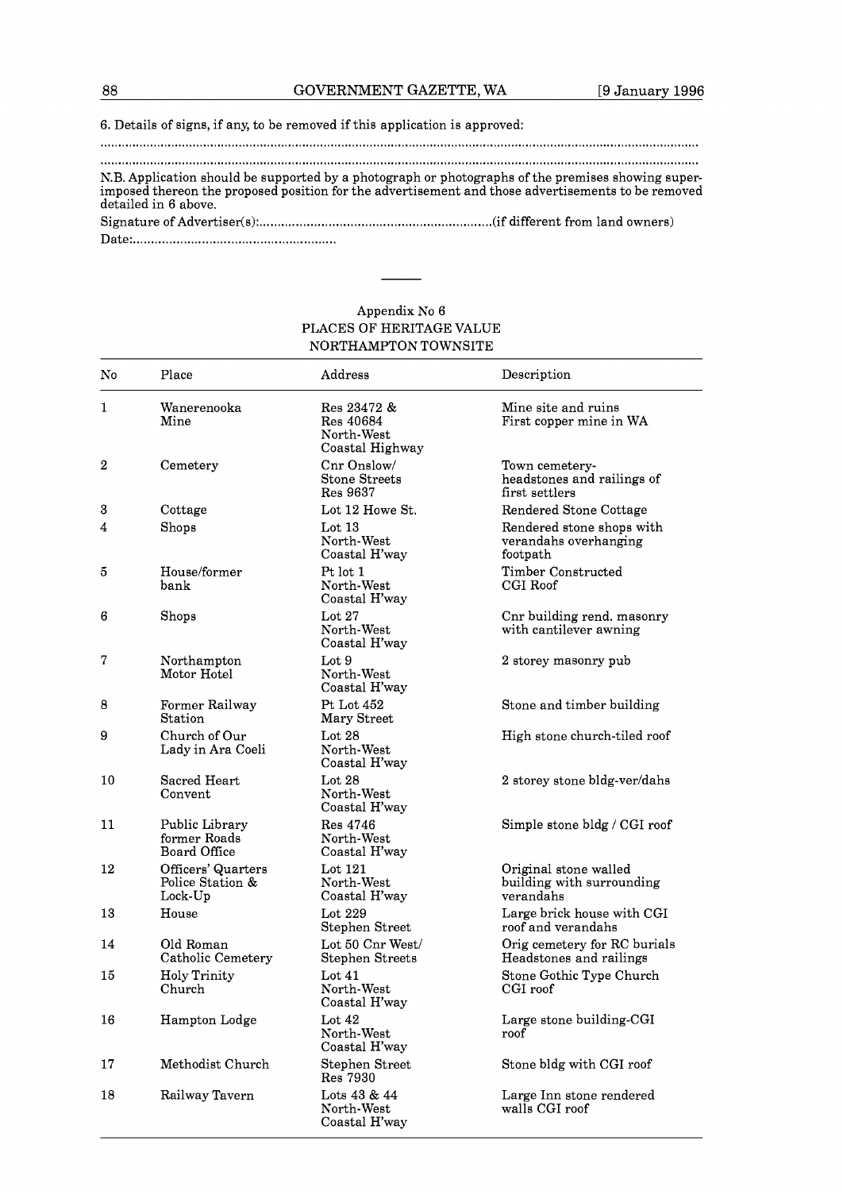6. Details of signs, if any, to be removed if this application is approved:

.................................................................................................................................................................

.................................................................................................................................................................

N.B. Application should be supported by a photograph or photographs of the premises showing superimposed thereon the proposed position for the advertisement and those advertisements to be removed detailed in 6 above.

Signature of Advertiser(s):................................................................(if different from land owners)

Date:.......................................................

---

Appendix No 6

PLACES OF HERITAGE VALUE

NORTHAMPTON TOWNSITE

| No | Place | Address | Description |
|---|---|---|---|
| 1 | Wanerenooka Mine | Res 23472 & Res 40684 North-West Coastal Highway | Mine site and ruins First copper mine in WA |
| 2 | Cemetery | Cnr Onslow/ Stone Streets Res 9637 | Town cemetery- headstones and railings of first settlers |
| 3 | Cottage | Lot 12 Howe St. | Rendered Stone Cottage |
| 4 | Shops | Lot 13 North-West Coastal H'way | Rendered stone shops with verandahs overhanging footpath |
| 5 | House/former bank | Pt lot 1 North-West Coastal H'way | Timber Constructed CGI Roof |
| 6 | Shops | Lot 27 North-West Coastal H'way | Cnr building rend. masonry with cantilever awning |
| 7 | Northampton Motor Hotel | Lot 9 North-West Coastal H'way | 2 storey masonry pub |
| 8 | Former Railway Station | Pt Lot 452 Mary Street | Stone and timber building |
| 9 | Church of Our Lady in Ara Coeli | Lot 28 North-West Coastal H'way | High stone church-tiled roof |
| 10 | Sacred Heart Convent | Lot 28 North-West Coastal H'way | 2 storey stone bldg-ver/dahs |
| 11 | Public Library former Roads Board Office | Res 4746 North-West Coastal H'way | Simple stone bldg / CGI roof |
| 12 | Officers' Quarters Police Station & Lock-Up | Lot 121 North-West Coastal H'way | Original stone walled building with surrounding verandahs |
| 13 | House | Lot 229 Stephen Street | Large brick house with CGI roof and verandahs |
| 14 | Old Roman Catholic Cemetery | Lot 50 Cnr West/ Stephen Streets | Orig cemetery for RC burials Headstones and railings |
| 15 | Holy Trinity Church | Lot 41 North-West Coastal H'way | Stone Gothic Type Church CGI roof |
| 16 | Hampton Lodge | Lot 42 North-West Coastal H'way | Large stone building-CGI roof |
| 17 | Methodist Church | Stephen Street Res 7930 | Stone bldg with CGI roof |
| 18 | Railway Tavern | Lots 43 & 44 North-West Coastal H'way | Large Inn stone rendered walls CGI roof |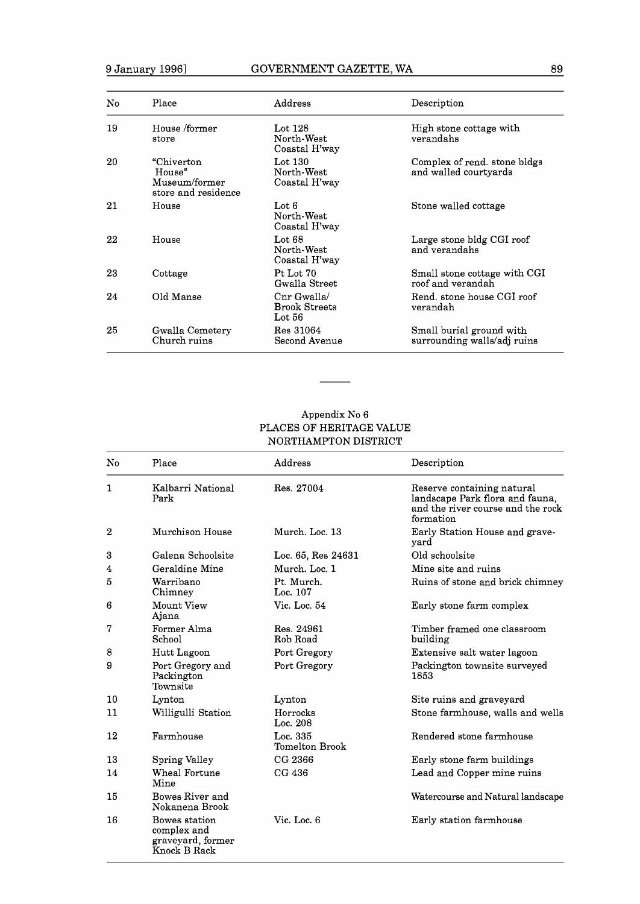| No | Place | Address | Description |
|---|---|---|---|
| 19 | House /former store | Lot 128 North-West Coastal H'way | High stone cottage with verandahs |
| 20 | "Chiverton House" Museum/former store and residence | Lot 130 North-West Coastal H'way | Complex of rend. stone bldgs and walled courtyards |
| 21 | House | Lot 6 North-West Coastal H'way | Stone walled cottage |
| 22 | House | Lot 68 North-West Coastal H'way | Large stone bldg CGI roof and verandahs |
| 23 | Cottage | Pt Lot 70 Gwalla Street | Small stone cottage with CGI roof and verandah |
| 24 | Old Manse | Cnr Gwalla/ Brook Streets Lot 56 | Rend. stone house CGI roof verandah |
| 25 | Gwalla Cemetery Church ruins | Res 31064 Second Avenue | Small burial ground with surrounding walls/adj ruins |

---

Appendix No 6
PLACES OF HERITAGE VALUE
NORTHAMPTON DISTRICT

| No | Place | Address | Description |
|---|---|---|---|
| 1 | Kalbarri National Park | Res. 27004 | Reserve containing natural landscape Park flora and fauna, and the river course and the rock formation |
| 2 | Murchison House | Murch. Loc. 13 | Early Station House and graveyard |
| 3 | Galena Schoolsite | Loc. 65, Res 24631 | Old schoolsite |
| 4 | Geraldine Mine | Murch. Loc. 1 | Mine site and ruins |
| 5 | Warribano Chimney | Pt. Murch. Loc. 107 | Ruins of stone and brick chimney |
| 6 | Mount View Ajana | Vic. Loc. 54 | Early stone farm complex |
| 7 | Former Alma School | Res. 24961 Rob Road | Timber framed one classroom building |
| 8 | Hutt Lagoon | Port Gregory | Extensive salt water lagoon |
| 9 | Port Gregory and Packington Townsite | Port Gregory | Packington townsite surveyed 1853 |
| 10 | Lynton | Lynton | Site ruins and graveyard |
| 11 | Willigulli Station | Horrocks Loc. 208 | Stone farmhouse, walls and wells |
| 12 | Farmhouse | Loc. 335 Tomelton Brook | Rendered stone farmhouse |
| 13 | Spring Valley | CG 2366 | Early stone farm buildings |
| 14 | Wheal Fortune Mine | CG 436 | Lead and Copper mine ruins |
| 15 | Bowes River and Nokanena Brook | | Watercourse and Natural landscape |
| 16 | Bowes station complex and graveyard, former Knock B Rack | Vic. Loc. 6 | Early station farmhouse |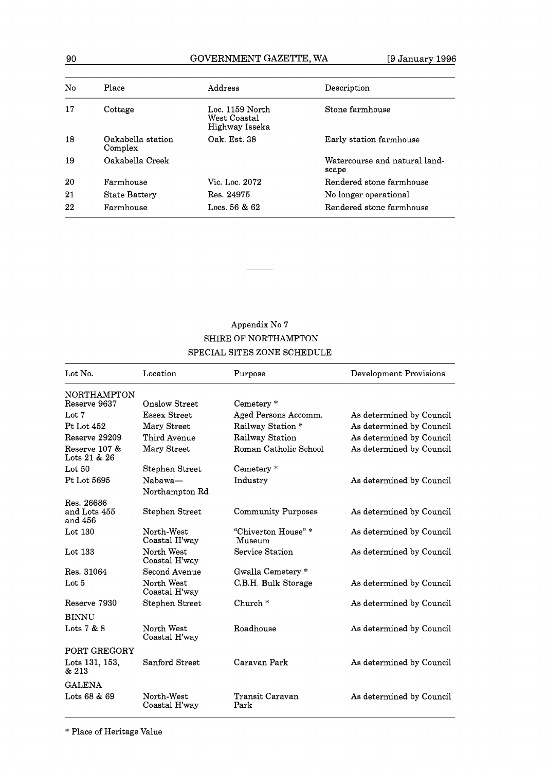| No | Place | Address | Description |
|---|---|---|---|
| 17 | Cottage | Loc. 1159 North West Coastal Highway Isseka | Stone farmhouse |
| 18 | Oakabella station Complex | Oak. Est. 38 | Early station farmhouse |
| 19 | Oakabella Creek | | Watercourse and natural landscape |
| 20 | Farmhouse | Vic. Loc. 2072 | Rendered stone farmhouse |
| 21 | State Battery | Res. 24975 | No longer operational |
| 22 | Farmhouse | Locs. 56 & 62 | Rendered stone farmhouse |

---

Appendix No 7

SHIRE OF NORTHAMPTON

SPECIAL SITES ZONE SCHEDULE

| Lot No. | Location | Purpose | Development Provisions |
|---|---|---|---|
| NORTHAMPTON | | | |
| Reserve 9637 | Onslow Street | Cemetery * | |
| Lot 7 | Essex Street | Aged Persons Accomm. | As determined by Council |
| Pt Lot 452 | Mary Street | Railway Station * | As determined by Council |
| Reserve 29209 | Third Avenue | Railway Station | As determined by Council |
| Reserve 107 & Lots 21 & 26 | Mary Street | Roman Catholic School | As determined by Council |
| Lot 50 | Stephen Street | Cemetery * | |
| Pt Lot 5695 | Nabawa—Northampton Rd | Industry | As determined by Council |
| Res. 26686 and Lots 455 and 456 | Stephen Street | Community Purposes | As determined by Council |
| Lot 130 | North-West Coastal H'way | "Chiverton House" * Museum | As determined by Council |
| Lot 133 | North West Coastal H'way | Service Station | As determined by Council |
| Res. 31064 | Second Avenue | Gwalla Cemetery * | |
| Lot 5 | North West Coastal H'way | C.B.H. Bulk Storage | As determined by Council |
| Reserve 7930 | Stephen Street | Church * | As determined by Council |
| BINNU | | | |
| Lots 7 & 8 | North West Coastal H'way | Roadhouse | As determined by Council |
| PORT GREGORY | | | |
| Lots 131, 153, & 213 | Sanford Street | Caravan Park | As determined by Council |
| GALENA | | | |
| Lots 68 & 69 | North-West Coastal H'way | Transit Caravan Park | As determined by Council |

* Place of Heritage Value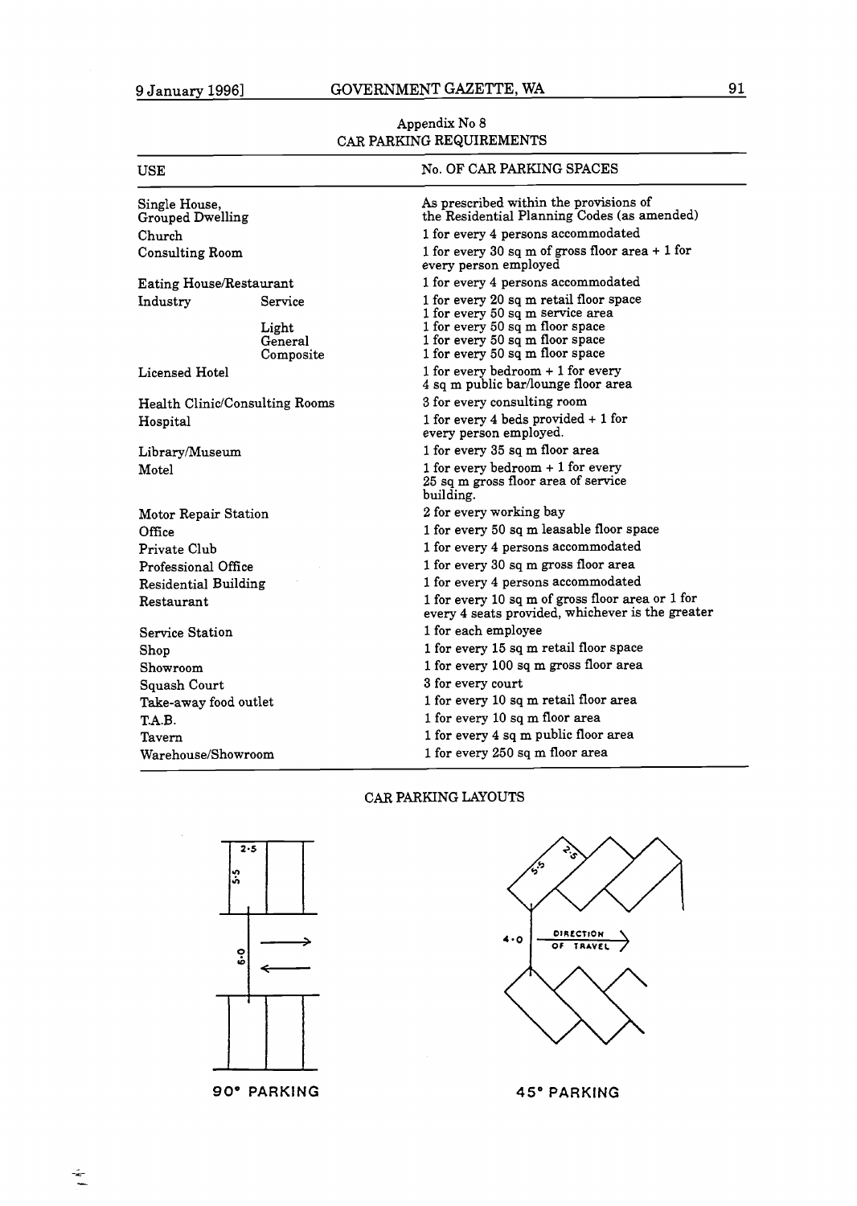## Appendix No 8
## CAR PARKING REQUIREMENTS

| USE | | No. OF CAR PARKING SPACES |
|---|---|---|
| Single House, Grouped Dwelling | | As prescribed within the provisions of the Residential Planning Codes (as amended) |
| Church | | 1 for every 4 persons accommodated |
| Consulting Room | | 1 for every 30 sq m of gross floor area + 1 for every person employed |
| Eating House/Restaurant | | 1 for every 4 persons accommodated |
| Industry | Service | 1 for every 20 sq m retail floor space<br>1 for every 50 sq m service area |
| | Light | 1 for every 50 sq m floor space |
| | General | 1 for every 50 sq m floor space |
| | Composite | 1 for every 50 sq m floor space |
| Licensed Hotel | | 1 for every bedroom + 1 for every 4 sq m public bar/lounge floor area |
| Health Clinic/Consulting Rooms | | 3 for every consulting room |
| Hospital | | 1 for every 4 beds provided + 1 for every person employed. |
| Library/Museum | | 1 for every 35 sq m floor area |
| Motel | | 1 for every bedroom + 1 for every 25 sq m gross floor area of service building. |
| Motor Repair Station | | 2 for every working bay |
| Office | | 1 for every 50 sq m leasable floor space |
| Private Club | | 1 for every 4 persons accommodated |
| Professional Office | | 1 for every 30 sq m gross floor area |
| Residential Building | | 1 for every 4 persons accommodated |
| Restaurant | | 1 for every 10 sq m of gross floor area or 1 for every 4 seats provided, whichever is the greater |
| Service Station | | 1 for each employee |
| Shop | | 1 for every 15 sq m retail floor space |
| Showroom | | 1 for every 100 sq m gross floor area |
| Squash Court | | 3 for every court |
| Take-away food outlet | | 1 for every 10 sq m retail floor area |
| T.A.B. | | 1 for every 10 sq m floor area |
| Tavern | | 1 for every 4 sq m public floor area |
| Warehouse/Showroom | | 1 for every 250 sq m floor area |

## CAR PARKING LAYOUTS

2·5

5·5

6·0

90° PARKING

2·5

5·5

4·0

DIRECTION OF TRAVEL

45° PARKING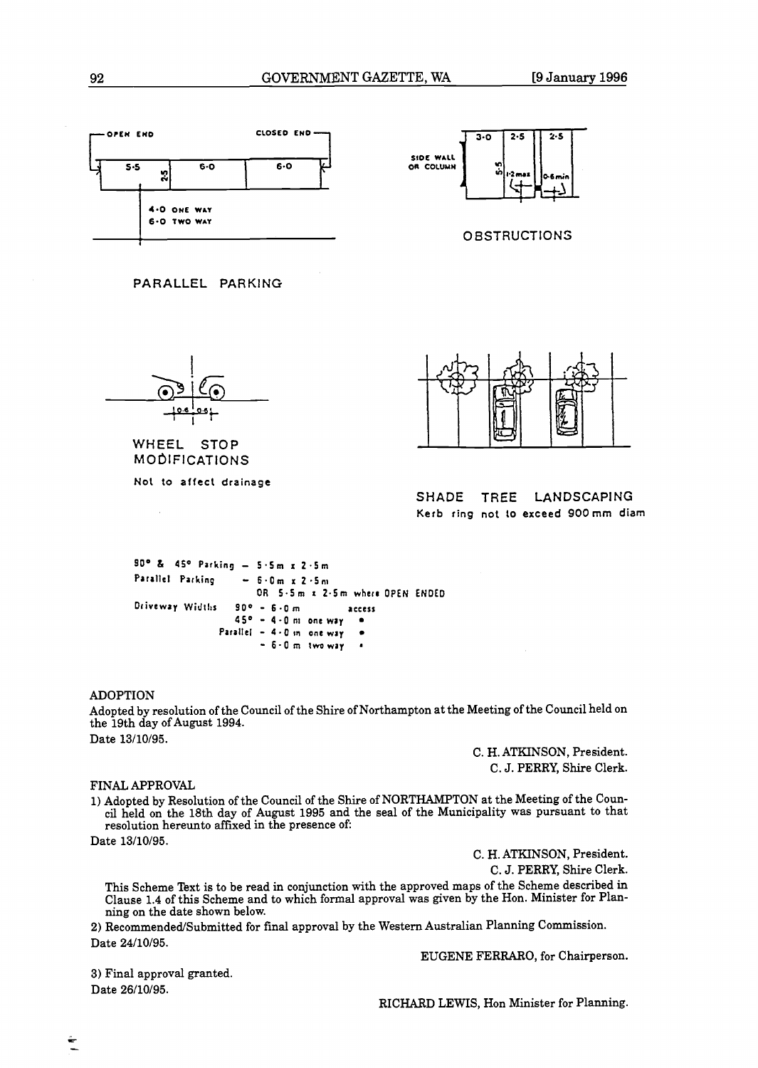OPEN END | CLOSED END

5·5 | 2·5 | 6·0 | 6·0

4·0 ONE WAY
6·0 TWO WAY

PARALLEL PARKING

SIDE WALL OR COLUMN | 3·0 | 2·5 | 2·5 | 5·5 | 1·2 max | 0·6 min

OBSTRUCTIONS

0·6 | 0·6

WHEEL STOP MODIFICATIONS

Not to affect drainage

SHADE TREE LANDSCAPING

Kerb ring not to exceed 900 mm diam

90° & 45° Parking – 5·5 m x 2·5 m

Parallel Parking – 6·0 m x 2·5 m
OR 5·5 m x 2·5 m where OPEN ENDED

Driveway Widths 90° – 6·0 m access
45° – 4·0 m one way •
Parallel – 4·0 m one way •
– 6·0 m two way •

ADOPTION

Adopted by resolution of the Council of the Shire of Northampton at the Meeting of the Council held on the 19th day of August 1994.

Date 13/10/95.

C. H. ATKINSON, President.
C. J. PERRY, Shire Clerk.

FINAL APPROVAL

1) Adopted by Resolution of the Council of the Shire of NORTHAMPTON at the Meeting of the Council held on the 18th day of August 1995 and the seal of the Municipality was pursuant to that resolution hereunto affixed in the presence of:

Date 13/10/95.

C. H. ATKINSON, President.
C. J. PERRY, Shire Clerk.

This Scheme Text is to be read in conjunction with the approved maps of the Scheme described in Clause 1.4 of this Scheme and to which formal approval was given by the Hon. Minister for Planning on the date shown below.

2) Recommended/Submitted for final approval by the Western Australian Planning Commission.

Date 24/10/95.

EUGENE FERRARO, for Chairperson.

3) Final approval granted.

Date 26/10/95.

RICHARD LEWIS, Hon Minister for Planning.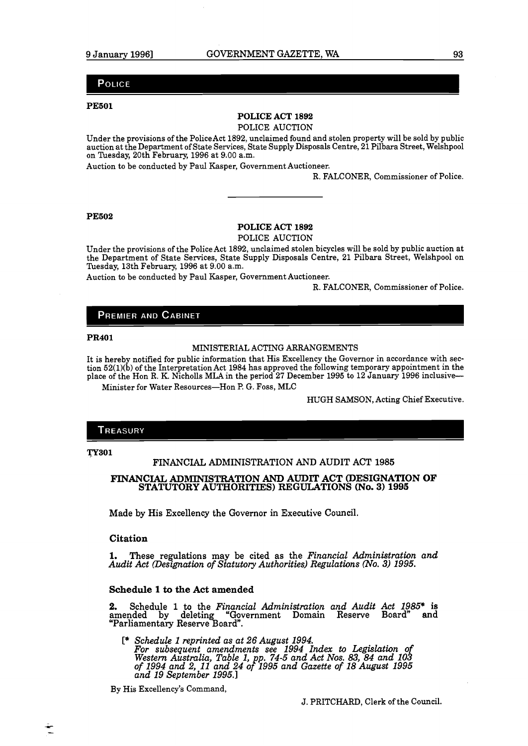## POLICE

**PE501**

**POLICE ACT 1892**

POLICE AUCTION

Under the provisions of the Police Act 1892, unclaimed found and stolen property will be sold by public auction at the Department of State Services, State Supply Disposals Centre, 21 Pilbara Street, Welshpool on Tuesday, 20th February, 1996 at 9.00 a.m.

Auction to be conducted by Paul Kasper, Government Auctioneer.

R. FALCONER, Commissioner of Police.

---

**PE502**

**POLICE ACT 1892**

POLICE AUCTION

Under the provisions of the Police Act 1892, unclaimed stolen bicycles will be sold by public auction at the Department of State Services, State Supply Disposals Centre, 21 Pilbara Street, Welshpool on Tuesday, 13th February, 1996 at 9.00 a.m.

Auction to be conducted by Paul Kasper, Government Auctioneer.

R. FALCONER, Commissioner of Police.

## PREMIER AND CABINET

**PR401**

MINISTERIAL ACTING ARRANGEMENTS

It is hereby notified for public information that His Excellency the Governor in accordance with section 52(1)(b) of the Interpretation Act 1984 has approved the following temporary appointment in the place of the Hon R. K. Nicholls MLA in the period 27 December 1995 to 12 January 1996 inclusive—

Minister for Water Resources—Hon P. G. Foss, MLC

HUGH SAMSON, Acting Chief Executive.

## TREASURY

**TY301**

FINANCIAL ADMINISTRATION AND AUDIT ACT 1985

**FINANCIAL ADMINISTRATION AND AUDIT ACT (DESIGNATION OF STATUTORY AUTHORITIES) REGULATIONS (No. 3) 1995**

Made by His Excellency the Governor in Executive Council.

### Citation

**1.** These regulations may be cited as the *Financial Administration and Audit Act (Designation of Statutory Authorities) Regulations (No. 3) 1995.*

### Schedule 1 to the Act amended

**2.** Schedule 1 to the *Financial Administration and Audit Act 1985*\* is amended by deleting "Government Domain Reserve Board" and "Parliamentary Reserve Board".

[\* *Schedule 1 reprinted as at 26 August 1994. For subsequent amendments see 1994 Index to Legislation of Western Australia, Table 1, pp. 74-5 and Act Nos. 83, 84 and 103 of 1994 and 2, 11 and 24 of 1995 and Gazette of 18 August 1995 and 19 September 1995.*]

By His Excellency's Command,

J. PRITCHARD, Clerk of the Council.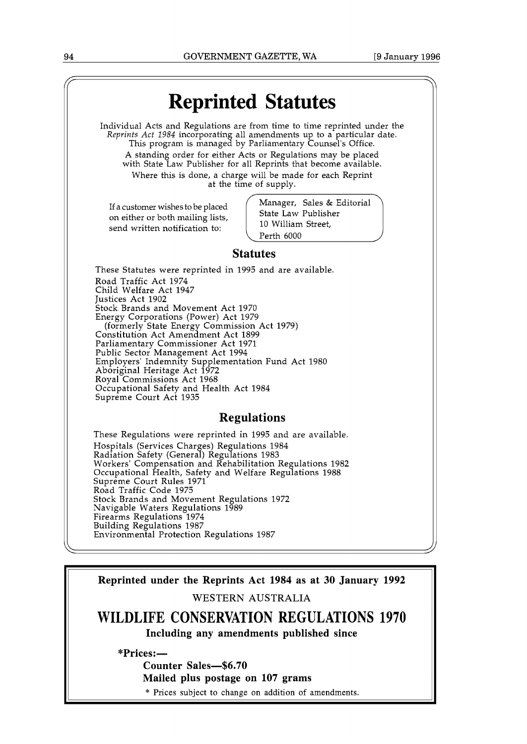# Reprinted Statutes

Individual Acts and Regulations are from time to time reprinted under the *Reprints Act 1984* incorporating all amendments up to a particular date. This program is managed by Parliamentary Counsel's Office.

A standing order for either Acts or Regulations may be placed with State Law Publisher for all Reprints that become available.

Where this is done, a charge will be made for each Reprint at the time of supply.

If a customer wishes to be placed on either or both mailing lists, send written notification to:

Manager, Sales & Editorial
State Law Publisher
10 William Street,
Perth 6000

## Statutes

These Statutes were reprinted in 1995 and are available.

Road Traffic Act 1974
Child Welfare Act 1947
Justices Act 1902
Stock Brands and Movement Act 1970
Energy Corporations (Power) Act 1979
(formerly State Energy Commission Act 1979)
Constitution Act Amendment Act 1899
Parliamentary Commissioner Act 1971
Public Sector Management Act 1994
Employers' Indemnity Supplementation Fund Act 1980
Aboriginal Heritage Act 1972
Royal Commissions Act 1968
Occupational Safety and Health Act 1984
Supreme Court Act 1935

## Regulations

These Regulations were reprinted in 1995 and are available.

Hospitals (Services Charges) Regulations 1984
Radiation Safety (General) Regulations 1983
Workers' Compensation and Rehabilitation Regulations 1982
Occupational Health, Safety and Welfare Regulations 1988
Supreme Court Rules 1971
Road Traffic Code 1975
Stock Brands and Movement Regulations 1972
Navigable Waters Regulations 1989
Firearms Regulations 1974
Building Regulations 1987
Environmental Protection Regulations 1987

---

**Reprinted under the Reprints Act 1984 as at 30 January 1992**

WESTERN AUSTRALIA

# WILDLIFE CONSERVATION REGULATIONS 1970

**Including any amendments published since**

***Prices:—**

**Counter Sales—$6.70**

**Mailed plus postage on 107 grams**

\* Prices subject to change on addition of amendments.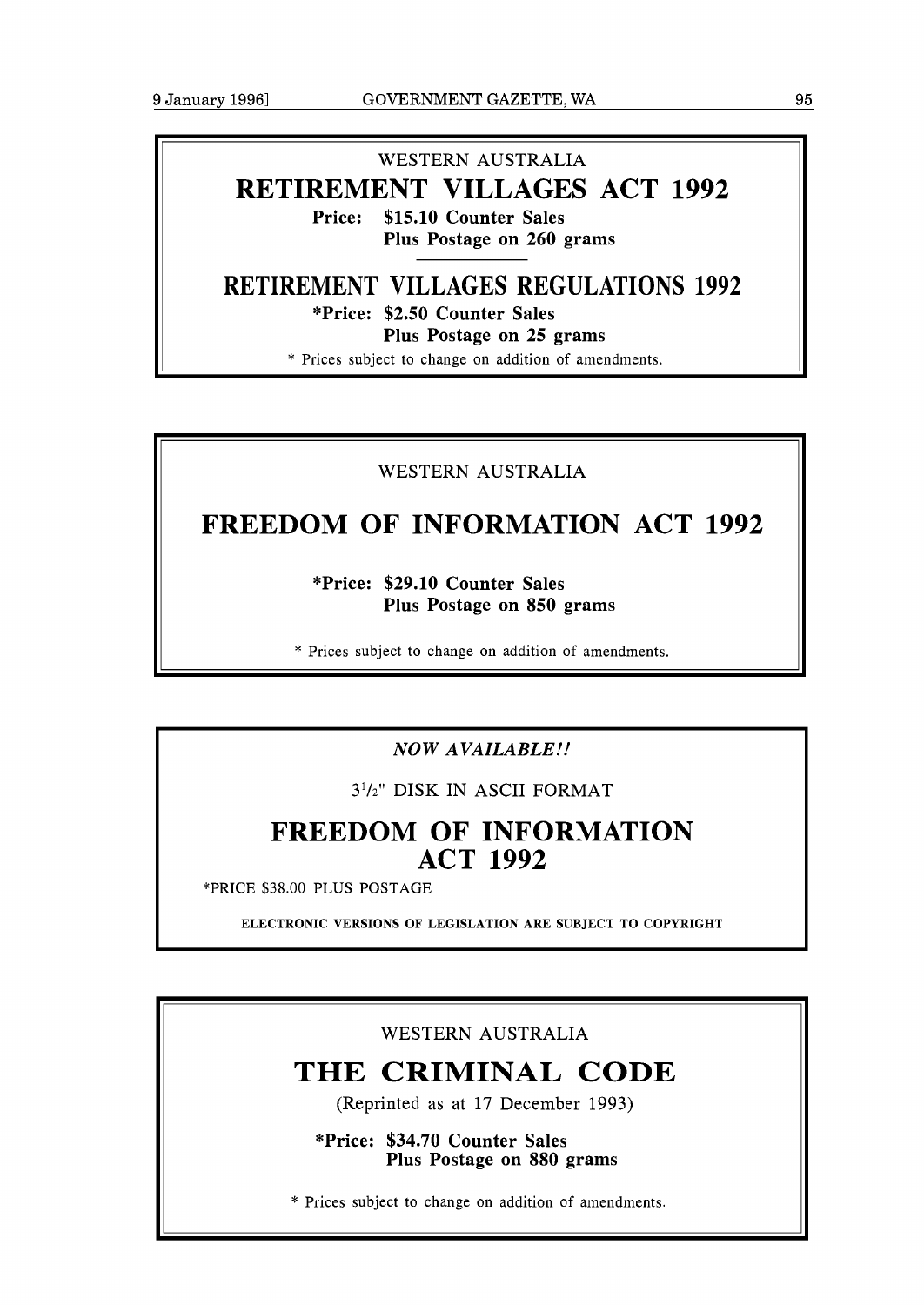WESTERN AUSTRALIA

## RETIREMENT VILLAGES ACT 1992

**Price: $15.10 Counter Sales**
**Plus Postage on 260 grams**

---

## RETIREMENT VILLAGES REGULATIONS 1992

**\*Price: $2.50 Counter Sales**
**Plus Postage on 25 grams**

\* Prices subject to change on addition of amendments.

---

WESTERN AUSTRALIA

## FREEDOM OF INFORMATION ACT 1992

**\*Price: $29.10 Counter Sales**
**Plus Postage on 850 grams**

\* Prices subject to change on addition of amendments.

---

***NOW AVAILABLE!!***

3½" DISK IN ASCII FORMAT

## FREEDOM OF INFORMATION ACT 1992

\*PRICE $38.00 PLUS POSTAGE

**ELECTRONIC VERSIONS OF LEGISLATION ARE SUBJECT TO COPYRIGHT**

---

WESTERN AUSTRALIA

## THE CRIMINAL CODE

(Reprinted as at 17 December 1993)

**\*Price: $34.70 Counter Sales**
**Plus Postage on 880 grams**

\* Prices subject to change on addition of amendments.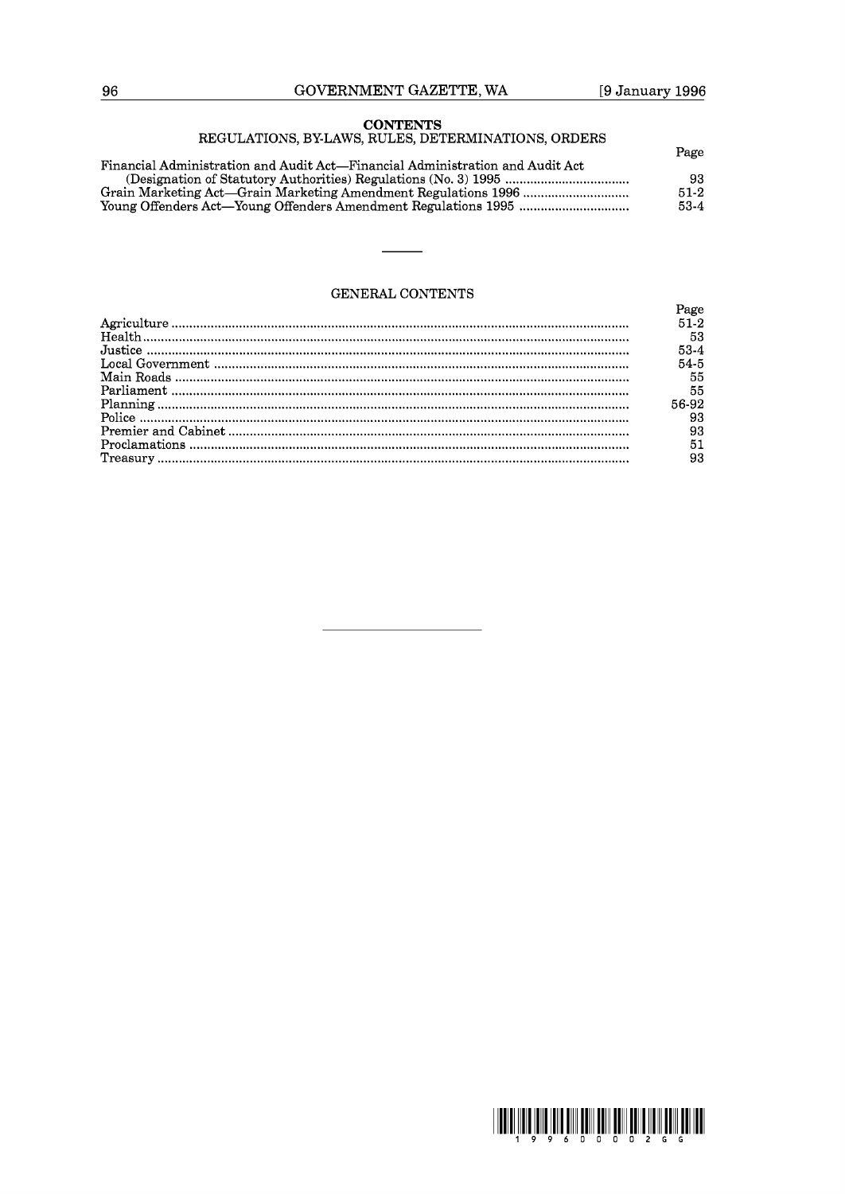# CONTENTS

## REGULATIONS, BY-LAWS, RULES, DETERMINATIONS, ORDERS

| | Page |
|---|---|
| Financial Administration and Audit Act—Financial Administration and Audit Act (Designation of Statutory Authorities) Regulations (No. 3) 1995 | 93 |
| Grain Marketing Act—Grain Marketing Amendment Regulations 1996 | 51-2 |
| Young Offenders Act—Young Offenders Amendment Regulations 1995 | 53-4 |

---

## GENERAL CONTENTS

| | Page |
|---|---|
| Agriculture | 51-2 |
| Health | 53 |
| Justice | 53-4 |
| Local Government | 54-5 |
| Main Roads | 55 |
| Parliament | 55 |
| Planning | 56-92 |
| Police | 93 |
| Premier and Cabinet | 93 |
| Proclamations | 51 |
| Treasury | 93 |